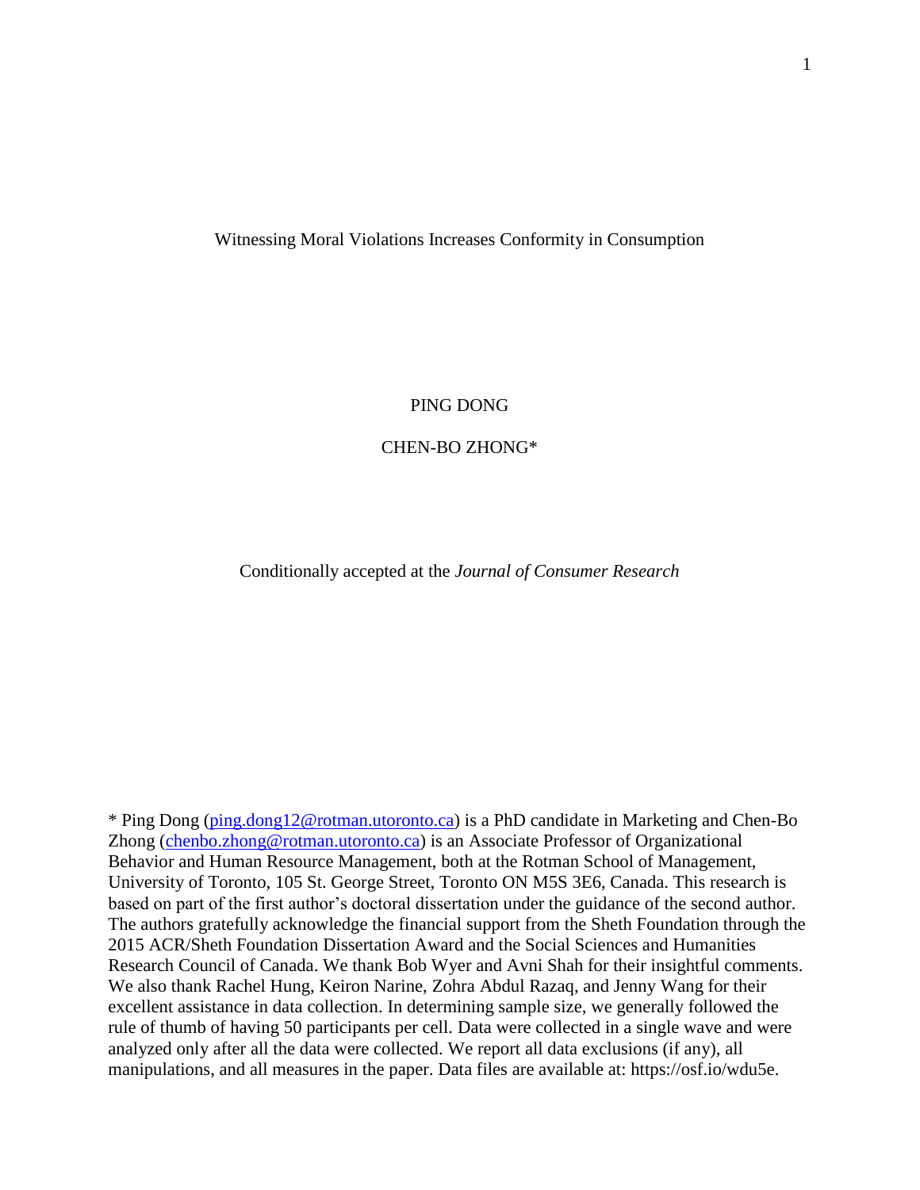# Witnessing Moral Violations Increases Conformity in Consumption

PING DONG

CHEN-BO ZHONG*

Conditionally accepted at the *Journal of Consumer Research*

* Ping Dong (ping.dong12@rotman.utoronto.ca) is a PhD candidate in Marketing and Chen-Bo Zhong (chenbo.zhong@rotman.utoronto.ca) is an Associate Professor of Organizational Behavior and Human Resource Management, both at the Rotman School of Management, University of Toronto, 105 St. George Street, Toronto ON M5S 3E6, Canada. This research is based on part of the first author's doctoral dissertation under the guidance of the second author. The authors gratefully acknowledge the financial support from the Sheth Foundation through the 2015 ACR/Sheth Foundation Dissertation Award and the Social Sciences and Humanities Research Council of Canada. We thank Bob Wyer and Avni Shah for their insightful comments. We also thank Rachel Hung, Keiron Narine, Zohra Abdul Razaq, and Jenny Wang for their excellent assistance in data collection. In determining sample size, we generally followed the rule of thumb of having 50 participants per cell. Data were collected in a single wave and were analyzed only after all the data were collected. We report all data exclusions (if any), all manipulations, and all measures in the paper. Data files are available at: https://osf.io/wdu5e.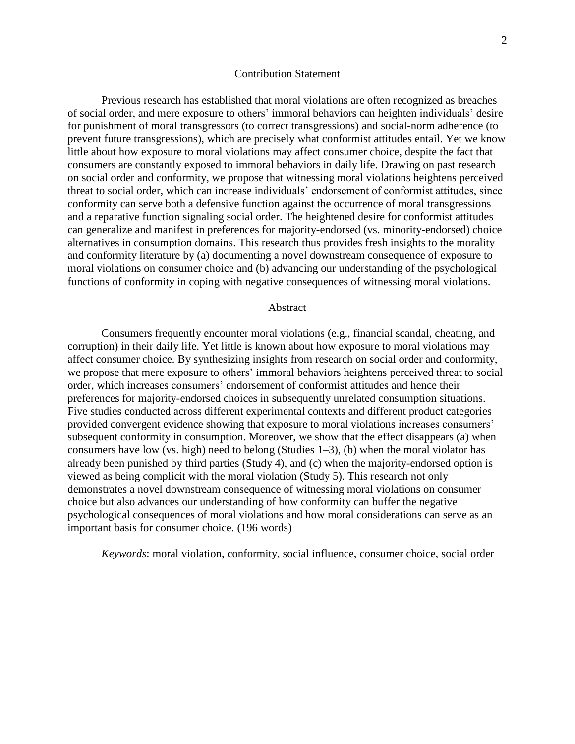## Contribution Statement

Previous research has established that moral violations are often recognized as breaches of social order, and mere exposure to others' immoral behaviors can heighten individuals' desire for punishment of moral transgressors (to correct transgressions) and social-norm adherence (to prevent future transgressions), which are precisely what conformist attitudes entail. Yet we know little about how exposure to moral violations may affect consumer choice, despite the fact that consumers are constantly exposed to immoral behaviors in daily life. Drawing on past research on social order and conformity, we propose that witnessing moral violations heightens perceived threat to social order, which can increase individuals' endorsement of conformist attitudes, since conformity can serve both a defensive function against the occurrence of moral transgressions and a reparative function signaling social order. The heightened desire for conformist attitudes can generalize and manifest in preferences for majority-endorsed (vs. minority-endorsed) choice alternatives in consumption domains. This research thus provides fresh insights to the morality and conformity literature by (a) documenting a novel downstream consequence of exposure to moral violations on consumer choice and (b) advancing our understanding of the psychological functions of conformity in coping with negative consequences of witnessing moral violations.

## Abstract

Consumers frequently encounter moral violations (e.g., financial scandal, cheating, and corruption) in their daily life. Yet little is known about how exposure to moral violations may affect consumer choice. By synthesizing insights from research on social order and conformity, we propose that mere exposure to others' immoral behaviors heightens perceived threat to social order, which increases consumers' endorsement of conformist attitudes and hence their preferences for majority-endorsed choices in subsequently unrelated consumption situations. Five studies conducted across different experimental contexts and different product categories provided convergent evidence showing that exposure to moral violations increases consumers' subsequent conformity in consumption. Moreover, we show that the effect disappears (a) when consumers have low (vs. high) need to belong (Studies 1–3), (b) when the moral violator has already been punished by third parties (Study 4), and (c) when the majority-endorsed option is viewed as being complicit with the moral violation (Study 5). This research not only demonstrates a novel downstream consequence of witnessing moral violations on consumer choice but also advances our understanding of how conformity can buffer the negative psychological consequences of moral violations and how moral considerations can serve as an important basis for consumer choice. (196 words)

*Keywords*: moral violation, conformity, social influence, consumer choice, social order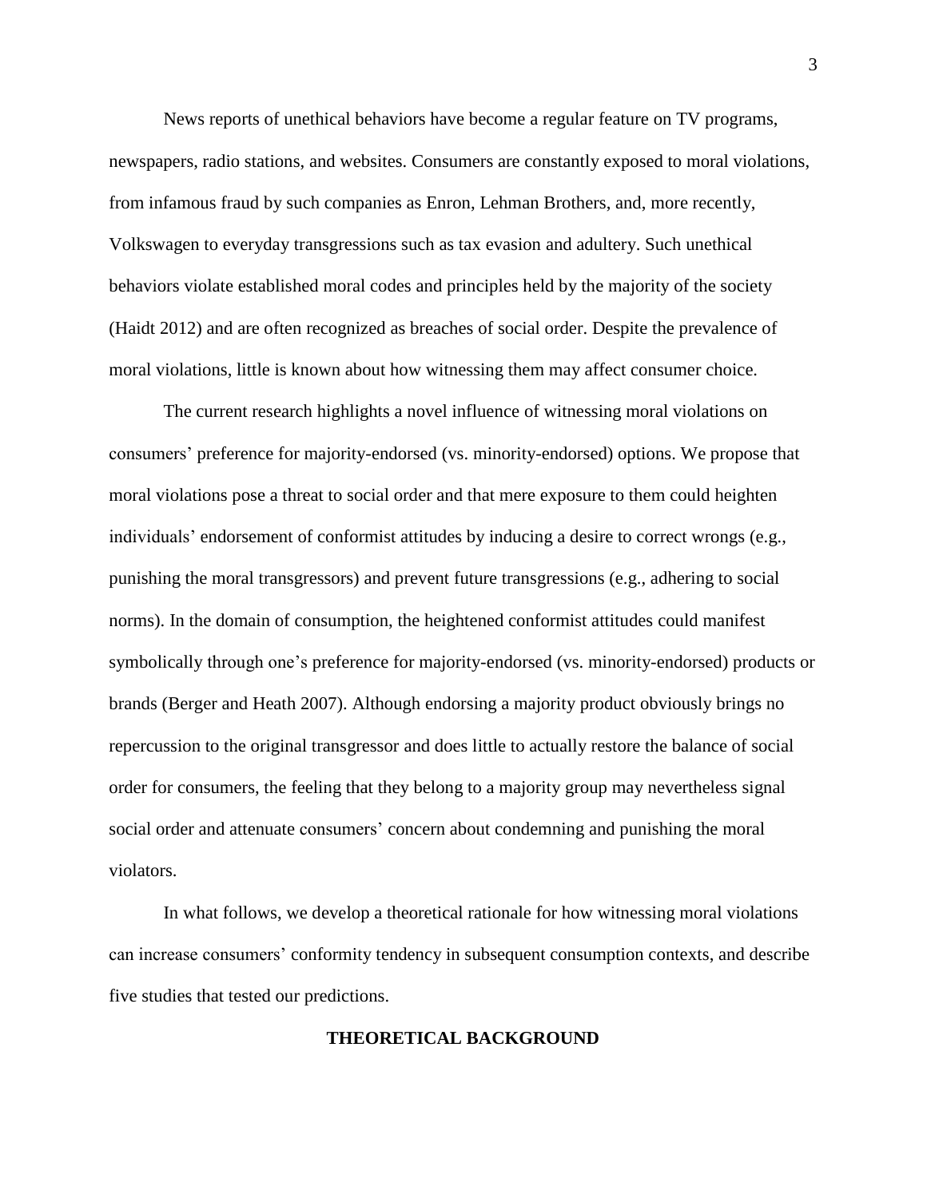News reports of unethical behaviors have become a regular feature on TV programs, newspapers, radio stations, and websites. Consumers are constantly exposed to moral violations, from infamous fraud by such companies as Enron, Lehman Brothers, and, more recently, Volkswagen to everyday transgressions such as tax evasion and adultery. Such unethical behaviors violate established moral codes and principles held by the majority of the society (Haidt 2012) and are often recognized as breaches of social order. Despite the prevalence of moral violations, little is known about how witnessing them may affect consumer choice.

The current research highlights a novel influence of witnessing moral violations on consumers' preference for majority-endorsed (vs. minority-endorsed) options. We propose that moral violations pose a threat to social order and that mere exposure to them could heighten individuals' endorsement of conformist attitudes by inducing a desire to correct wrongs (e.g., punishing the moral transgressors) and prevent future transgressions (e.g., adhering to social norms). In the domain of consumption, the heightened conformist attitudes could manifest symbolically through one's preference for majority-endorsed (vs. minority-endorsed) products or brands (Berger and Heath 2007). Although endorsing a majority product obviously brings no repercussion to the original transgressor and does little to actually restore the balance of social order for consumers, the feeling that they belong to a majority group may nevertheless signal social order and attenuate consumers' concern about condemning and punishing the moral violators.

In what follows, we develop a theoretical rationale for how witnessing moral violations can increase consumers' conformity tendency in subsequent consumption contexts, and describe five studies that tested our predictions.

## THEORETICAL BACKGROUND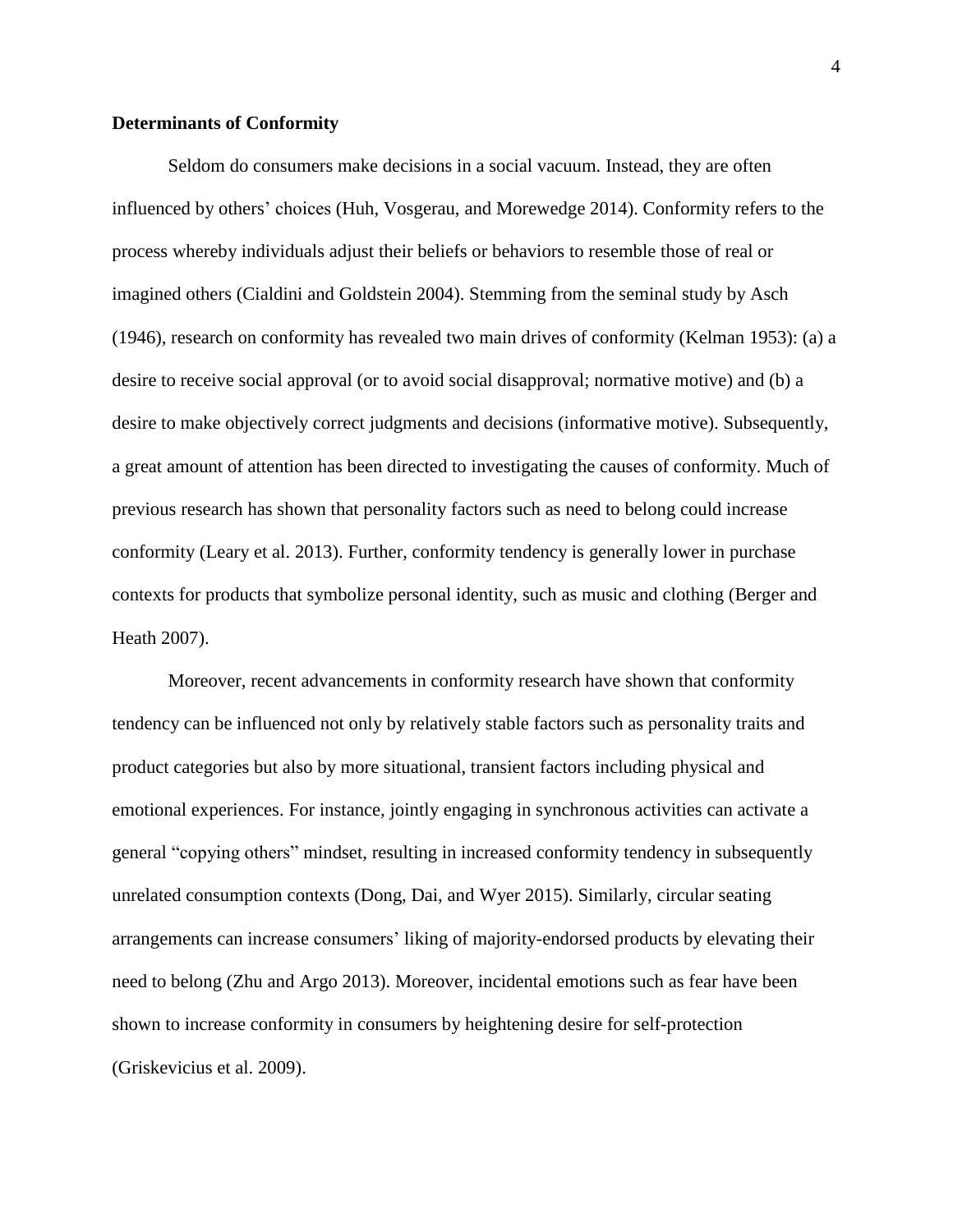**Determinants of Conformity**

Seldom do consumers make decisions in a social vacuum. Instead, they are often influenced by others' choices (Huh, Vosgerau, and Morewedge 2014). Conformity refers to the process whereby individuals adjust their beliefs or behaviors to resemble those of real or imagined others (Cialdini and Goldstein 2004). Stemming from the seminal study by Asch (1946), research on conformity has revealed two main drives of conformity (Kelman 1953): (a) a desire to receive social approval (or to avoid social disapproval; normative motive) and (b) a desire to make objectively correct judgments and decisions (informative motive). Subsequently, a great amount of attention has been directed to investigating the causes of conformity. Much of previous research has shown that personality factors such as need to belong could increase conformity (Leary et al. 2013). Further, conformity tendency is generally lower in purchase contexts for products that symbolize personal identity, such as music and clothing (Berger and Heath 2007).

Moreover, recent advancements in conformity research have shown that conformity tendency can be influenced not only by relatively stable factors such as personality traits and product categories but also by more situational, transient factors including physical and emotional experiences. For instance, jointly engaging in synchronous activities can activate a general "copying others" mindset, resulting in increased conformity tendency in subsequently unrelated consumption contexts (Dong, Dai, and Wyer 2015). Similarly, circular seating arrangements can increase consumers' liking of majority-endorsed products by elevating their need to belong (Zhu and Argo 2013). Moreover, incidental emotions such as fear have been shown to increase conformity in consumers by heightening desire for self-protection (Griskevicius et al. 2009).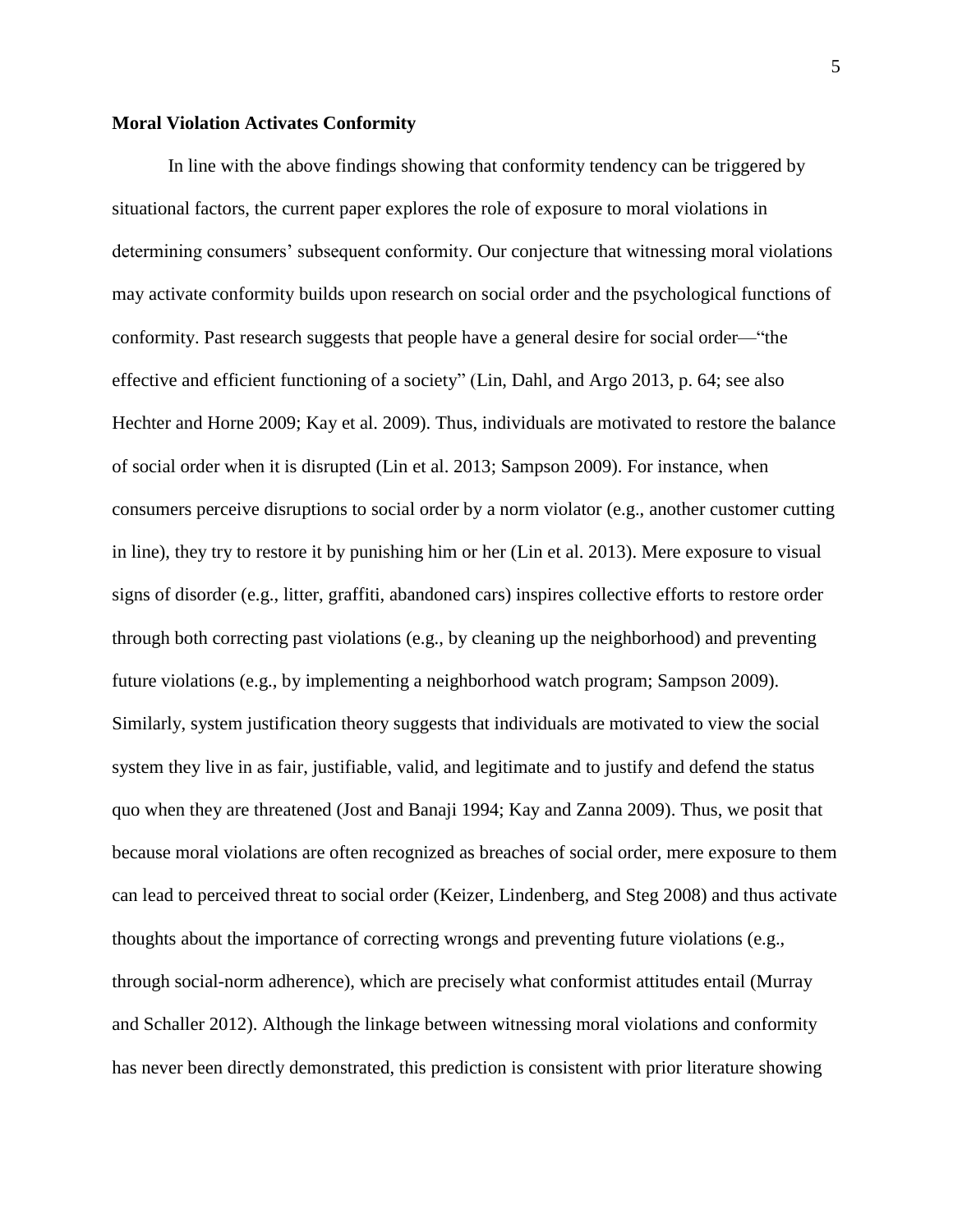**Moral Violation Activates Conformity**

In line with the above findings showing that conformity tendency can be triggered by situational factors, the current paper explores the role of exposure to moral violations in determining consumers' subsequent conformity. Our conjecture that witnessing moral violations may activate conformity builds upon research on social order and the psychological functions of conformity. Past research suggests that people have a general desire for social order—"the effective and efficient functioning of a society" (Lin, Dahl, and Argo 2013, p. 64; see also Hechter and Horne 2009; Kay et al. 2009). Thus, individuals are motivated to restore the balance of social order when it is disrupted (Lin et al. 2013; Sampson 2009). For instance, when consumers perceive disruptions to social order by a norm violator (e.g., another customer cutting in line), they try to restore it by punishing him or her (Lin et al. 2013). Mere exposure to visual signs of disorder (e.g., litter, graffiti, abandoned cars) inspires collective efforts to restore order through both correcting past violations (e.g., by cleaning up the neighborhood) and preventing future violations (e.g., by implementing a neighborhood watch program; Sampson 2009). Similarly, system justification theory suggests that individuals are motivated to view the social system they live in as fair, justifiable, valid, and legitimate and to justify and defend the status quo when they are threatened (Jost and Banaji 1994; Kay and Zanna 2009). Thus, we posit that because moral violations are often recognized as breaches of social order, mere exposure to them can lead to perceived threat to social order (Keizer, Lindenberg, and Steg 2008) and thus activate thoughts about the importance of correcting wrongs and preventing future violations (e.g., through social-norm adherence), which are precisely what conformist attitudes entail (Murray and Schaller 2012). Although the linkage between witnessing moral violations and conformity has never been directly demonstrated, this prediction is consistent with prior literature showing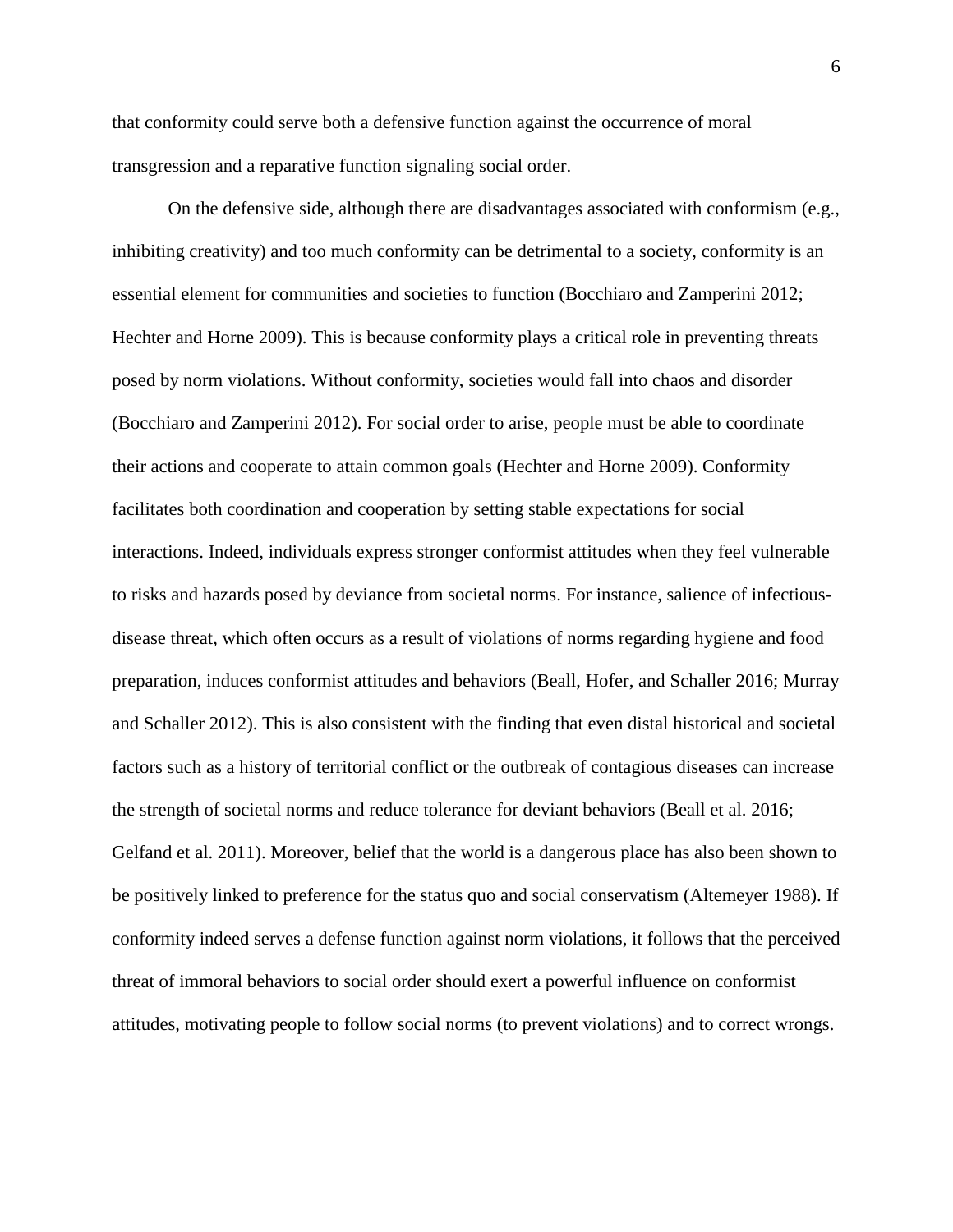that conformity could serve both a defensive function against the occurrence of moral transgression and a reparative function signaling social order.

On the defensive side, although there are disadvantages associated with conformism (e.g., inhibiting creativity) and too much conformity can be detrimental to a society, conformity is an essential element for communities and societies to function (Bocchiaro and Zamperini 2012; Hechter and Horne 2009). This is because conformity plays a critical role in preventing threats posed by norm violations. Without conformity, societies would fall into chaos and disorder (Bocchiaro and Zamperini 2012). For social order to arise, people must be able to coordinate their actions and cooperate to attain common goals (Hechter and Horne 2009). Conformity facilitates both coordination and cooperation by setting stable expectations for social interactions. Indeed, individuals express stronger conformist attitudes when they feel vulnerable to risks and hazards posed by deviance from societal norms. For instance, salience of infectious-disease threat, which often occurs as a result of violations of norms regarding hygiene and food preparation, induces conformist attitudes and behaviors (Beall, Hofer, and Schaller 2016; Murray and Schaller 2012). This is also consistent with the finding that even distal historical and societal factors such as a history of territorial conflict or the outbreak of contagious diseases can increase the strength of societal norms and reduce tolerance for deviant behaviors (Beall et al. 2016; Gelfand et al. 2011). Moreover, belief that the world is a dangerous place has also been shown to be positively linked to preference for the status quo and social conservatism (Altemeyer 1988). If conformity indeed serves a defense function against norm violations, it follows that the perceived threat of immoral behaviors to social order should exert a powerful influence on conformist attitudes, motivating people to follow social norms (to prevent violations) and to correct wrongs.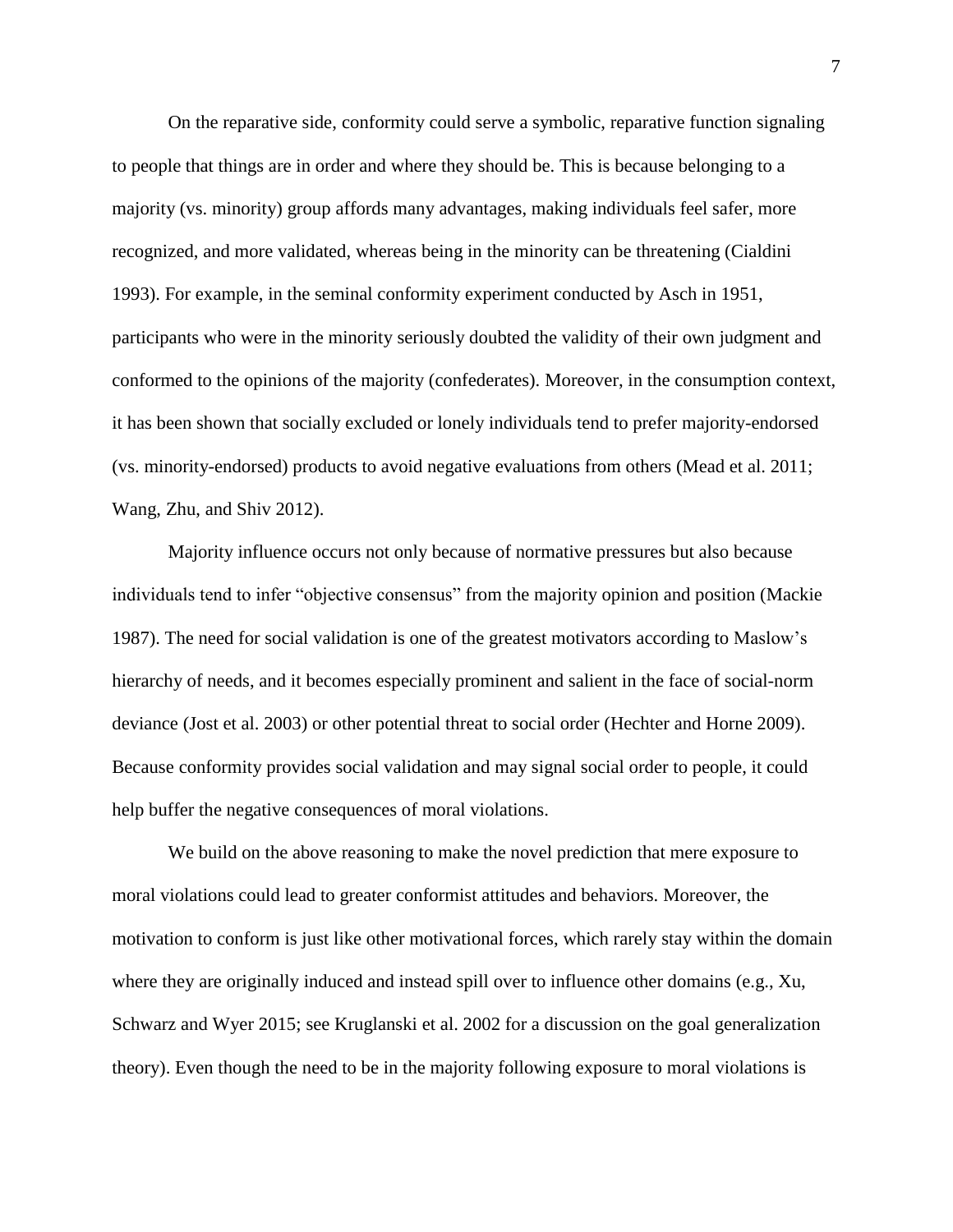On the reparative side, conformity could serve a symbolic, reparative function signaling to people that things are in order and where they should be. This is because belonging to a majority (vs. minority) group affords many advantages, making individuals feel safer, more recognized, and more validated, whereas being in the minority can be threatening (Cialdini 1993). For example, in the seminal conformity experiment conducted by Asch in 1951, participants who were in the minority seriously doubted the validity of their own judgment and conformed to the opinions of the majority (confederates). Moreover, in the consumption context, it has been shown that socially excluded or lonely individuals tend to prefer majority-endorsed (vs. minority-endorsed) products to avoid negative evaluations from others (Mead et al. 2011; Wang, Zhu, and Shiv 2012).

Majority influence occurs not only because of normative pressures but also because individuals tend to infer "objective consensus" from the majority opinion and position (Mackie 1987). The need for social validation is one of the greatest motivators according to Maslow's hierarchy of needs, and it becomes especially prominent and salient in the face of social-norm deviance (Jost et al. 2003) or other potential threat to social order (Hechter and Horne 2009). Because conformity provides social validation and may signal social order to people, it could help buffer the negative consequences of moral violations.

We build on the above reasoning to make the novel prediction that mere exposure to moral violations could lead to greater conformist attitudes and behaviors. Moreover, the motivation to conform is just like other motivational forces, which rarely stay within the domain where they are originally induced and instead spill over to influence other domains (e.g., Xu, Schwarz and Wyer 2015; see Kruglanski et al. 2002 for a discussion on the goal generalization theory). Even though the need to be in the majority following exposure to moral violations is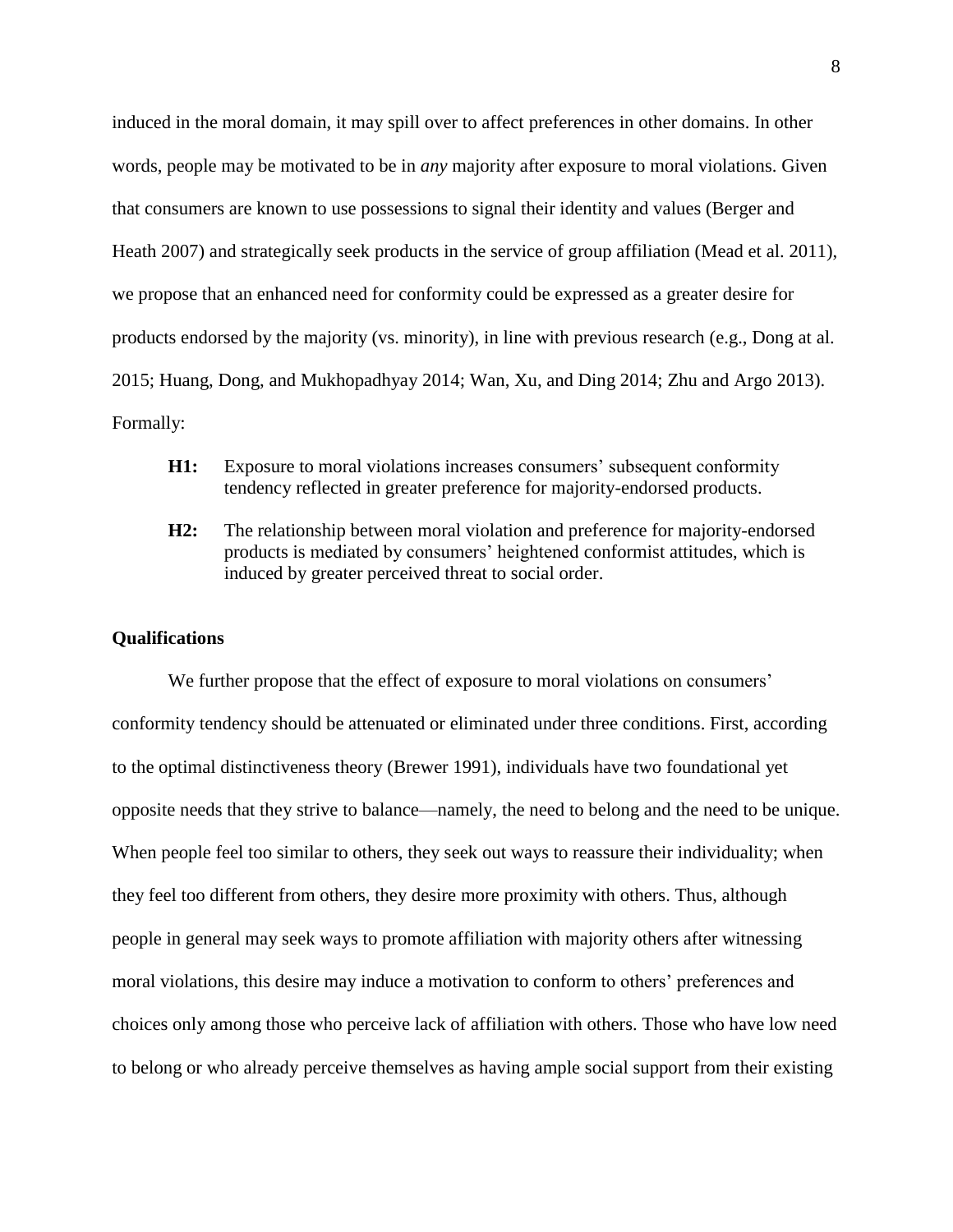induced in the moral domain, it may spill over to affect preferences in other domains. In other words, people may be motivated to be in *any* majority after exposure to moral violations. Given that consumers are known to use possessions to signal their identity and values (Berger and Heath 2007) and strategically seek products in the service of group affiliation (Mead et al. 2011), we propose that an enhanced need for conformity could be expressed as a greater desire for products endorsed by the majority (vs. minority), in line with previous research (e.g., Dong at al. 2015; Huang, Dong, and Mukhopadhyay 2014; Wan, Xu, and Ding 2014; Zhu and Argo 2013). Formally:

> **H1:** Exposure to moral violations increases consumers' subsequent conformity tendency reflected in greater preference for majority-endorsed products.
>
> **H2:** The relationship between moral violation and preference for majority-endorsed products is mediated by consumers' heightened conformist attitudes, which is induced by greater perceived threat to social order.

### Qualifications

We further propose that the effect of exposure to moral violations on consumers' conformity tendency should be attenuated or eliminated under three conditions. First, according to the optimal distinctiveness theory (Brewer 1991), individuals have two foundational yet opposite needs that they strive to balance—namely, the need to belong and the need to be unique. When people feel too similar to others, they seek out ways to reassure their individuality; when they feel too different from others, they desire more proximity with others. Thus, although people in general may seek ways to promote affiliation with majority others after witnessing moral violations, this desire may induce a motivation to conform to others' preferences and choices only among those who perceive lack of affiliation with others. Those who have low need to belong or who already perceive themselves as having ample social support from their existing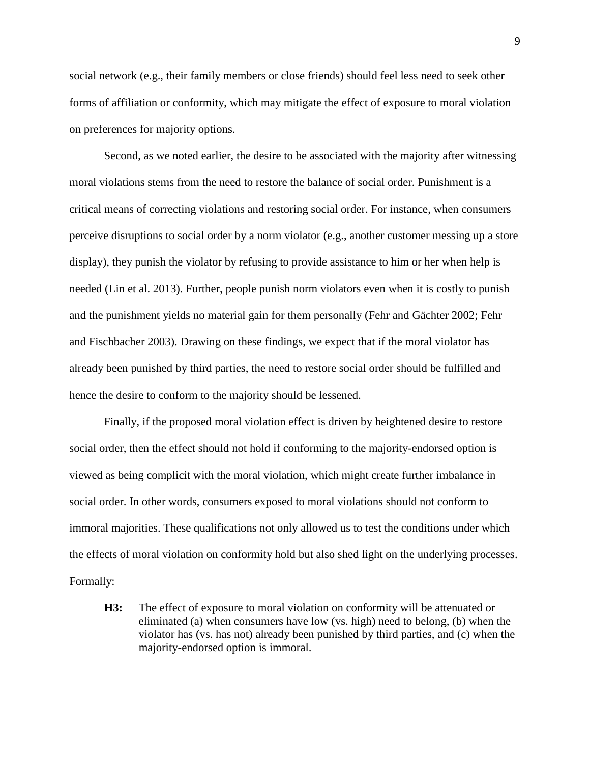social network (e.g., their family members or close friends) should feel less need to seek other forms of affiliation or conformity, which may mitigate the effect of exposure to moral violation on preferences for majority options.

Second, as we noted earlier, the desire to be associated with the majority after witnessing moral violations stems from the need to restore the balance of social order. Punishment is a critical means of correcting violations and restoring social order. For instance, when consumers perceive disruptions to social order by a norm violator (e.g., another customer messing up a store display), they punish the violator by refusing to provide assistance to him or her when help is needed (Lin et al. 2013). Further, people punish norm violators even when it is costly to punish and the punishment yields no material gain for them personally (Fehr and Gächter 2002; Fehr and Fischbacher 2003). Drawing on these findings, we expect that if the moral violator has already been punished by third parties, the need to restore social order should be fulfilled and hence the desire to conform to the majority should be lessened.

Finally, if the proposed moral violation effect is driven by heightened desire to restore social order, then the effect should not hold if conforming to the majority-endorsed option is viewed as being complicit with the moral violation, which might create further imbalance in social order. In other words, consumers exposed to moral violations should not conform to immoral majorities. These qualifications not only allowed us to test the conditions under which the effects of moral violation on conformity hold but also shed light on the underlying processes. Formally:

> **H3:** The effect of exposure to moral violation on conformity will be attenuated or eliminated (a) when consumers have low (vs. high) need to belong, (b) when the violator has (vs. has not) already been punished by third parties, and (c) when the majority-endorsed option is immoral.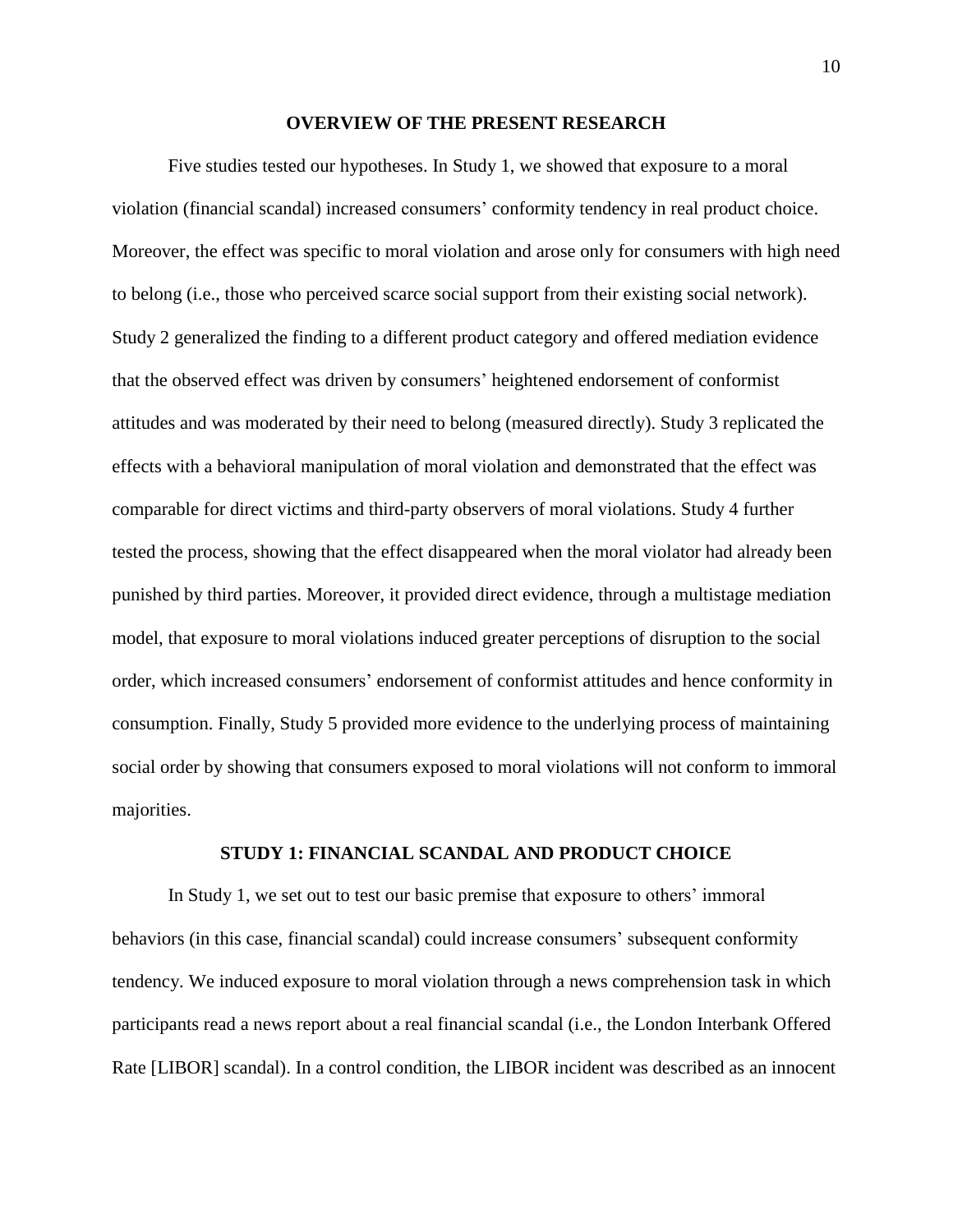## OVERVIEW OF THE PRESENT RESEARCH

Five studies tested our hypotheses. In Study 1, we showed that exposure to a moral violation (financial scandal) increased consumers' conformity tendency in real product choice. Moreover, the effect was specific to moral violation and arose only for consumers with high need to belong (i.e., those who perceived scarce social support from their existing social network). Study 2 generalized the finding to a different product category and offered mediation evidence that the observed effect was driven by consumers' heightened endorsement of conformist attitudes and was moderated by their need to belong (measured directly). Study 3 replicated the effects with a behavioral manipulation of moral violation and demonstrated that the effect was comparable for direct victims and third-party observers of moral violations. Study 4 further tested the process, showing that the effect disappeared when the moral violator had already been punished by third parties. Moreover, it provided direct evidence, through a multistage mediation model, that exposure to moral violations induced greater perceptions of disruption to the social order, which increased consumers' endorsement of conformist attitudes and hence conformity in consumption. Finally, Study 5 provided more evidence to the underlying process of maintaining social order by showing that consumers exposed to moral violations will not conform to immoral majorities.

## STUDY 1: FINANCIAL SCANDAL AND PRODUCT CHOICE

In Study 1, we set out to test our basic premise that exposure to others' immoral behaviors (in this case, financial scandal) could increase consumers' subsequent conformity tendency. We induced exposure to moral violation through a news comprehension task in which participants read a news report about a real financial scandal (i.e., the London Interbank Offered Rate [LIBOR] scandal). In a control condition, the LIBOR incident was described as an innocent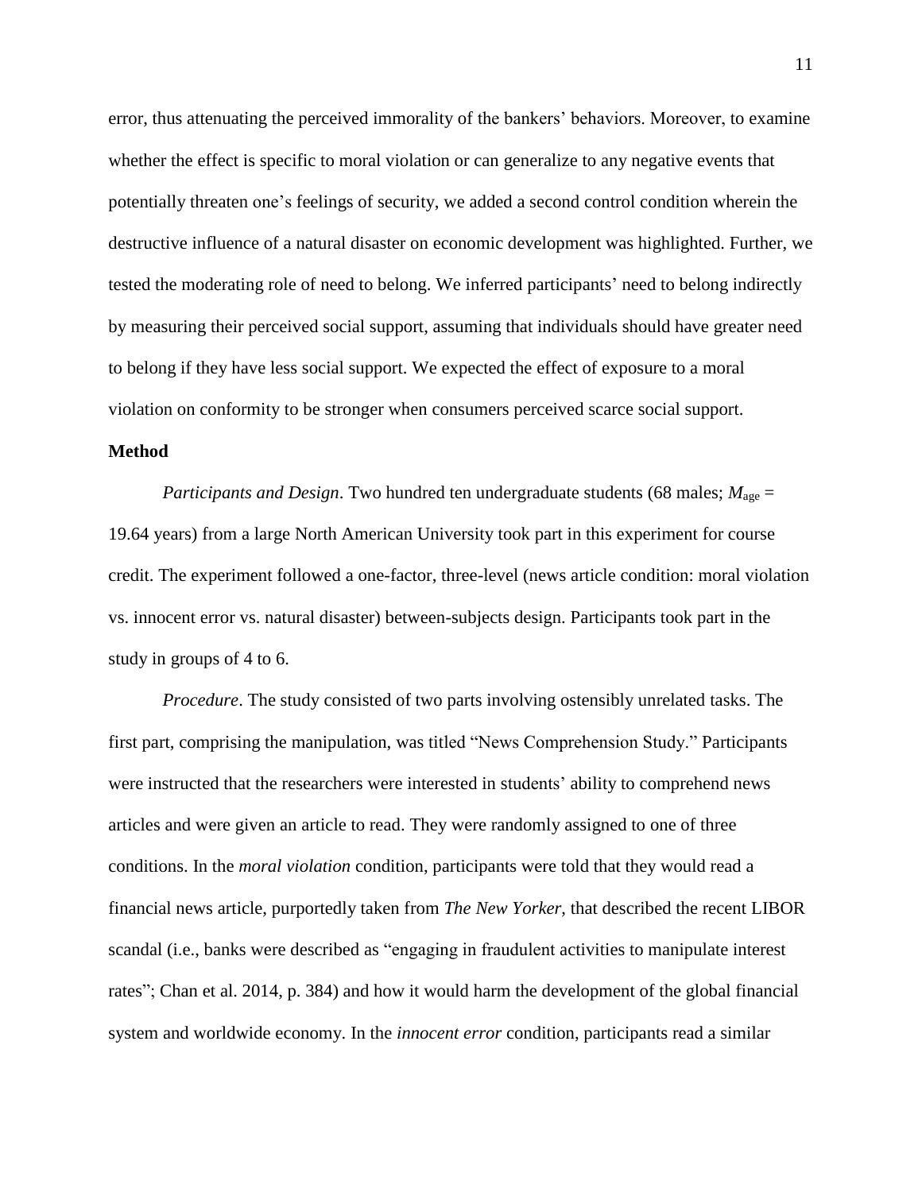error, thus attenuating the perceived immorality of the bankers' behaviors. Moreover, to examine whether the effect is specific to moral violation or can generalize to any negative events that potentially threaten one's feelings of security, we added a second control condition wherein the destructive influence of a natural disaster on economic development was highlighted. Further, we tested the moderating role of need to belong. We inferred participants' need to belong indirectly by measuring their perceived social support, assuming that individuals should have greater need to belong if they have less social support. We expected the effect of exposure to a moral violation on conformity to be stronger when consumers perceived scarce social support.

**Method**

*Participants and Design*. Two hundred ten undergraduate students (68 males; $M_{\text{age}}$ = 19.64 years) from a large North American University took part in this experiment for course credit. The experiment followed a one-factor, three-level (news article condition: moral violation vs. innocent error vs. natural disaster) between-subjects design. Participants took part in the study in groups of 4 to 6.

*Procedure*. The study consisted of two parts involving ostensibly unrelated tasks. The first part, comprising the manipulation, was titled "News Comprehension Study." Participants were instructed that the researchers were interested in students' ability to comprehend news articles and were given an article to read. They were randomly assigned to one of three conditions. In the *moral violation* condition, participants were told that they would read a financial news article, purportedly taken from *The New Yorker*, that described the recent LIBOR scandal (i.e., banks were described as "engaging in fraudulent activities to manipulate interest rates"; Chan et al. 2014, p. 384) and how it would harm the development of the global financial system and worldwide economy. In the *innocent error* condition, participants read a similar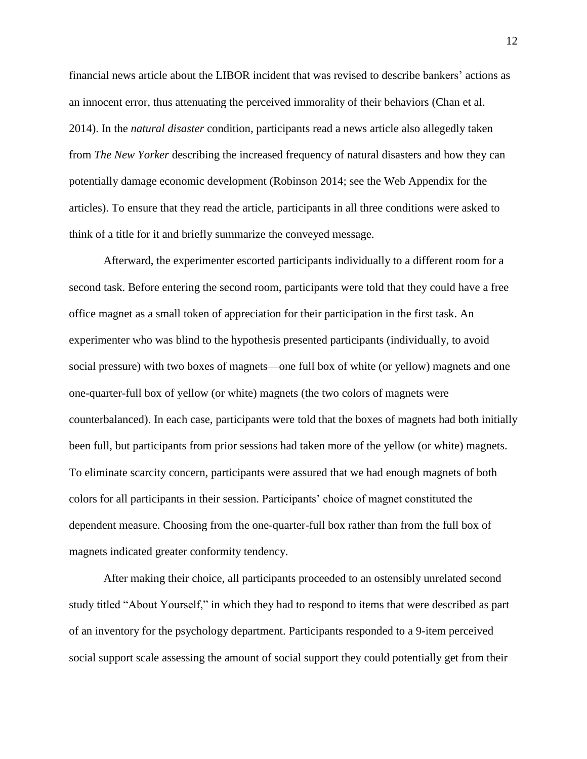financial news article about the LIBOR incident that was revised to describe bankers' actions as an innocent error, thus attenuating the perceived immorality of their behaviors (Chan et al. 2014). In the *natural disaster* condition, participants read a news article also allegedly taken from *The New Yorker* describing the increased frequency of natural disasters and how they can potentially damage economic development (Robinson 2014; see the Web Appendix for the articles). To ensure that they read the article, participants in all three conditions were asked to think of a title for it and briefly summarize the conveyed message.

Afterward, the experimenter escorted participants individually to a different room for a second task. Before entering the second room, participants were told that they could have a free office magnet as a small token of appreciation for their participation in the first task. An experimenter who was blind to the hypothesis presented participants (individually, to avoid social pressure) with two boxes of magnets—one full box of white (or yellow) magnets and one one-quarter-full box of yellow (or white) magnets (the two colors of magnets were counterbalanced). In each case, participants were told that the boxes of magnets had both initially been full, but participants from prior sessions had taken more of the yellow (or white) magnets. To eliminate scarcity concern, participants were assured that we had enough magnets of both colors for all participants in their session. Participants' choice of magnet constituted the dependent measure. Choosing from the one-quarter-full box rather than from the full box of magnets indicated greater conformity tendency.

After making their choice, all participants proceeded to an ostensibly unrelated second study titled "About Yourself," in which they had to respond to items that were described as part of an inventory for the psychology department. Participants responded to a 9-item perceived social support scale assessing the amount of social support they could potentially get from their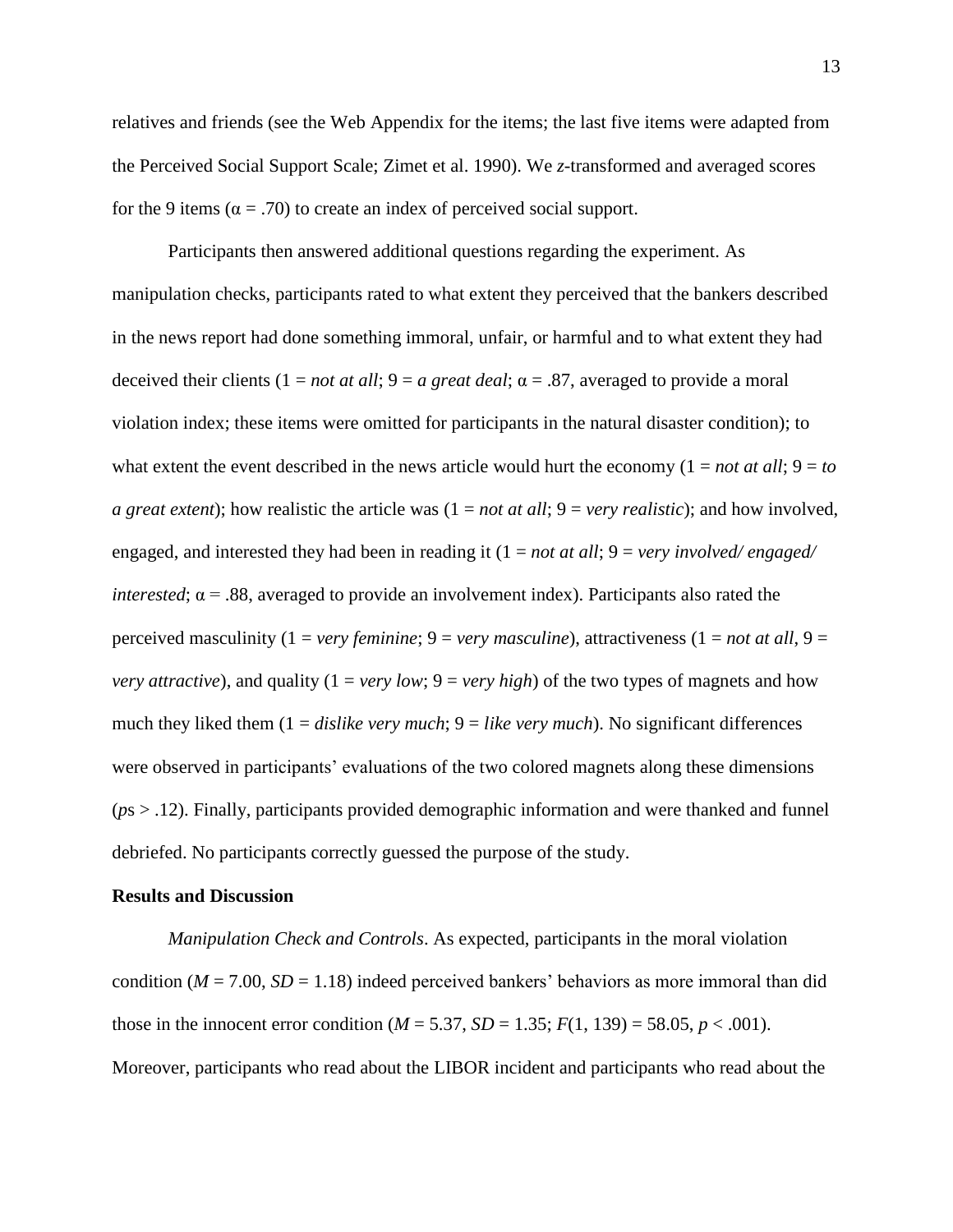relatives and friends (see the Web Appendix for the items; the last five items were adapted from the Perceived Social Support Scale; Zimet et al. 1990). We *z*-transformed and averaged scores for the 9 items ($\alpha = .70$) to create an index of perceived social support.

Participants then answered additional questions regarding the experiment. As manipulation checks, participants rated to what extent they perceived that the bankers described in the news report had done something immoral, unfair, or harmful and to what extent they had deceived their clients (1 = *not at all*; 9 = *a great deal*; $\alpha = .87$, averaged to provide a moral violation index; these items were omitted for participants in the natural disaster condition); to what extent the event described in the news article would hurt the economy (1 = *not at all*; 9 = *to a great extent*); how realistic the article was (1 = *not at all*; 9 = *very realistic*); and how involved, engaged, and interested they had been in reading it (1 = *not at all*; 9 = *very involved/ engaged/ interested*; $\alpha = .88$, averaged to provide an involvement index). Participants also rated the perceived masculinity (1 = *very feminine*; 9 = *very masculine*), attractiveness (1 = *not at all*, 9 = *very attractive*), and quality (1 = *very low*; 9 = *very high*) of the two types of magnets and how much they liked them (1 = *dislike very much*; 9 = *like very much*). No significant differences were observed in participants' evaluations of the two colored magnets along these dimensions ($ps > .12$). Finally, participants provided demographic information and were thanked and funnel debriefed. No participants correctly guessed the purpose of the study.

**Results and Discussion**

*Manipulation Check and Controls*. As expected, participants in the moral violation condition ($M = 7.00$, $SD = 1.18$) indeed perceived bankers' behaviors as more immoral than did those in the innocent error condition ($M = 5.37$, $SD = 1.35$; $F(1, 139) = 58.05$, $p < .001$). Moreover, participants who read about the LIBOR incident and participants who read about the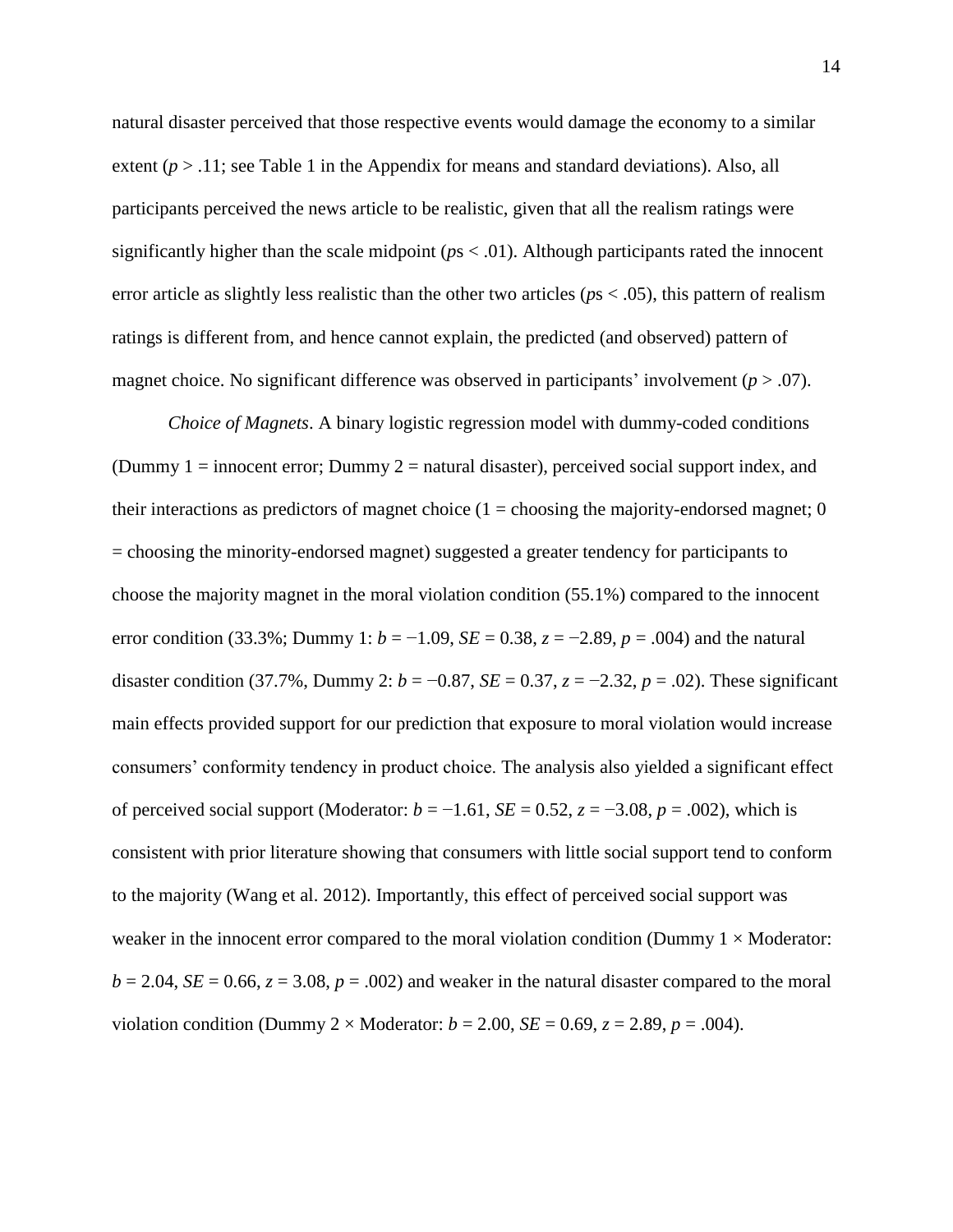natural disaster perceived that those respective events would damage the economy to a similar extent ($p > .11$; see Table 1 in the Appendix for means and standard deviations). Also, all participants perceived the news article to be realistic, given that all the realism ratings were significantly higher than the scale midpoint ($p$s $< .01$). Although participants rated the innocent error article as slightly less realistic than the other two articles ($p$s $< .05$), this pattern of realism ratings is different from, and hence cannot explain, the predicted (and observed) pattern of magnet choice. No significant difference was observed in participants' involvement ($p > .07$).

*Choice of Magnets*. A binary logistic regression model with dummy-coded conditions (Dummy 1 = innocent error; Dummy 2 = natural disaster), perceived social support index, and their interactions as predictors of magnet choice (1 = choosing the majority-endorsed magnet; 0 = choosing the minority-endorsed magnet) suggested a greater tendency for participants to choose the majority magnet in the moral violation condition (55.1%) compared to the innocent error condition (33.3%; Dummy 1: $b = -1.09$, $SE = 0.38$, $z = -2.89$, $p = .004$) and the natural disaster condition (37.7%, Dummy 2: $b = -0.87$, $SE = 0.37$, $z = -2.32$, $p = .02$). These significant main effects provided support for our prediction that exposure to moral violation would increase consumers' conformity tendency in product choice. The analysis also yielded a significant effect of perceived social support (Moderator: $b = -1.61$, $SE = 0.52$, $z = -3.08$, $p = .002$), which is consistent with prior literature showing that consumers with little social support tend to conform to the majority (Wang et al. 2012). Importantly, this effect of perceived social support was weaker in the innocent error compared to the moral violation condition (Dummy 1 × Moderator: $b = 2.04$, $SE = 0.66$, $z = 3.08$, $p = .002$) and weaker in the natural disaster compared to the moral violation condition (Dummy 2 × Moderator: $b = 2.00$, $SE = 0.69$, $z = 2.89$, $p = .004$).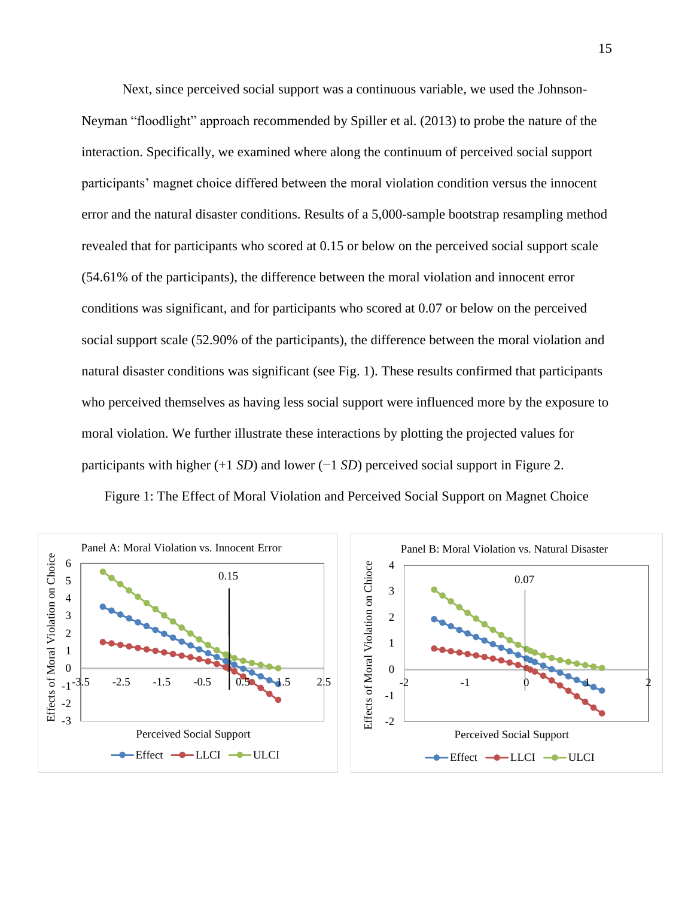Next, since perceived social support was a continuous variable, we used the Johnson-Neyman "floodlight" approach recommended by Spiller et al. (2013) to probe the nature of the interaction. Specifically, we examined where along the continuum of perceived social support participants' magnet choice differed between the moral violation condition versus the innocent error and the natural disaster conditions. Results of a 5,000-sample bootstrap resampling method revealed that for participants who scored at 0.15 or below on the perceived social support scale (54.61% of the participants), the difference between the moral violation and innocent error conditions was significant, and for participants who scored at 0.07 or below on the perceived social support scale (52.90% of the participants), the difference between the moral violation and natural disaster conditions was significant (see Fig. 1). These results confirmed that participants who perceived themselves as having less social support were influenced more by the exposure to moral violation. We further illustrate these interactions by plotting the projected values for participants with higher (+1 *SD*) and lower (−1 *SD*) perceived social support in Figure 2.

Figure 1: The Effect of Moral Violation and Perceived Social Support on Magnet Choice

Panel A: Moral Violation vs. Innocent Error

Effects of Moral Violation on Choice

6
5
4
3
2
1
0
-1
-2
-3

-3.5 -2.5 -1.5 -0.5 0.5 1.5 2.5

0.15

Perceived Social Support

Effect LLCI ULCI

Panel B: Moral Violation vs. Natural Disaster

Effects of Moral Violation on Chioce

4
3
2
1
0
-1
-2

-2 -1 0 1 2

0.07

Perceived Social Support

Effect LLCI ULCI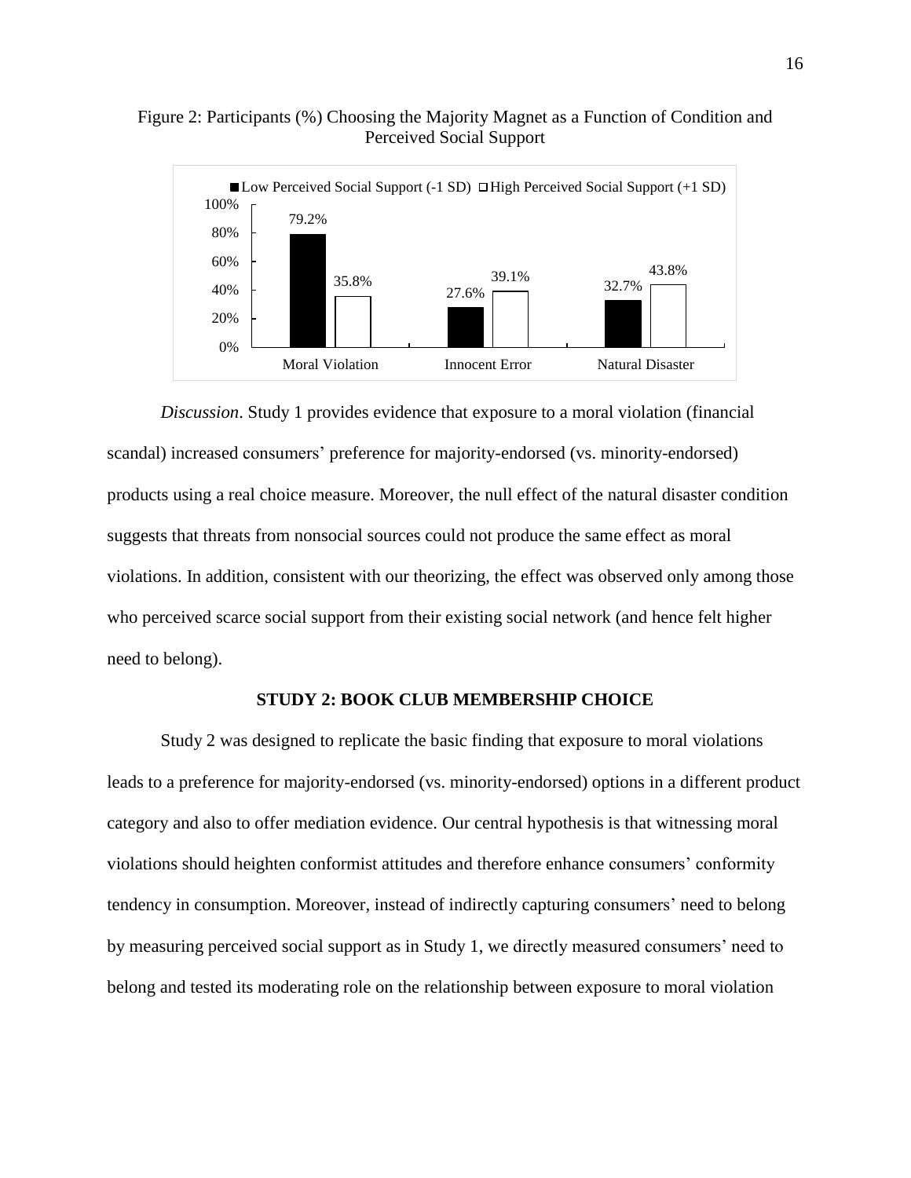Figure 2: Participants (%) Choosing the Majority Magnet as a Function of Condition and Perceived Social Support

■ Low Perceived Social Support (-1 SD) □ High Perceived Social Support (+1 SD)

100%
80%
60%
40%
20%
0%

79.2%
35.8%
27.6%
39.1%
32.7%
43.8%

Moral Violation
Innocent Error
Natural Disaster

*Discussion*. Study 1 provides evidence that exposure to a moral violation (financial scandal) increased consumers' preference for majority-endorsed (vs. minority-endorsed) products using a real choice measure. Moreover, the null effect of the natural disaster condition suggests that threats from nonsocial sources could not produce the same effect as moral violations. In addition, consistent with our theorizing, the effect was observed only among those who perceived scarce social support from their existing social network (and hence felt higher need to belong).

## STUDY 2: BOOK CLUB MEMBERSHIP CHOICE

Study 2 was designed to replicate the basic finding that exposure to moral violations leads to a preference for majority-endorsed (vs. minority-endorsed) options in a different product category and also to offer mediation evidence. Our central hypothesis is that witnessing moral violations should heighten conformist attitudes and therefore enhance consumers' conformity tendency in consumption. Moreover, instead of indirectly capturing consumers' need to belong by measuring perceived social support as in Study 1, we directly measured consumers' need to belong and tested its moderating role on the relationship between exposure to moral violation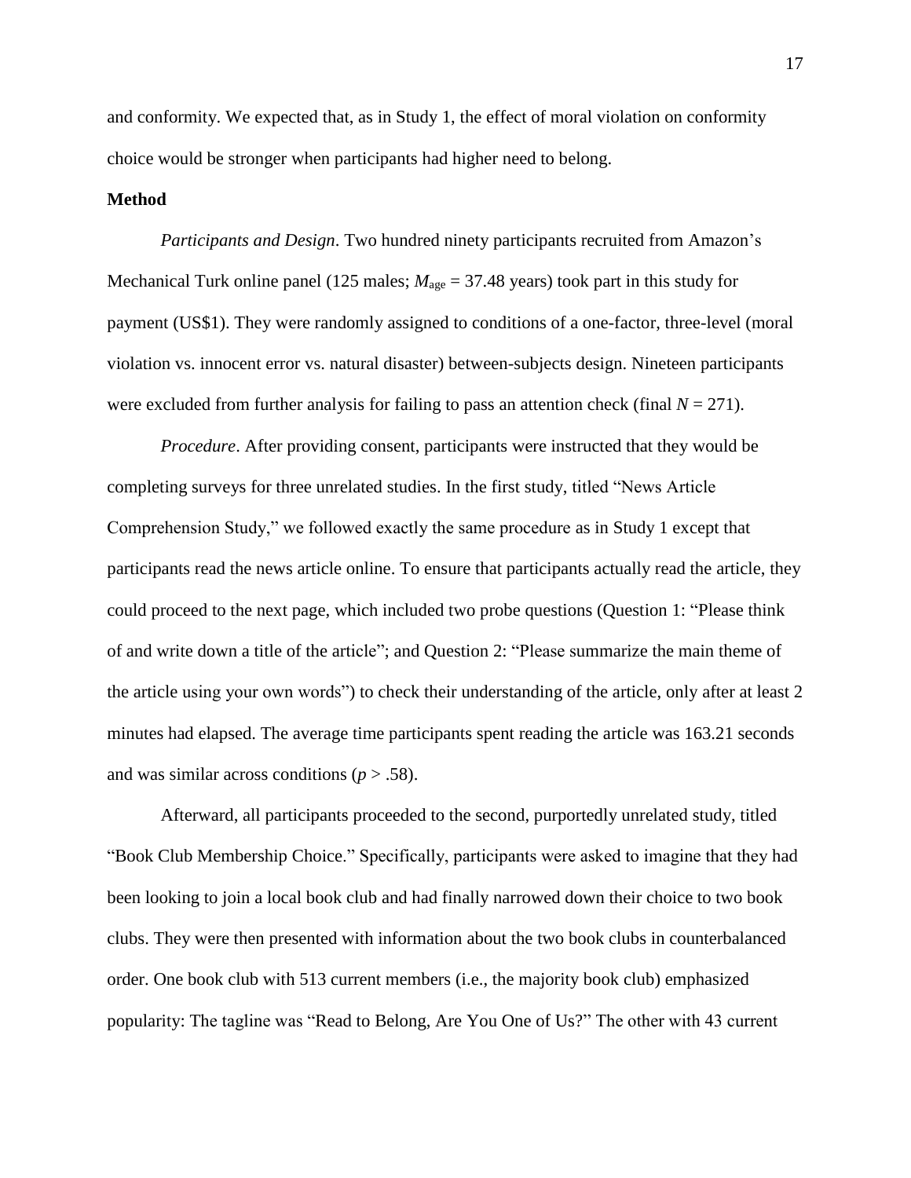and conformity. We expected that, as in Study 1, the effect of moral violation on conformity choice would be stronger when participants had higher need to belong.

**Method**

*Participants and Design*. Two hundred ninety participants recruited from Amazon's Mechanical Turk online panel (125 males; $M_{\text{age}}$ = 37.48 years) took part in this study for payment (US$1). They were randomly assigned to conditions of a one-factor, three-level (moral violation vs. innocent error vs. natural disaster) between-subjects design. Nineteen participants were excluded from further analysis for failing to pass an attention check (final $N$ = 271).

*Procedure*. After providing consent, participants were instructed that they would be completing surveys for three unrelated studies. In the first study, titled "News Article Comprehension Study," we followed exactly the same procedure as in Study 1 except that participants read the news article online. To ensure that participants actually read the article, they could proceed to the next page, which included two probe questions (Question 1: "Please think of and write down a title of the article"; and Question 2: "Please summarize the main theme of the article using your own words") to check their understanding of the article, only after at least 2 minutes had elapsed. The average time participants spent reading the article was 163.21 seconds and was similar across conditions ($p$ > .58).

Afterward, all participants proceeded to the second, purportedly unrelated study, titled "Book Club Membership Choice." Specifically, participants were asked to imagine that they had been looking to join a local book club and had finally narrowed down their choice to two book clubs. They were then presented with information about the two book clubs in counterbalanced order. One book club with 513 current members (i.e., the majority book club) emphasized popularity: The tagline was "Read to Belong, Are You One of Us?" The other with 43 current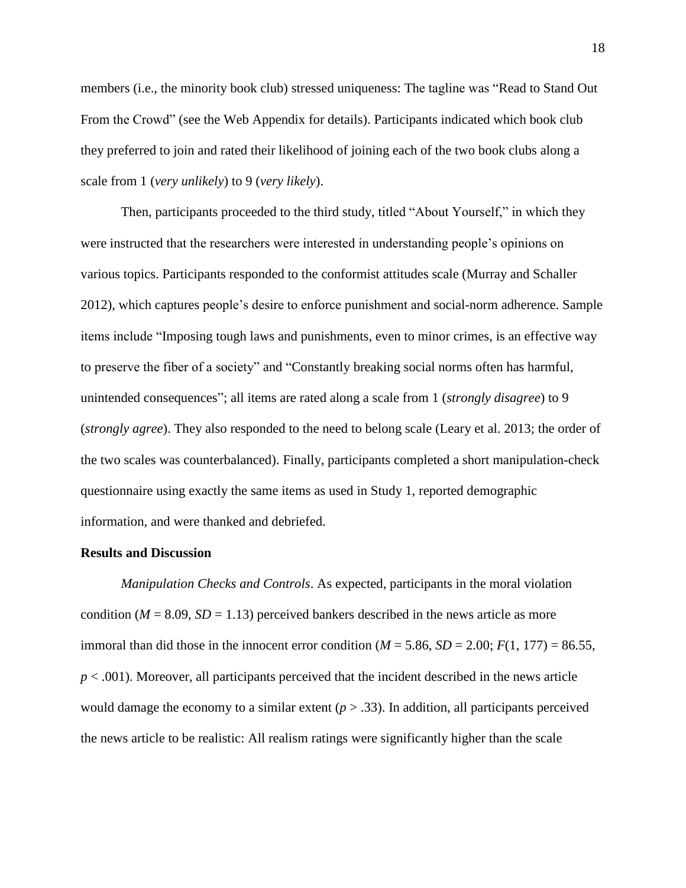members (i.e., the minority book club) stressed uniqueness: The tagline was "Read to Stand Out From the Crowd" (see the Web Appendix for details). Participants indicated which book club they preferred to join and rated their likelihood of joining each of the two book clubs along a scale from 1 (*very unlikely*) to 9 (*very likely*).

Then, participants proceeded to the third study, titled "About Yourself," in which they were instructed that the researchers were interested in understanding people's opinions on various topics. Participants responded to the conformist attitudes scale (Murray and Schaller 2012), which captures people's desire to enforce punishment and social-norm adherence. Sample items include "Imposing tough laws and punishments, even to minor crimes, is an effective way to preserve the fiber of a society" and "Constantly breaking social norms often has harmful, unintended consequences"; all items are rated along a scale from 1 (*strongly disagree*) to 9 (*strongly agree*). They also responded to the need to belong scale (Leary et al. 2013; the order of the two scales was counterbalanced). Finally, participants completed a short manipulation-check questionnaire using exactly the same items as used in Study 1, reported demographic information, and were thanked and debriefed.

**Results and Discussion**

*Manipulation Checks and Controls*. As expected, participants in the moral violation condition ($M = 8.09$, $SD = 1.13$) perceived bankers described in the news article as more immoral than did those in the innocent error condition ($M = 5.86$, $SD = 2.00$; $F(1, 177) = 86.55$, $p < .001$). Moreover, all participants perceived that the incident described in the news article would damage the economy to a similar extent ($p > .33$). In addition, all participants perceived the news article to be realistic: All realism ratings were significantly higher than the scale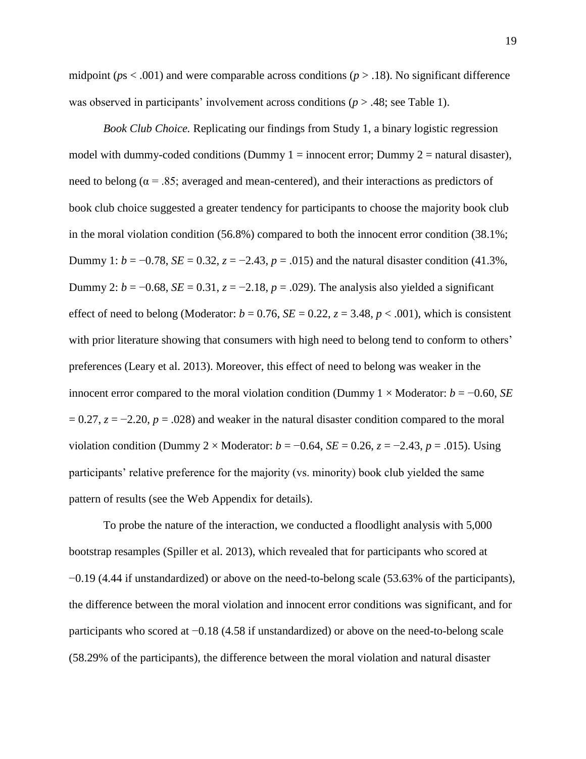midpoint ($p$s < .001) and were comparable across conditions ($p$ > .18). No significant difference was observed in participants' involvement across conditions ($p$ > .48; see Table 1).

*Book Club Choice.* Replicating our findings from Study 1, a binary logistic regression model with dummy-coded conditions (Dummy 1 = innocent error; Dummy 2 = natural disaster), need to belong ($\alpha$ = .85; averaged and mean-centered), and their interactions as predictors of book club choice suggested a greater tendency for participants to choose the majority book club in the moral violation condition (56.8%) compared to both the innocent error condition (38.1%; Dummy 1: $b$ = −0.78, $SE$ = 0.32, $z$ = −2.43, $p$ = .015) and the natural disaster condition (41.3%, Dummy 2: $b$ = −0.68, $SE$ = 0.31, $z$ = −2.18, $p$ = .029). The analysis also yielded a significant effect of need to belong (Moderator: $b$ = 0.76, $SE$ = 0.22, $z$ = 3.48, $p$ < .001), which is consistent with prior literature showing that consumers with high need to belong tend to conform to others' preferences (Leary et al. 2013). Moreover, this effect of need to belong was weaker in the innocent error compared to the moral violation condition (Dummy 1 × Moderator: $b$ = −0.60, $SE$ = 0.27, $z$ = −2.20, $p$ = .028) and weaker in the natural disaster condition compared to the moral violation condition (Dummy 2 × Moderator: $b$ = −0.64, $SE$ = 0.26, $z$ = −2.43, $p$ = .015). Using participants' relative preference for the majority (vs. minority) book club yielded the same pattern of results (see the Web Appendix for details).

To probe the nature of the interaction, we conducted a floodlight analysis with 5,000 bootstrap resamples (Spiller et al. 2013), which revealed that for participants who scored at −0.19 (4.44 if unstandardized) or above on the need-to-belong scale (53.63% of the participants), the difference between the moral violation and innocent error conditions was significant, and for participants who scored at −0.18 (4.58 if unstandardized) or above on the need-to-belong scale (58.29% of the participants), the difference between the moral violation and natural disaster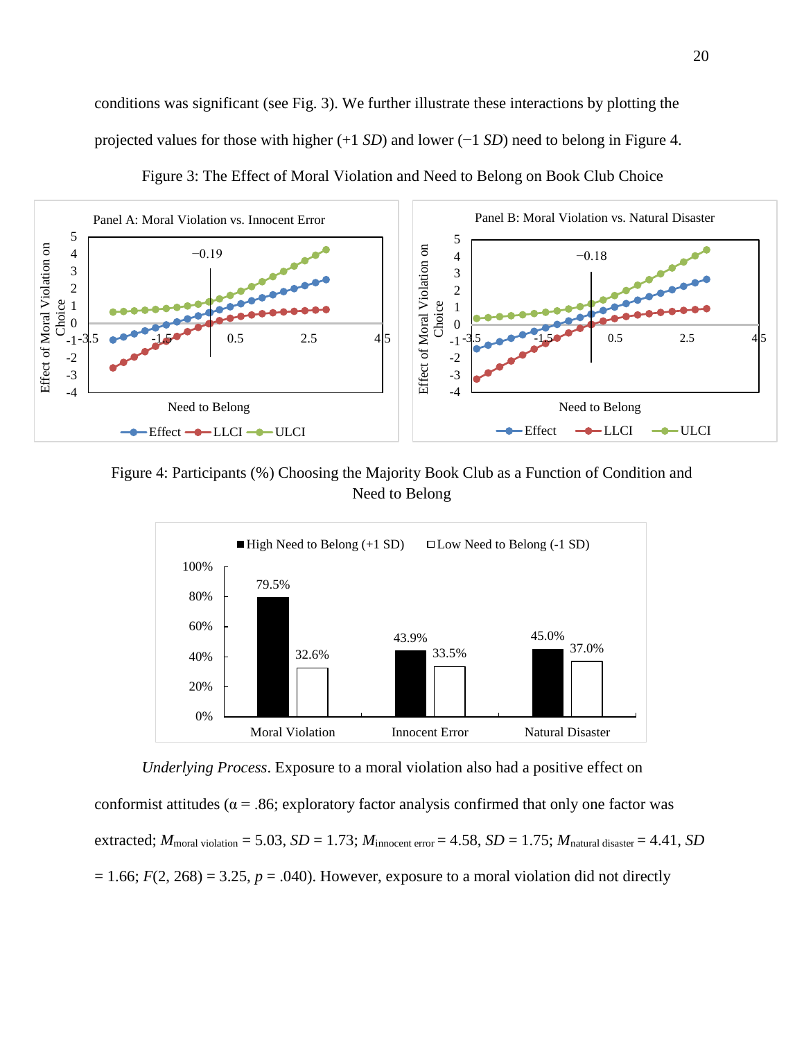conditions was significant (see Fig. 3). We further illustrate these interactions by plotting the projected values for those with higher (+1 *SD*) and lower (−1 *SD*) need to belong in Figure 4.

Figure 3: The Effect of Moral Violation and Need to Belong on Book Club Choice

Panel A: Moral Violation vs. Innocent Error

Effect of Moral Violation on Choice

5
4
3
2
1
0
-1
-2
-3
-4

−0.19

-3.5
-1.5
0.5
2.5
4.5

Need to Belong

Effect
LLCI
ULCI

Panel B: Moral Violation vs. Natural Disaster

Effect of Moral Violation on Choice

5
4
3
2
1
0
-1
-2
-3
-4

−0.18

-3.5
-1.5
0.5
2.5
4.5

Need to Belong

Effect
LLCI
ULCI

Figure 4: Participants (%) Choosing the Majority Book Club as a Function of Condition and Need to Belong

High Need to Belong (+1 SD)
Low Need to Belong (-1 SD)

100%
80%
60%
40%
20%
0%

79.5%
32.6%
43.9%
33.5%
45.0%
37.0%

Moral Violation
Innocent Error
Natural Disaster

*Underlying Process*. Exposure to a moral violation also had a positive effect on conformist attitudes ($\alpha$ = .86; exploratory factor analysis confirmed that only one factor was extracted; $M_{\text{moral violation}}$ = 5.03, $SD$ = 1.73; $M_{\text{innocent error}}$ = 4.58, $SD$ = 1.75; $M_{\text{natural disaster}}$ = 4.41, $SD$ = 1.66; $F(2, 268)$ = 3.25, $p$ = .040). However, exposure to a moral violation did not directly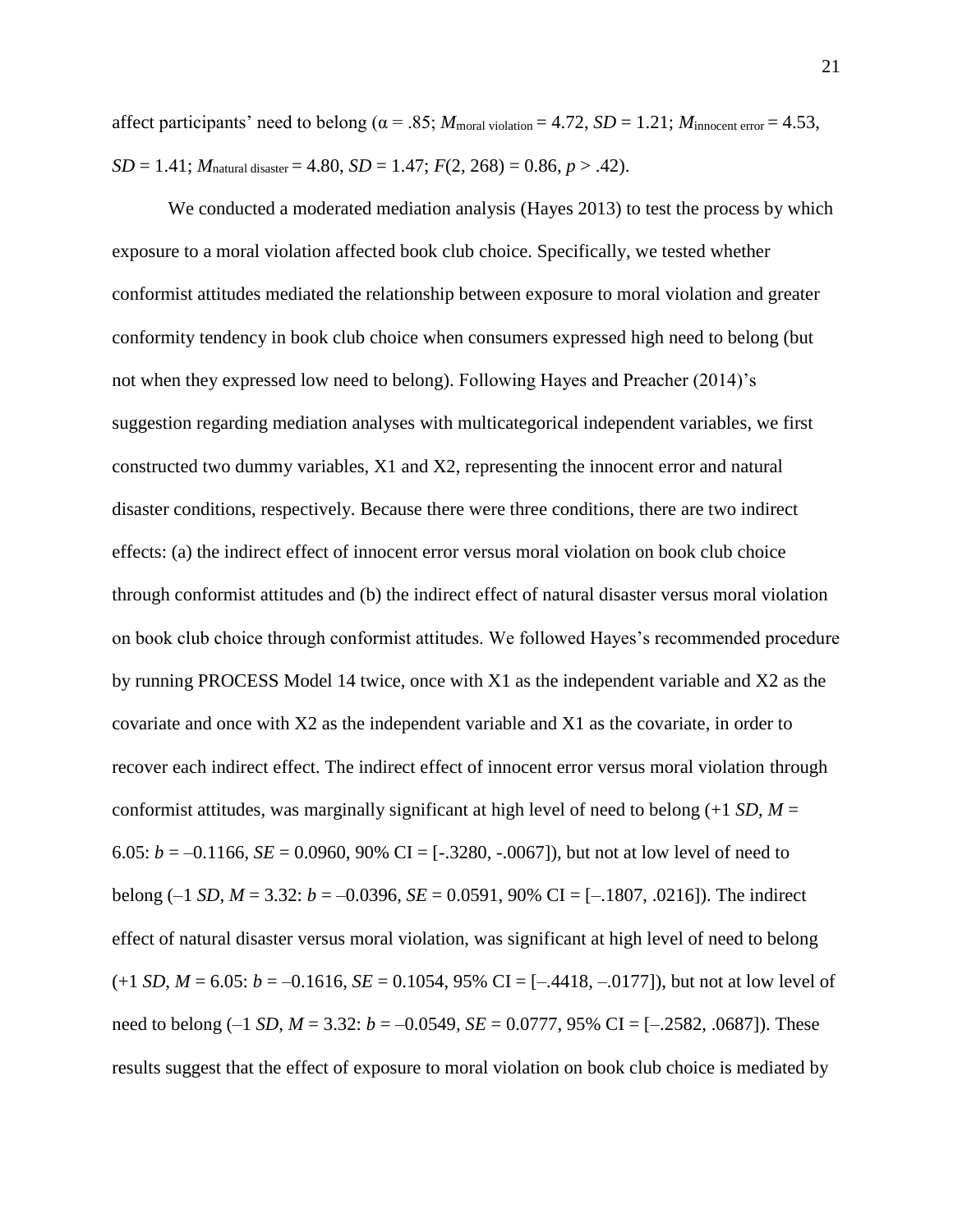affect participants' need to belong ($\alpha = .85$; $M_{\text{moral violation}} = 4.72$, $SD = 1.21$; $M_{\text{innocent error}} = 4.53$, $SD = 1.41$; $M_{\text{natural disaster}} = 4.80$, $SD = 1.47$; $F(2, 268) = 0.86$, $p > .42$).

We conducted a moderated mediation analysis (Hayes 2013) to test the process by which exposure to a moral violation affected book club choice. Specifically, we tested whether conformist attitudes mediated the relationship between exposure to moral violation and greater conformity tendency in book club choice when consumers expressed high need to belong (but not when they expressed low need to belong). Following Hayes and Preacher (2014)'s suggestion regarding mediation analyses with multicategorical independent variables, we first constructed two dummy variables, X1 and X2, representing the innocent error and natural disaster conditions, respectively. Because there were three conditions, there are two indirect effects: (a) the indirect effect of innocent error versus moral violation on book club choice through conformist attitudes and (b) the indirect effect of natural disaster versus moral violation on book club choice through conformist attitudes. We followed Hayes's recommended procedure by running PROCESS Model 14 twice, once with X1 as the independent variable and X2 as the covariate and once with X2 as the independent variable and X1 as the covariate, in order to recover each indirect effect. The indirect effect of innocent error versus moral violation through conformist attitudes, was marginally significant at high level of need to belong (+1 $SD$, $M$ = 6.05: $b = -0.1166$, $SE = 0.0960$, 90% CI = [-.3280, -.0067]), but not at low level of need to belong (–1 $SD$, $M$ = 3.32: $b = -0.0396$, $SE = 0.0591$, 90% CI = [–.1807, .0216]). The indirect effect of natural disaster versus moral violation, was significant at high level of need to belong (+1 $SD$, $M$ = 6.05: $b = -0.1616$, $SE = 0.1054$, 95% CI = [–.4418, –.0177]), but not at low level of need to belong (–1 $SD$, $M$ = 3.32: $b = -0.0549$, $SE = 0.0777$, 95% CI = [–.2582, .0687]). These results suggest that the effect of exposure to moral violation on book club choice is mediated by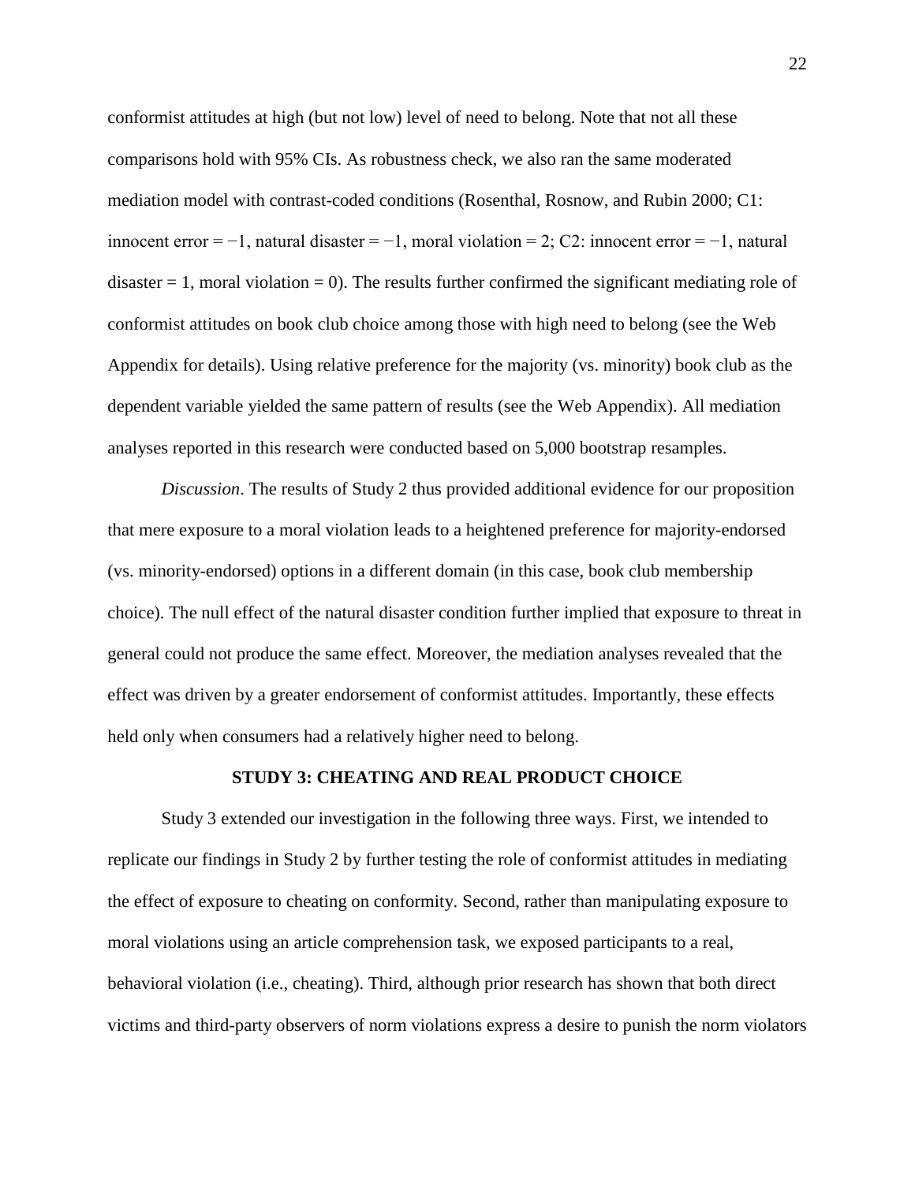conformist attitudes at high (but not low) level of need to belong. Note that not all these comparisons hold with 95% CIs. As robustness check, we also ran the same moderated mediation model with contrast-coded conditions (Rosenthal, Rosnow, and Rubin 2000; C1: innocent error = −1, natural disaster = −1, moral violation = 2; C2: innocent error = −1, natural disaster = 1, moral violation = 0). The results further confirmed the significant mediating role of conformist attitudes on book club choice among those with high need to belong (see the Web Appendix for details). Using relative preference for the majority (vs. minority) book club as the dependent variable yielded the same pattern of results (see the Web Appendix). All mediation analyses reported in this research were conducted based on 5,000 bootstrap resamples.

*Discussion*. The results of Study 2 thus provided additional evidence for our proposition that mere exposure to a moral violation leads to a heightened preference for majority-endorsed (vs. minority-endorsed) options in a different domain (in this case, book club membership choice). The null effect of the natural disaster condition further implied that exposure to threat in general could not produce the same effect. Moreover, the mediation analyses revealed that the effect was driven by a greater endorsement of conformist attitudes. Importantly, these effects held only when consumers had a relatively higher need to belong.

## STUDY 3: CHEATING AND REAL PRODUCT CHOICE

Study 3 extended our investigation in the following three ways. First, we intended to replicate our findings in Study 2 by further testing the role of conformist attitudes in mediating the effect of exposure to cheating on conformity. Second, rather than manipulating exposure to moral violations using an article comprehension task, we exposed participants to a real, behavioral violation (i.e., cheating). Third, although prior research has shown that both direct victims and third-party observers of norm violations express a desire to punish the norm violators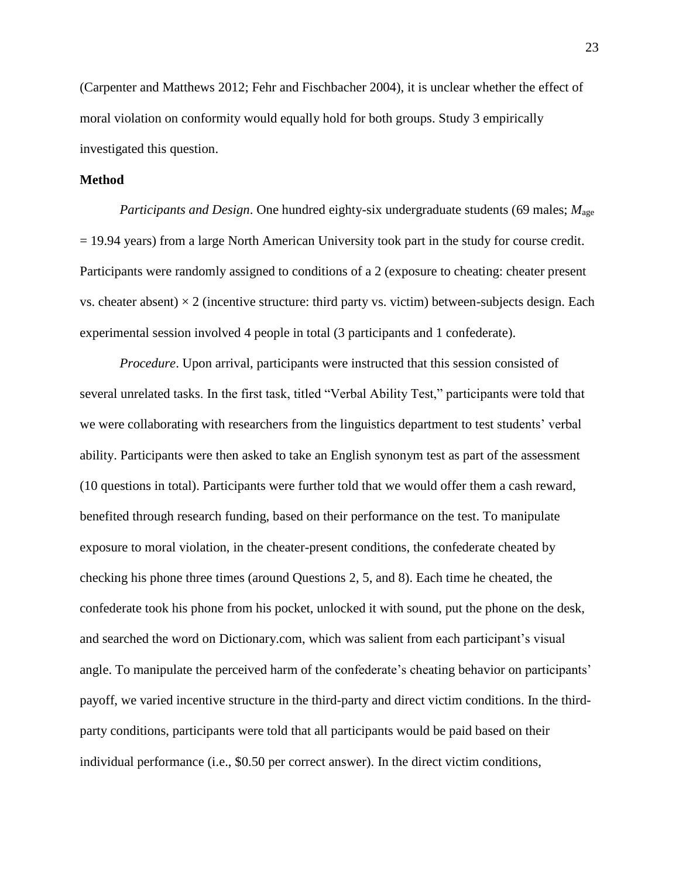(Carpenter and Matthews 2012; Fehr and Fischbacher 2004), it is unclear whether the effect of moral violation on conformity would equally hold for both groups. Study 3 empirically investigated this question.

**Method**

*Participants and Design*. One hundred eighty-six undergraduate students (69 males; $M_{age}$ = 19.94 years) from a large North American University took part in the study for course credit. Participants were randomly assigned to conditions of a 2 (exposure to cheating: cheater present vs. cheater absent) × 2 (incentive structure: third party vs. victim) between-subjects design. Each experimental session involved 4 people in total (3 participants and 1 confederate).

*Procedure*. Upon arrival, participants were instructed that this session consisted of several unrelated tasks. In the first task, titled "Verbal Ability Test," participants were told that we were collaborating with researchers from the linguistics department to test students' verbal ability. Participants were then asked to take an English synonym test as part of the assessment (10 questions in total). Participants were further told that we would offer them a cash reward, benefited through research funding, based on their performance on the test. To manipulate exposure to moral violation, in the cheater-present conditions, the confederate cheated by checking his phone three times (around Questions 2, 5, and 8). Each time he cheated, the confederate took his phone from his pocket, unlocked it with sound, put the phone on the desk, and searched the word on Dictionary.com, which was salient from each participant's visual angle. To manipulate the perceived harm of the confederate's cheating behavior on participants' payoff, we varied incentive structure in the third-party and direct victim conditions. In the third-party conditions, participants were told that all participants would be paid based on their individual performance (i.e., $0.50 per correct answer). In the direct victim conditions,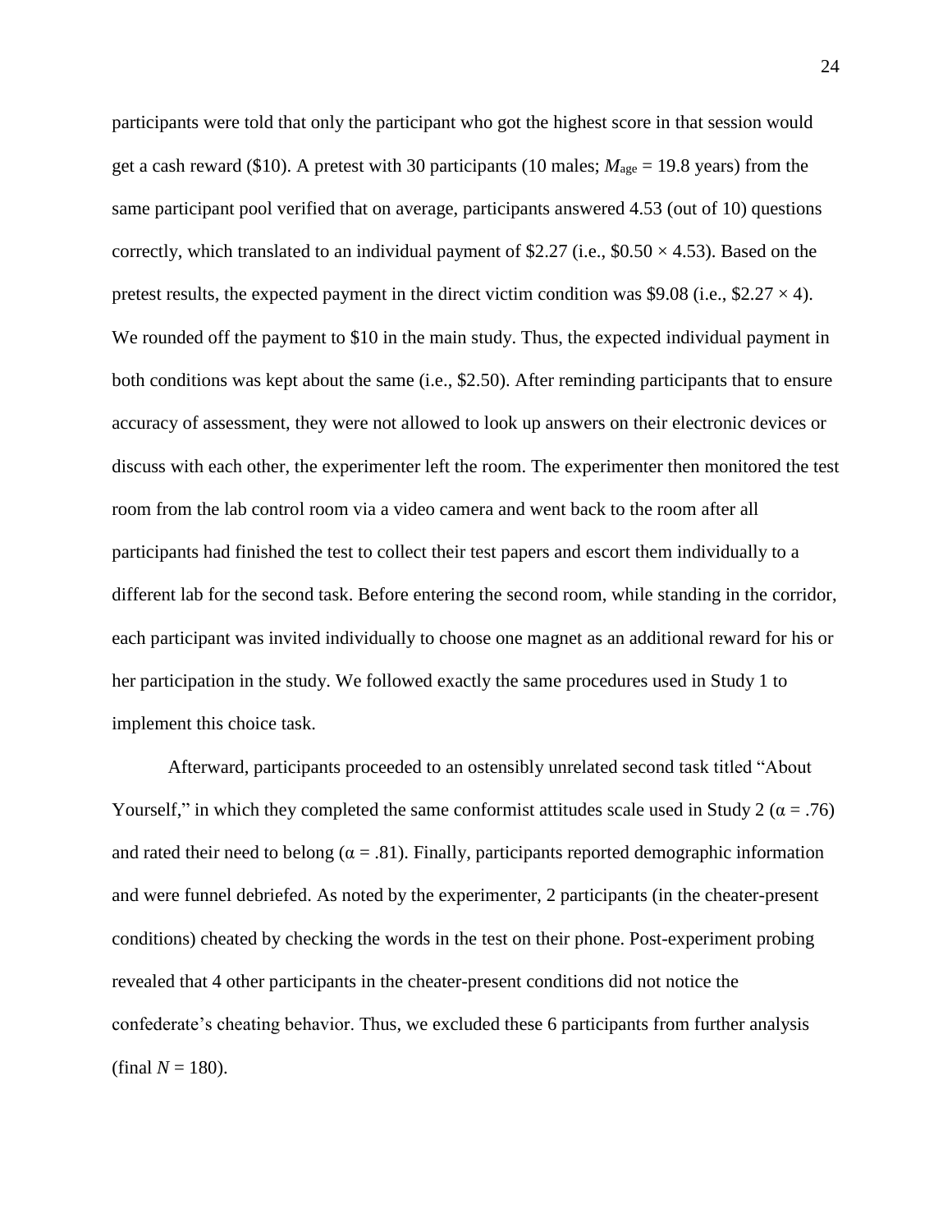participants were told that only the participant who got the highest score in that session would get a cash reward ($10). A pretest with 30 participants (10 males; $M_{age}$ = 19.8 years) from the same participant pool verified that on average, participants answered 4.53 (out of 10) questions correctly, which translated to an individual payment of $2.27 (i.e., $0.50 × 4.53). Based on the pretest results, the expected payment in the direct victim condition was $9.08 (i.e., $2.27 × 4). We rounded off the payment to $10 in the main study. Thus, the expected individual payment in both conditions was kept about the same (i.e., $2.50). After reminding participants that to ensure accuracy of assessment, they were not allowed to look up answers on their electronic devices or discuss with each other, the experimenter left the room. The experimenter then monitored the test room from the lab control room via a video camera and went back to the room after all participants had finished the test to collect their test papers and escort them individually to a different lab for the second task. Before entering the second room, while standing in the corridor, each participant was invited individually to choose one magnet as an additional reward for his or her participation in the study. We followed exactly the same procedures used in Study 1 to implement this choice task.

Afterward, participants proceeded to an ostensibly unrelated second task titled "About Yourself," in which they completed the same conformist attitudes scale used in Study 2 ($\alpha = .76$) and rated their need to belong ($\alpha = .81$). Finally, participants reported demographic information and were funnel debriefed. As noted by the experimenter, 2 participants (in the cheater-present conditions) cheated by checking the words in the test on their phone. Post-experiment probing revealed that 4 other participants in the cheater-present conditions did not notice the confederate's cheating behavior. Thus, we excluded these 6 participants from further analysis (final $N = 180$).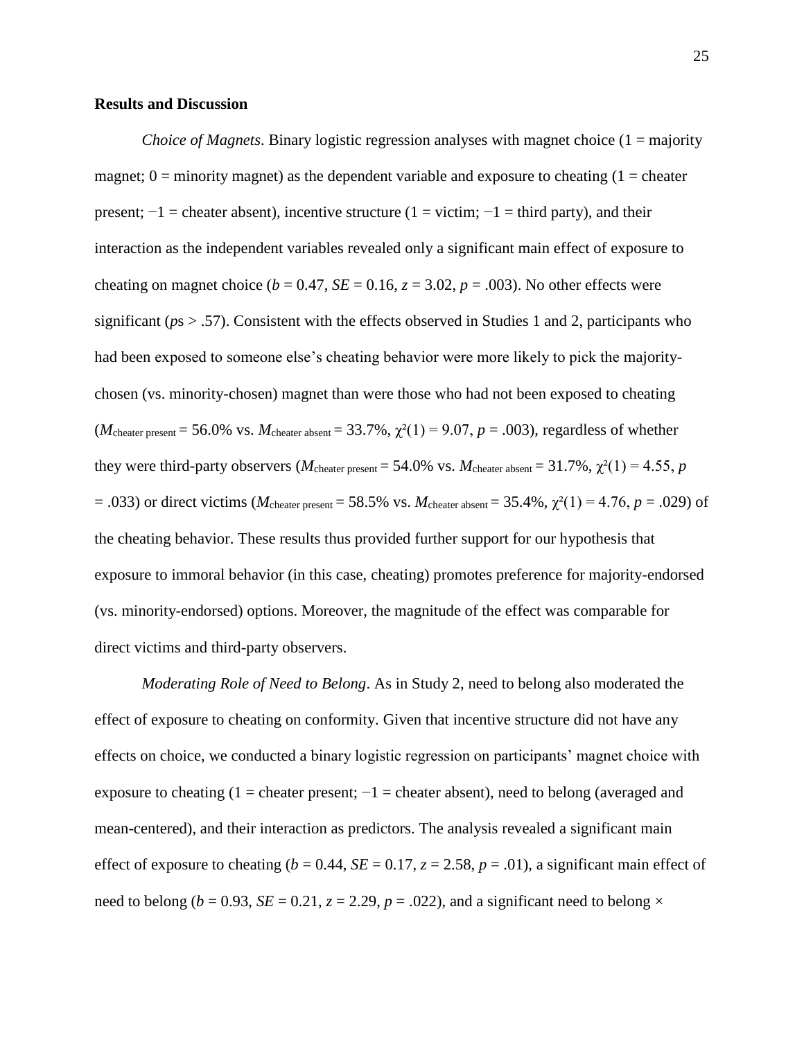**Results and Discussion**

*Choice of Magnets*. Binary logistic regression analyses with magnet choice (1 = majority magnet; 0 = minority magnet) as the dependent variable and exposure to cheating (1 = cheater present; −1 = cheater absent), incentive structure (1 = victim; −1 = third party), and their interaction as the independent variables revealed only a significant main effect of exposure to cheating on magnet choice ($b = 0.47$, $SE = 0.16$, $z = 3.02$, $p = .003$). No other effects were significant ($p$s > .57). Consistent with the effects observed in Studies 1 and 2, participants who had been exposed to someone else's cheating behavior were more likely to pick the majority-chosen (vs. minority-chosen) magnet than were those who had not been exposed to cheating ($M_{\text{cheater present}} = 56.0\%$ vs. $M_{\text{cheater absent}} = 33.7\%$, $\chi^2(1) = 9.07$, $p = .003$), regardless of whether they were third-party observers ($M_{\text{cheater present}} = 54.0\%$ vs. $M_{\text{cheater absent}} = 31.7\%$, $\chi^2(1) = 4.55$, $p = .033$) or direct victims ($M_{\text{cheater present}} = 58.5\%$ vs. $M_{\text{cheater absent}} = 35.4\%$, $\chi^2(1) = 4.76$, $p = .029$) of the cheating behavior. These results thus provided further support for our hypothesis that exposure to immoral behavior (in this case, cheating) promotes preference for majority-endorsed (vs. minority-endorsed) options. Moreover, the magnitude of the effect was comparable for direct victims and third-party observers.

*Moderating Role of Need to Belong*. As in Study 2, need to belong also moderated the effect of exposure to cheating on conformity. Given that incentive structure did not have any effects on choice, we conducted a binary logistic regression on participants' magnet choice with exposure to cheating (1 = cheater present; −1 = cheater absent), need to belong (averaged and mean-centered), and their interaction as predictors. The analysis revealed a significant main effect of exposure to cheating ($b = 0.44$, $SE = 0.17$, $z = 2.58$, $p = .01$), a significant main effect of need to belong ($b = 0.93$, $SE = 0.21$, $z = 2.29$, $p = .022$), and a significant need to belong ×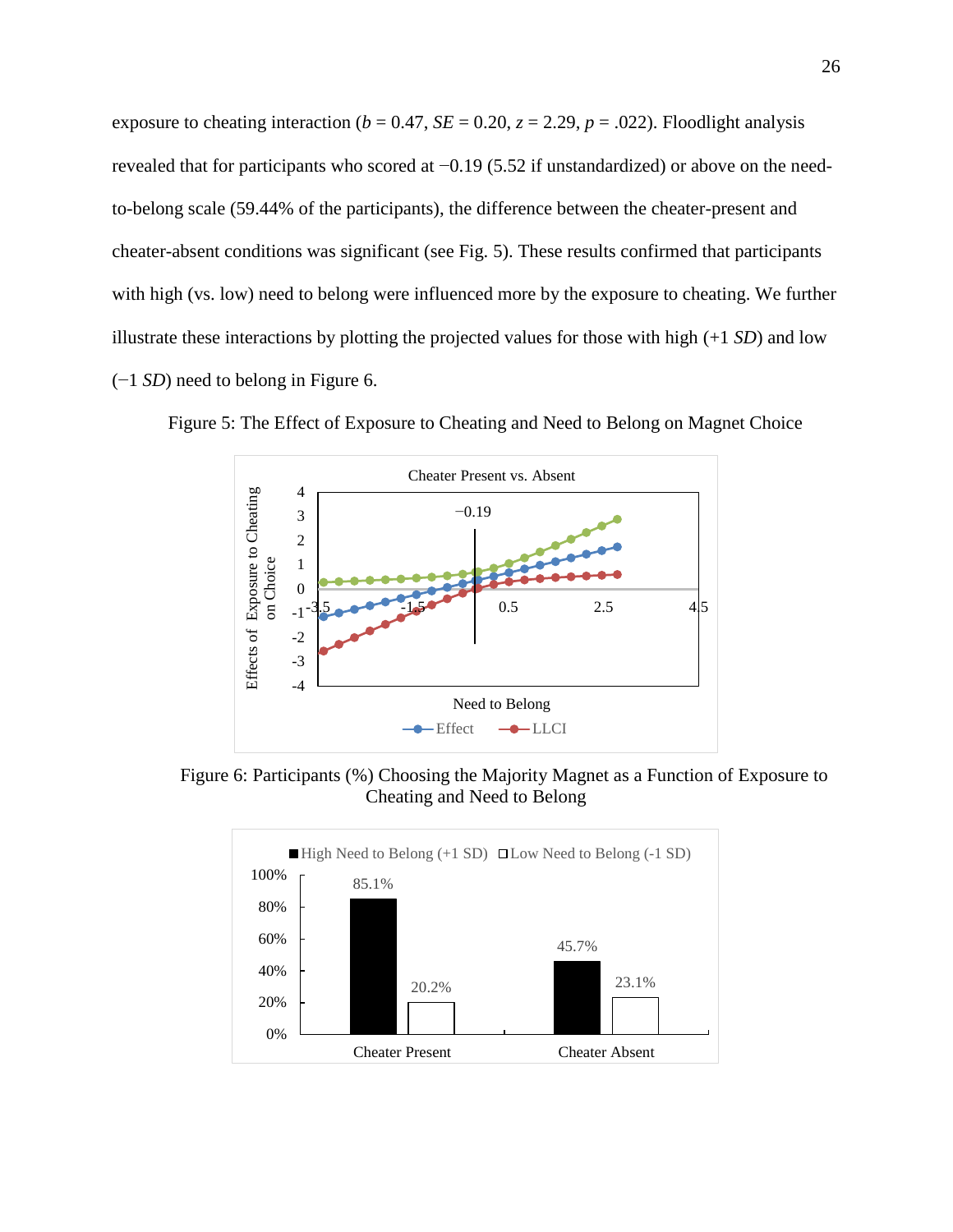exposure to cheating interaction ($b$ = 0.47, $SE$ = 0.20, $z$ = 2.29, $p$ = .022). Floodlight analysis revealed that for participants who scored at −0.19 (5.52 if unstandardized) or above on the need-to-belong scale (59.44% of the participants), the difference between the cheater-present and cheater-absent conditions was significant (see Fig. 5). These results confirmed that participants with high (vs. low) need to belong were influenced more by the exposure to cheating. We further illustrate these interactions by plotting the projected values for those with high (+1 $SD$) and low (−1 $SD$) need to belong in Figure 6.

Figure 5: The Effect of Exposure to Cheating and Need to Belong on Magnet Choice

Cheater Present vs. Absent

Effects of Exposure to Cheating on Choice

4
3
2
1
0
-1
-2
-3
-4

−0.19

-3.5
-1.5
0.5
2.5
4.5

Need to Belong

Effect
LLCI

Figure 6: Participants (%) Choosing the Majority Magnet as a Function of Exposure to Cheating and Need to Belong

High Need to Belong (+1 SD)
Low Need to Belong (-1 SD)

100%
80%
60%
40%
20%
0%

85.1%
20.2%
45.7%
23.1%

Cheater Present
Cheater Absent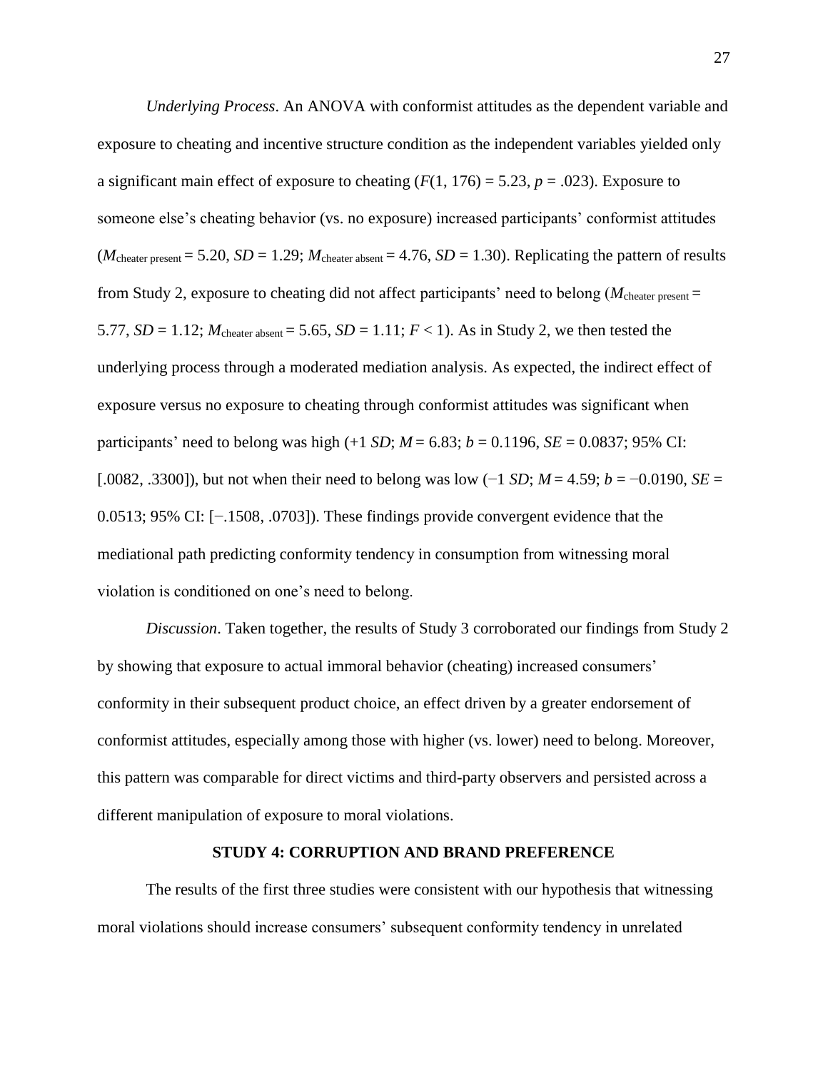*Underlying Process*. An ANOVA with conformist attitudes as the dependent variable and exposure to cheating and incentive structure condition as the independent variables yielded only a significant main effect of exposure to cheating ($F(1, 176) = 5.23$, $p = .023$). Exposure to someone else's cheating behavior (vs. no exposure) increased participants' conformist attitudes ($M_{\text{cheater present}} = 5.20$, $SD = 1.29$; $M_{\text{cheater absent}} = 4.76$, $SD = 1.30$). Replicating the pattern of results from Study 2, exposure to cheating did not affect participants' need to belong ($M_{\text{cheater present}} = 5.77$, $SD = 1.12$; $M_{\text{cheater absent}} = 5.65$, $SD = 1.11$; $F < 1$). As in Study 2, we then tested the underlying process through a moderated mediation analysis. As expected, the indirect effect of exposure versus no exposure to cheating through conformist attitudes was significant when participants' need to belong was high (+1 $SD$; $M = 6.83$; $b = 0.1196$, $SE = 0.0837$; 95% CI: [.0082, .3300]), but not when their need to belong was low (−1 $SD$; $M = 4.59$; $b = −0.0190$, $SE = 0.0513$; 95% CI: [−.1508, .0703]). These findings provide convergent evidence that the mediational path predicting conformity tendency in consumption from witnessing moral violation is conditioned on one's need to belong.

*Discussion*. Taken together, the results of Study 3 corroborated our findings from Study 2 by showing that exposure to actual immoral behavior (cheating) increased consumers' conformity in their subsequent product choice, an effect driven by a greater endorsement of conformist attitudes, especially among those with higher (vs. lower) need to belong. Moreover, this pattern was comparable for direct victims and third-party observers and persisted across a different manipulation of exposure to moral violations.

## STUDY 4: CORRUPTION AND BRAND PREFERENCE

The results of the first three studies were consistent with our hypothesis that witnessing moral violations should increase consumers' subsequent conformity tendency in unrelated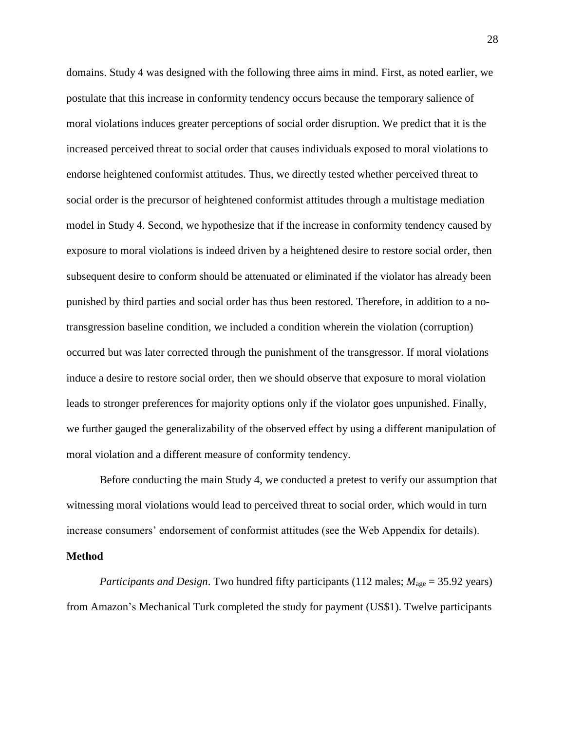domains. Study 4 was designed with the following three aims in mind. First, as noted earlier, we postulate that this increase in conformity tendency occurs because the temporary salience of moral violations induces greater perceptions of social order disruption. We predict that it is the increased perceived threat to social order that causes individuals exposed to moral violations to endorse heightened conformist attitudes. Thus, we directly tested whether perceived threat to social order is the precursor of heightened conformist attitudes through a multistage mediation model in Study 4. Second, we hypothesize that if the increase in conformity tendency caused by exposure to moral violations is indeed driven by a heightened desire to restore social order, then subsequent desire to conform should be attenuated or eliminated if the violator has already been punished by third parties and social order has thus been restored. Therefore, in addition to a no-transgression baseline condition, we included a condition wherein the violation (corruption) occurred but was later corrected through the punishment of the transgressor. If moral violations induce a desire to restore social order, then we should observe that exposure to moral violation leads to stronger preferences for majority options only if the violator goes unpunished. Finally, we further gauged the generalizability of the observed effect by using a different manipulation of moral violation and a different measure of conformity tendency.

Before conducting the main Study 4, we conducted a pretest to verify our assumption that witnessing moral violations would lead to perceived threat to social order, which would in turn increase consumers' endorsement of conformist attitudes (see the Web Appendix for details).

**Method**

*Participants and Design*. Two hundred fifty participants (112 males; $M_{\text{age}} = 35.92$ years) from Amazon's Mechanical Turk completed the study for payment (US$1). Twelve participants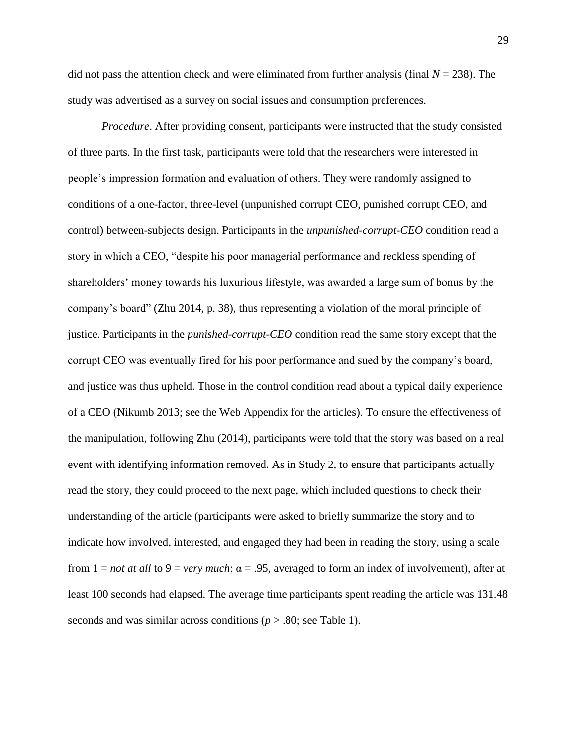did not pass the attention check and were eliminated from further analysis (final $N = 238$). The study was advertised as a survey on social issues and consumption preferences.

*Procedure*. After providing consent, participants were instructed that the study consisted of three parts. In the first task, participants were told that the researchers were interested in people's impression formation and evaluation of others. They were randomly assigned to conditions of a one-factor, three-level (unpunished corrupt CEO, punished corrupt CEO, and control) between-subjects design. Participants in the *unpunished-corrupt-CEO* condition read a story in which a CEO, "despite his poor managerial performance and reckless spending of shareholders' money towards his luxurious lifestyle, was awarded a large sum of bonus by the company's board" (Zhu 2014, p. 38), thus representing a violation of the moral principle of justice. Participants in the *punished-corrupt-CEO* condition read the same story except that the corrupt CEO was eventually fired for his poor performance and sued by the company's board, and justice was thus upheld. Those in the control condition read about a typical daily experience of a CEO (Nikumb 2013; see the Web Appendix for the articles). To ensure the effectiveness of the manipulation, following Zhu (2014), participants were told that the story was based on a real event with identifying information removed. As in Study 2, to ensure that participants actually read the story, they could proceed to the next page, which included questions to check their understanding of the article (participants were asked to briefly summarize the story and to indicate how involved, interested, and engaged they had been in reading the story, using a scale from 1 = *not at all* to 9 = *very much*; $\alpha = .95$, averaged to form an index of involvement), after at least 100 seconds had elapsed. The average time participants spent reading the article was 131.48 seconds and was similar across conditions ($p > .80$; see Table 1).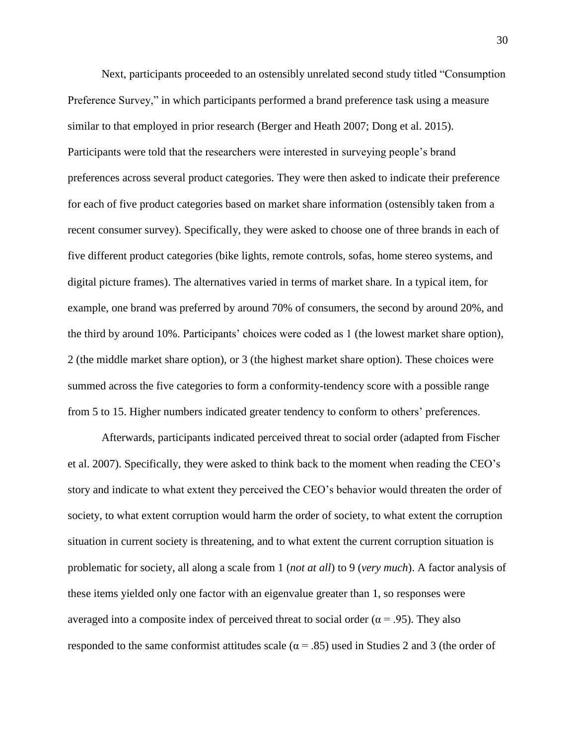Next, participants proceeded to an ostensibly unrelated second study titled "Consumption Preference Survey," in which participants performed a brand preference task using a measure similar to that employed in prior research (Berger and Heath 2007; Dong et al. 2015). Participants were told that the researchers were interested in surveying people's brand preferences across several product categories. They were then asked to indicate their preference for each of five product categories based on market share information (ostensibly taken from a recent consumer survey). Specifically, they were asked to choose one of three brands in each of five different product categories (bike lights, remote controls, sofas, home stereo systems, and digital picture frames). The alternatives varied in terms of market share. In a typical item, for example, one brand was preferred by around 70% of consumers, the second by around 20%, and the third by around 10%. Participants' choices were coded as 1 (the lowest market share option), 2 (the middle market share option), or 3 (the highest market share option). These choices were summed across the five categories to form a conformity-tendency score with a possible range from 5 to 15. Higher numbers indicated greater tendency to conform to others' preferences.

Afterwards, participants indicated perceived threat to social order (adapted from Fischer et al. 2007). Specifically, they were asked to think back to the moment when reading the CEO's story and indicate to what extent they perceived the CEO's behavior would threaten the order of society, to what extent corruption would harm the order of society, to what extent the corruption situation in current society is threatening, and to what extent the current corruption situation is problematic for society, all along a scale from 1 (*not at all*) to 9 (*very much*). A factor analysis of these items yielded only one factor with an eigenvalue greater than 1, so responses were averaged into a composite index of perceived threat to social order ($\alpha = .95$). They also responded to the same conformist attitudes scale ($\alpha = .85$) used in Studies 2 and 3 (the order of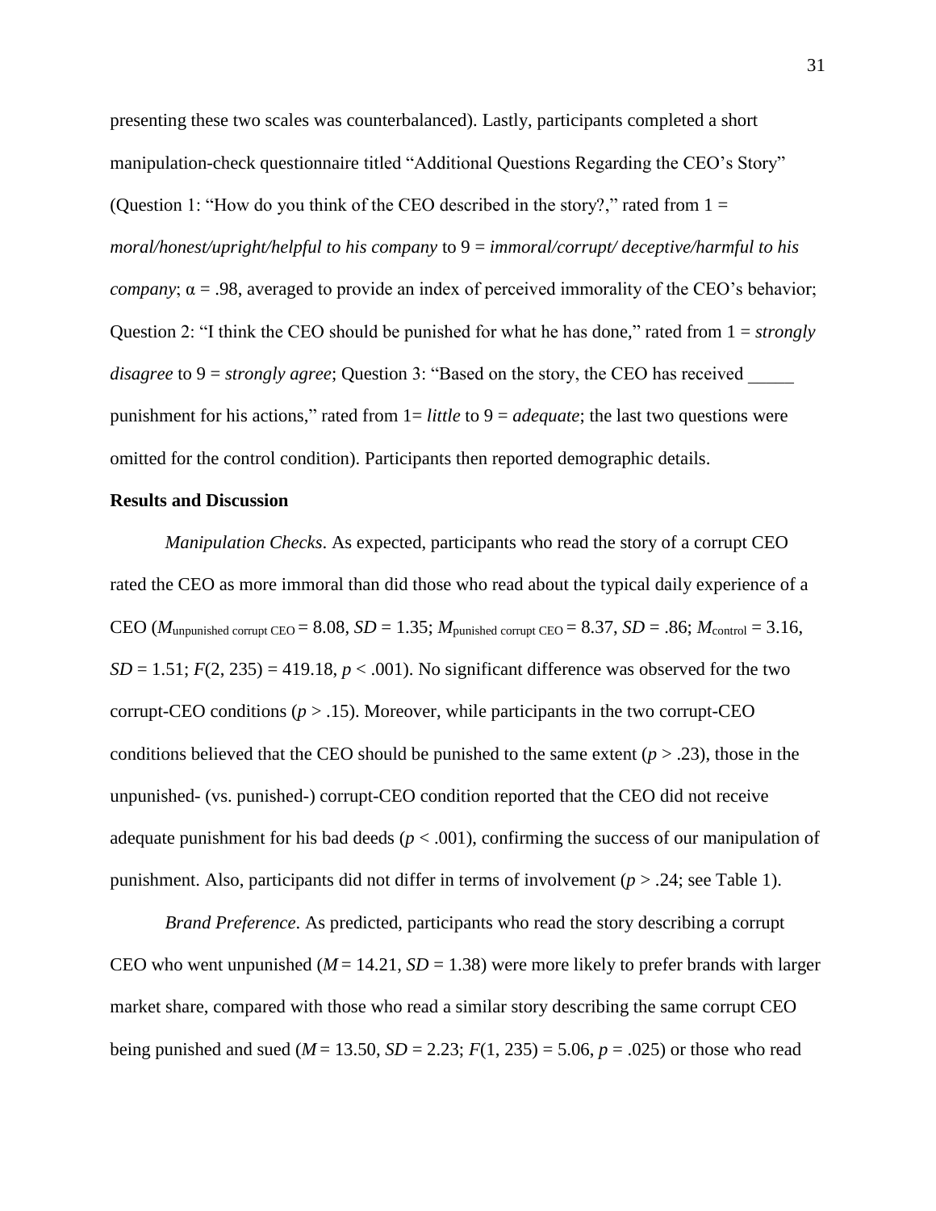presenting these two scales was counterbalanced). Lastly, participants completed a short manipulation-check questionnaire titled "Additional Questions Regarding the CEO's Story" (Question 1: "How do you think of the CEO described in the story?," rated from 1 = *moral/honest/upright/helpful to his company* to 9 = *immoral/corrupt/ deceptive/harmful to his company*; $\alpha = .98$, averaged to provide an index of perceived immorality of the CEO's behavior; Question 2: "I think the CEO should be punished for what he has done," rated from 1 = *strongly disagree* to 9 = *strongly agree*; Question 3: "Based on the story, the CEO has received _____ punishment for his actions," rated from 1= *little* to 9 = *adequate*; the last two questions were omitted for the control condition). Participants then reported demographic details.

**Results and Discussion**

*Manipulation Checks*. As expected, participants who read the story of a corrupt CEO rated the CEO as more immoral than did those who read about the typical daily experience of a CEO ($M_{\text{unpunished corrupt CEO}} = 8.08$, $SD = 1.35$; $M_{\text{punished corrupt CEO}} = 8.37$, $SD = .86$; $M_{\text{control}} = 3.16$, $SD = 1.51$; $F(2, 235) = 419.18$, $p < .001$). No significant difference was observed for the two corrupt-CEO conditions ($p > .15$). Moreover, while participants in the two corrupt-CEO conditions believed that the CEO should be punished to the same extent ($p > .23$), those in the unpunished- (vs. punished-) corrupt-CEO condition reported that the CEO did not receive adequate punishment for his bad deeds ($p < .001$), confirming the success of our manipulation of punishment. Also, participants did not differ in terms of involvement ($p > .24$; see Table 1).

*Brand Preference*. As predicted, participants who read the story describing a corrupt CEO who went unpunished ($M = 14.21$, $SD = 1.38$) were more likely to prefer brands with larger market share, compared with those who read a similar story describing the same corrupt CEO being punished and sued ($M = 13.50$, $SD = 2.23$; $F(1, 235) = 5.06$, $p = .025$) or those who read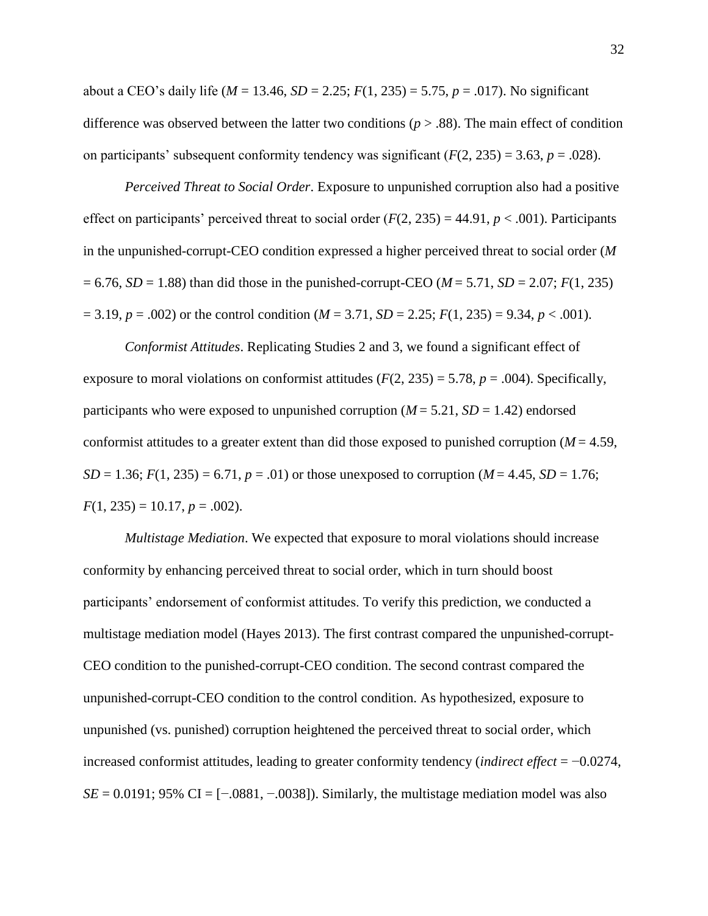about a CEO's daily life ($M = 13.46$, $SD = 2.25$; $F(1, 235) = 5.75$, $p = .017$). No significant difference was observed between the latter two conditions ($p > .88$). The main effect of condition on participants' subsequent conformity tendency was significant ($F(2, 235) = 3.63$, $p = .028$).

*Perceived Threat to Social Order*. Exposure to unpunished corruption also had a positive effect on participants' perceived threat to social order ($F(2, 235) = 44.91$, $p < .001$). Participants in the unpunished-corrupt-CEO condition expressed a higher perceived threat to social order ($M = 6.76$, $SD = 1.88$) than did those in the punished-corrupt-CEO ($M = 5.71$, $SD = 2.07$; $F(1, 235) = 3.19$, $p = .002$) or the control condition ($M = 3.71$, $SD = 2.25$; $F(1, 235) = 9.34$, $p < .001$).

*Conformist Attitudes*. Replicating Studies 2 and 3, we found a significant effect of exposure to moral violations on conformist attitudes ($F(2, 235) = 5.78$, $p = .004$). Specifically, participants who were exposed to unpunished corruption ($M = 5.21$, $SD = 1.42$) endorsed conformist attitudes to a greater extent than did those exposed to punished corruption ($M = 4.59$, $SD = 1.36$; $F(1, 235) = 6.71$, $p = .01$) or those unexposed to corruption ($M = 4.45$, $SD = 1.76$; $F(1, 235) = 10.17$, $p = .002$).

*Multistage Mediation*. We expected that exposure to moral violations should increase conformity by enhancing perceived threat to social order, which in turn should boost participants' endorsement of conformist attitudes. To verify this prediction, we conducted a multistage mediation model (Hayes 2013). The first contrast compared the unpunished-corrupt-CEO condition to the punished-corrupt-CEO condition. The second contrast compared the unpunished-corrupt-CEO condition to the control condition. As hypothesized, exposure to unpunished (vs. punished) corruption heightened the perceived threat to social order, which increased conformist attitudes, leading to greater conformity tendency (*indirect effect* = −0.0274, $SE = 0.0191$; 95% CI = [−.0881, −.0038]). Similarly, the multistage mediation model was also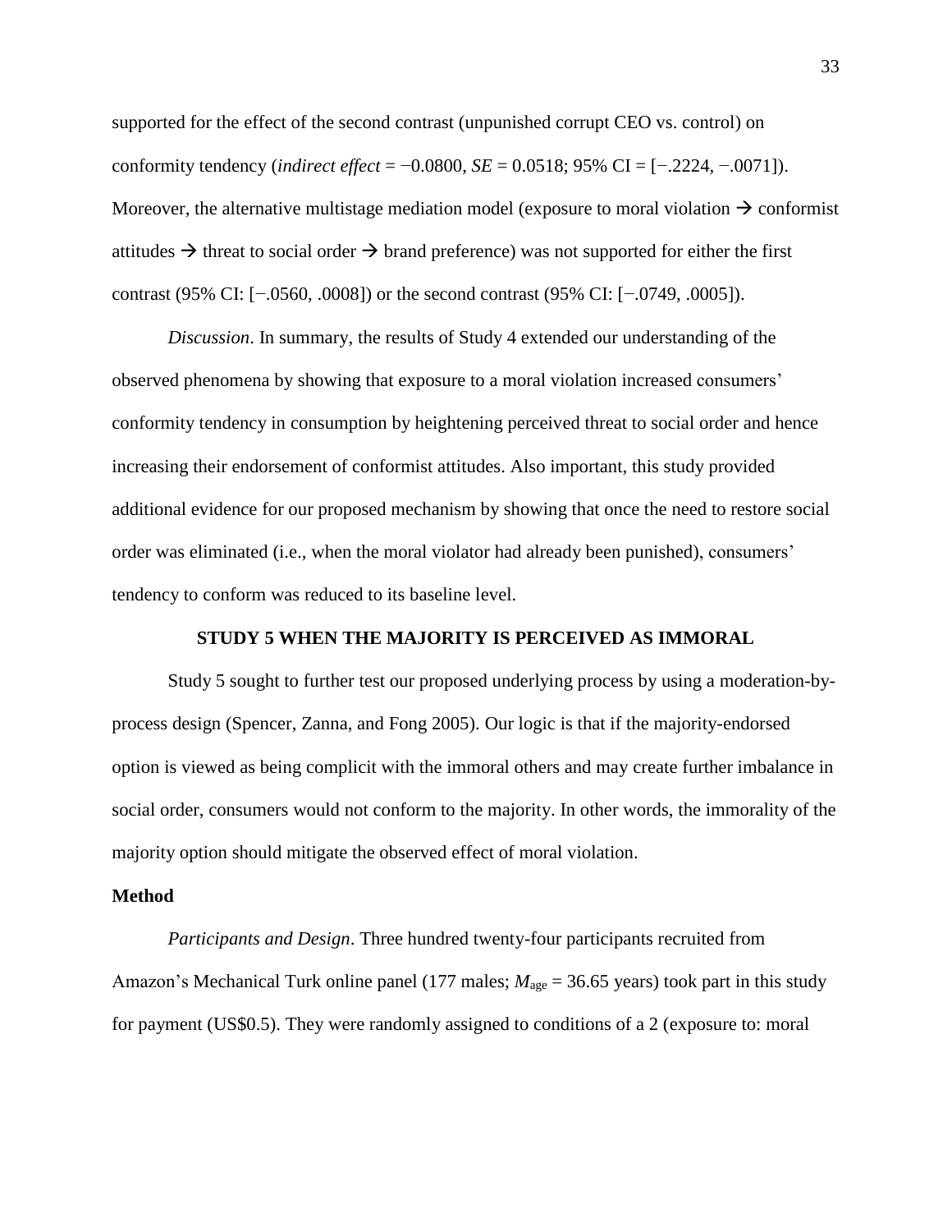supported for the effect of the second contrast (unpunished corrupt CEO vs. control) on conformity tendency (*indirect effect* = −0.0800, *SE* = 0.0518; 95% CI = [−.2224, −.0071]). Moreover, the alternative multistage mediation model (exposure to moral violation → conformist attitudes → threat to social order → brand preference) was not supported for either the first contrast (95% CI: [−.0560, .0008]) or the second contrast (95% CI: [−.0749, .0005]).

*Discussion*. In summary, the results of Study 4 extended our understanding of the observed phenomena by showing that exposure to a moral violation increased consumers' conformity tendency in consumption by heightening perceived threat to social order and hence increasing their endorsement of conformist attitudes. Also important, this study provided additional evidence for our proposed mechanism by showing that once the need to restore social order was eliminated (i.e., when the moral violator had already been punished), consumers' tendency to conform was reduced to its baseline level.

## STUDY 5 WHEN THE MAJORITY IS PERCEIVED AS IMMORAL

Study 5 sought to further test our proposed underlying process by using a moderation-by-process design (Spencer, Zanna, and Fong 2005). Our logic is that if the majority-endorsed option is viewed as being complicit with the immoral others and may create further imbalance in social order, consumers would not conform to the majority. In other words, the immorality of the majority option should mitigate the observed effect of moral violation.

### Method

*Participants and Design*. Three hundred twenty-four participants recruited from Amazon's Mechanical Turk online panel (177 males; $M_{\text{age}}$ = 36.65 years) took part in this study for payment (US$0.5). They were randomly assigned to conditions of a 2 (exposure to: moral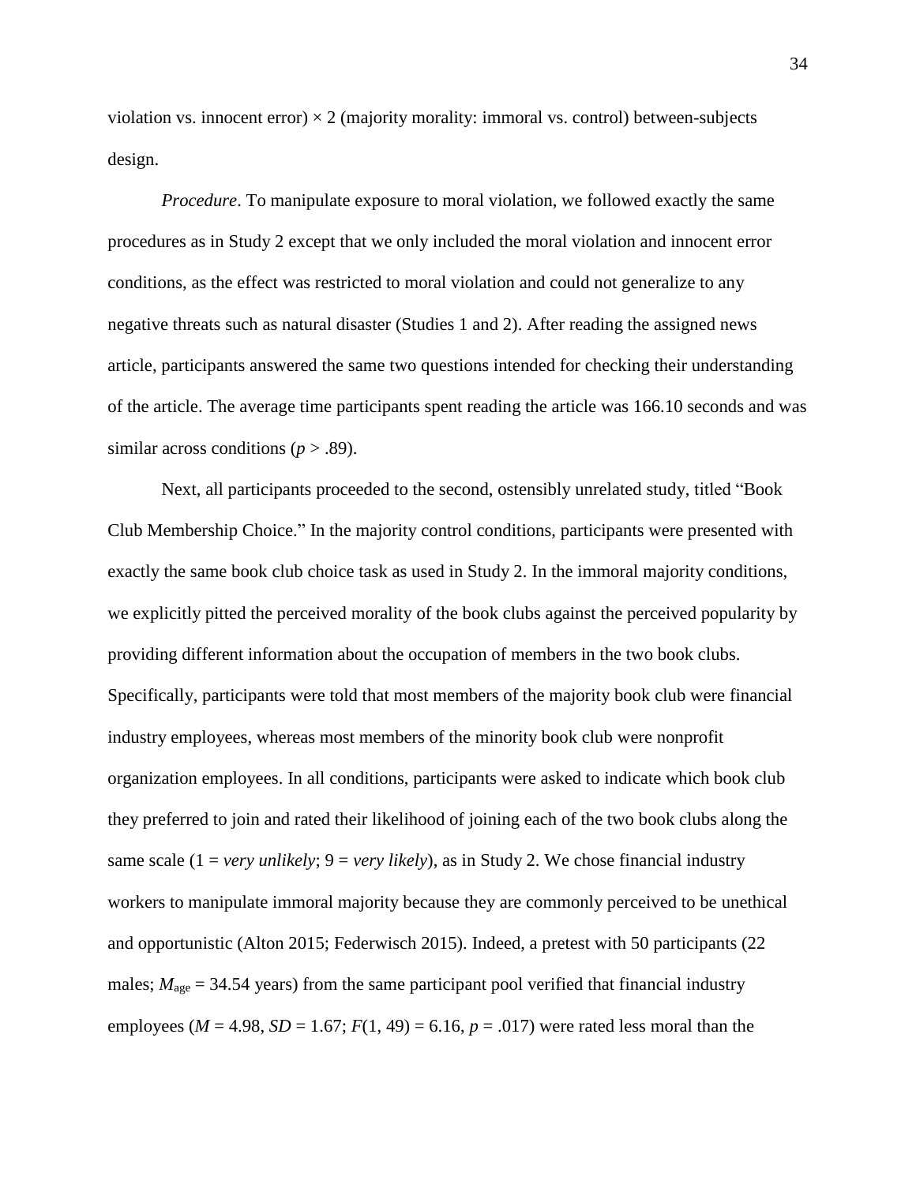violation vs. innocent error) × 2 (majority morality: immoral vs. control) between-subjects design.

*Procedure*. To manipulate exposure to moral violation, we followed exactly the same procedures as in Study 2 except that we only included the moral violation and innocent error conditions, as the effect was restricted to moral violation and could not generalize to any negative threats such as natural disaster (Studies 1 and 2). After reading the assigned news article, participants answered the same two questions intended for checking their understanding of the article. The average time participants spent reading the article was 166.10 seconds and was similar across conditions ($p > .89$).

Next, all participants proceeded to the second, ostensibly unrelated study, titled "Book Club Membership Choice." In the majority control conditions, participants were presented with exactly the same book club choice task as used in Study 2. In the immoral majority conditions, we explicitly pitted the perceived morality of the book clubs against the perceived popularity by providing different information about the occupation of members in the two book clubs. Specifically, participants were told that most members of the majority book club were financial industry employees, whereas most members of the minority book club were nonprofit organization employees. In all conditions, participants were asked to indicate which book club they preferred to join and rated their likelihood of joining each of the two book clubs along the same scale (1 = *very unlikely*; 9 = *very likely*), as in Study 2. We chose financial industry workers to manipulate immoral majority because they are commonly perceived to be unethical and opportunistic (Alton 2015; Federwisch 2015). Indeed, a pretest with 50 participants (22 males; $M_{age} = 34.54$ years) from the same participant pool verified that financial industry employees ($M = 4.98$, $SD = 1.67$; $F(1, 49) = 6.16$, $p = .017$) were rated less moral than the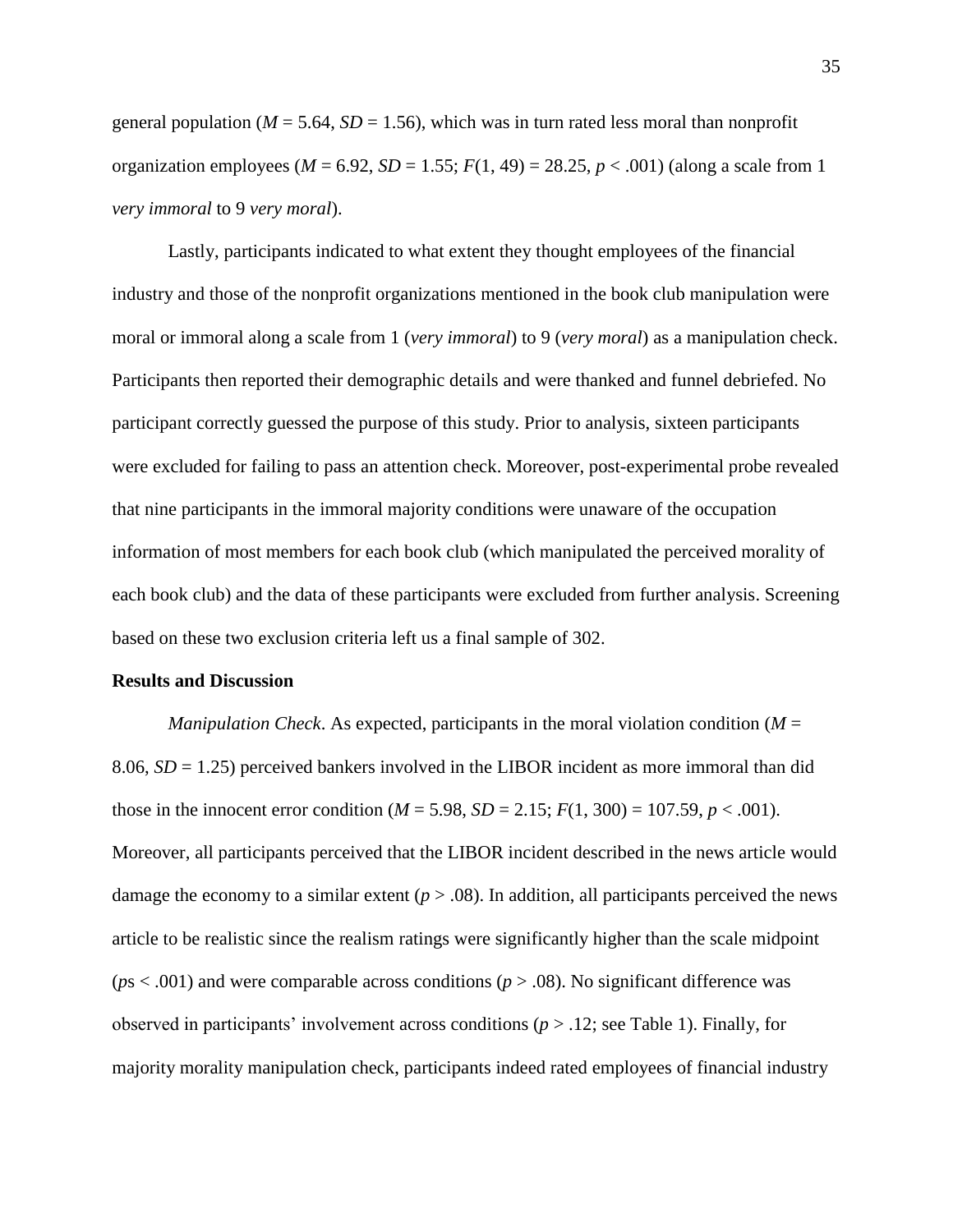general population ($M$ = 5.64, $SD$ = 1.56), which was in turn rated less moral than nonprofit organization employees ($M$ = 6.92, $SD$ = 1.55; $F(1, 49)$ = 28.25, $p$ < .001) (along a scale from 1 *very immoral* to 9 *very moral*).

Lastly, participants indicated to what extent they thought employees of the financial industry and those of the nonprofit organizations mentioned in the book club manipulation were moral or immoral along a scale from 1 (*very immoral*) to 9 (*very moral*) as a manipulation check. Participants then reported their demographic details and were thanked and funnel debriefed. No participant correctly guessed the purpose of this study. Prior to analysis, sixteen participants were excluded for failing to pass an attention check. Moreover, post-experimental probe revealed that nine participants in the immoral majority conditions were unaware of the occupation information of most members for each book club (which manipulated the perceived morality of each book club) and the data of these participants were excluded from further analysis. Screening based on these two exclusion criteria left us a final sample of 302.

**Results and Discussion**

*Manipulation Check*. As expected, participants in the moral violation condition ($M$ = 8.06, $SD$ = 1.25) perceived bankers involved in the LIBOR incident as more immoral than did those in the innocent error condition ($M$ = 5.98, $SD$ = 2.15; $F(1, 300)$ = 107.59, $p$ < .001). Moreover, all participants perceived that the LIBOR incident described in the news article would damage the economy to a similar extent ($p$ > .08). In addition, all participants perceived the news article to be realistic since the realism ratings were significantly higher than the scale midpoint ($p$s < .001) and were comparable across conditions ($p$ > .08). No significant difference was observed in participants' involvement across conditions ($p$ > .12; see Table 1). Finally, for majority morality manipulation check, participants indeed rated employees of financial industry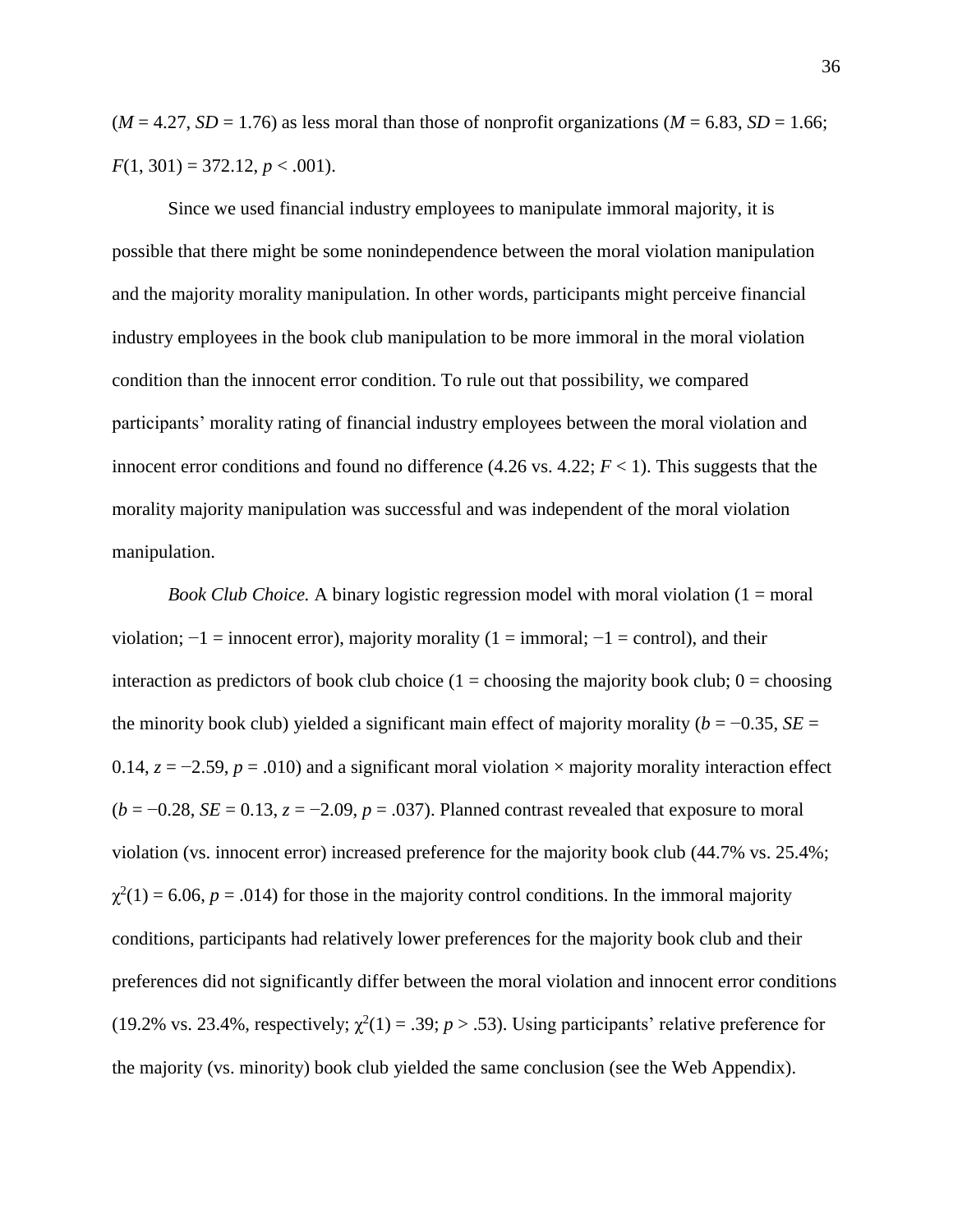($M$ = 4.27, $SD$ = 1.76) as less moral than those of nonprofit organizations ($M$ = 6.83, $SD$ = 1.66; $F(1, 301)$ = 372.12, $p$ < .001).

Since we used financial industry employees to manipulate immoral majority, it is possible that there might be some nonindependence between the moral violation manipulation and the majority morality manipulation. In other words, participants might perceive financial industry employees in the book club manipulation to be more immoral in the moral violation condition than the innocent error condition. To rule out that possibility, we compared participants' morality rating of financial industry employees between the moral violation and innocent error conditions and found no difference (4.26 vs. 4.22; $F$ < 1). This suggests that the morality majority manipulation was successful and was independent of the moral violation manipulation.

*Book Club Choice.* A binary logistic regression model with moral violation (1 = moral violation; −1 = innocent error), majority morality (1 = immoral; −1 = control), and their interaction as predictors of book club choice (1 = choosing the majority book club; 0 = choosing the minority book club) yielded a significant main effect of majority morality ($b$ = −0.35, $SE$ = 0.14, $z$ = −2.59, $p$ = .010) and a significant moral violation × majority morality interaction effect ($b$ = −0.28, $SE$ = 0.13, $z$ = −2.09, $p$ = .037). Planned contrast revealed that exposure to moral violation (vs. innocent error) increased preference for the majority book club (44.7% vs. 25.4%; $\chi^2(1)$ = 6.06, $p$ = .014) for those in the majority control conditions. In the immoral majority conditions, participants had relatively lower preferences for the majority book club and their preferences did not significantly differ between the moral violation and innocent error conditions (19.2% vs. 23.4%, respectively; $\chi^2(1)$ = .39; $p$ > .53). Using participants' relative preference for the majority (vs. minority) book club yielded the same conclusion (see the Web Appendix).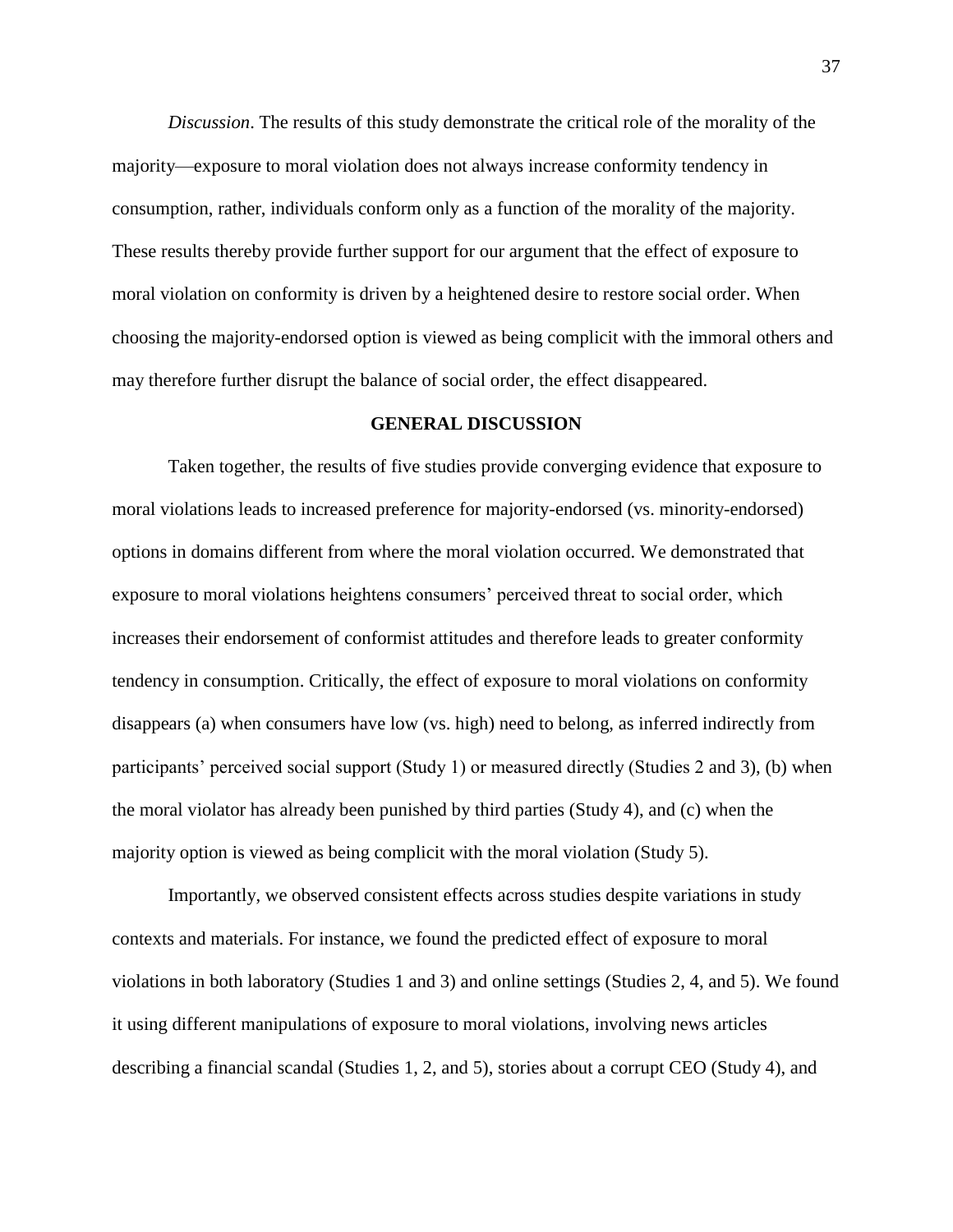*Discussion*. The results of this study demonstrate the critical role of the morality of the majority—exposure to moral violation does not always increase conformity tendency in consumption, rather, individuals conform only as a function of the morality of the majority. These results thereby provide further support for our argument that the effect of exposure to moral violation on conformity is driven by a heightened desire to restore social order. When choosing the majority-endorsed option is viewed as being complicit with the immoral others and may therefore further disrupt the balance of social order, the effect disappeared.

## GENERAL DISCUSSION

Taken together, the results of five studies provide converging evidence that exposure to moral violations leads to increased preference for majority-endorsed (vs. minority-endorsed) options in domains different from where the moral violation occurred. We demonstrated that exposure to moral violations heightens consumers' perceived threat to social order, which increases their endorsement of conformist attitudes and therefore leads to greater conformity tendency in consumption. Critically, the effect of exposure to moral violations on conformity disappears (a) when consumers have low (vs. high) need to belong, as inferred indirectly from participants' perceived social support (Study 1) or measured directly (Studies 2 and 3), (b) when the moral violator has already been punished by third parties (Study 4), and (c) when the majority option is viewed as being complicit with the moral violation (Study 5).

Importantly, we observed consistent effects across studies despite variations in study contexts and materials. For instance, we found the predicted effect of exposure to moral violations in both laboratory (Studies 1 and 3) and online settings (Studies 2, 4, and 5). We found it using different manipulations of exposure to moral violations, involving news articles describing a financial scandal (Studies 1, 2, and 5), stories about a corrupt CEO (Study 4), and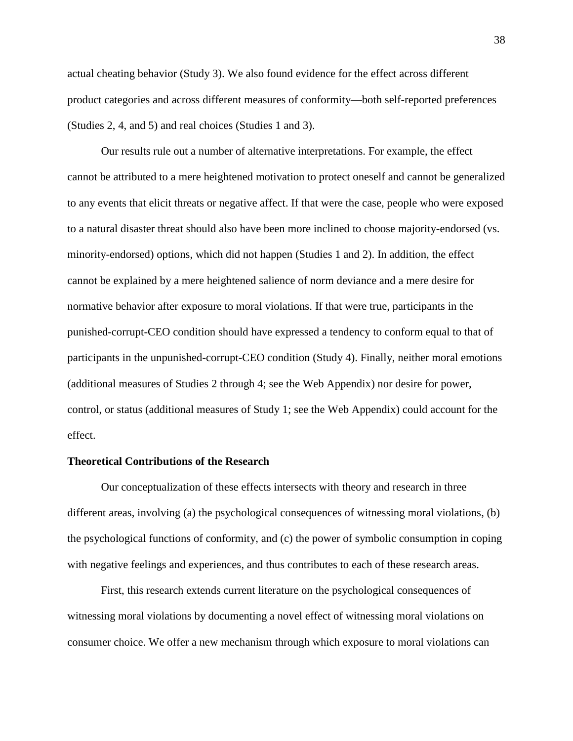actual cheating behavior (Study 3). We also found evidence for the effect across different product categories and across different measures of conformity—both self-reported preferences (Studies 2, 4, and 5) and real choices (Studies 1 and 3).

Our results rule out a number of alternative interpretations. For example, the effect cannot be attributed to a mere heightened motivation to protect oneself and cannot be generalized to any events that elicit threats or negative affect. If that were the case, people who were exposed to a natural disaster threat should also have been more inclined to choose majority-endorsed (vs. minority-endorsed) options, which did not happen (Studies 1 and 2). In addition, the effect cannot be explained by a mere heightened salience of norm deviance and a mere desire for normative behavior after exposure to moral violations. If that were true, participants in the punished-corrupt-CEO condition should have expressed a tendency to conform equal to that of participants in the unpunished-corrupt-CEO condition (Study 4). Finally, neither moral emotions (additional measures of Studies 2 through 4; see the Web Appendix) nor desire for power, control, or status (additional measures of Study 1; see the Web Appendix) could account for the effect.

**Theoretical Contributions of the Research**

Our conceptualization of these effects intersects with theory and research in three different areas, involving (a) the psychological consequences of witnessing moral violations, (b) the psychological functions of conformity, and (c) the power of symbolic consumption in coping with negative feelings and experiences, and thus contributes to each of these research areas.

First, this research extends current literature on the psychological consequences of witnessing moral violations by documenting a novel effect of witnessing moral violations on consumer choice. We offer a new mechanism through which exposure to moral violations can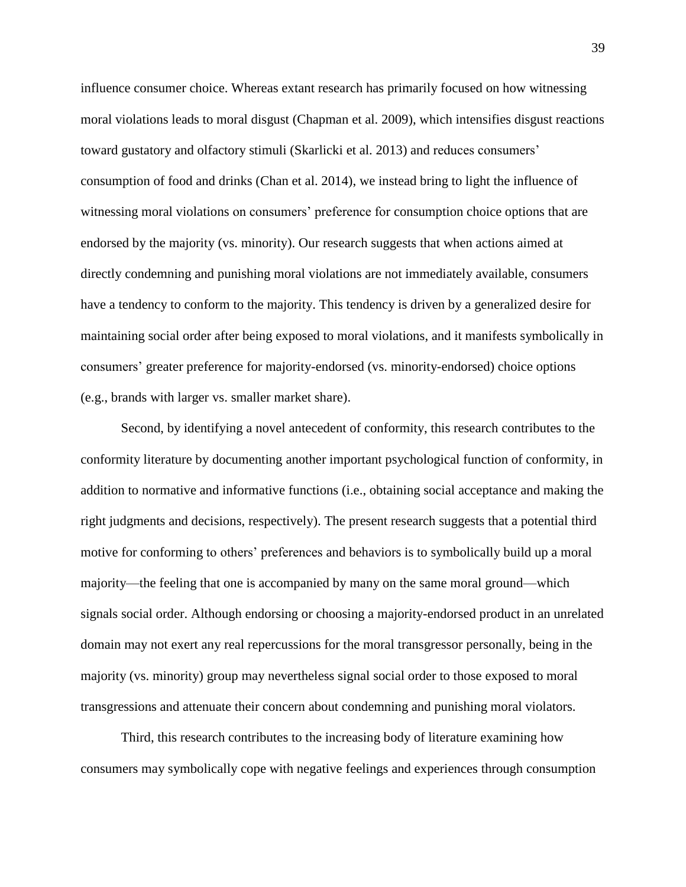influence consumer choice. Whereas extant research has primarily focused on how witnessing moral violations leads to moral disgust (Chapman et al. 2009), which intensifies disgust reactions toward gustatory and olfactory stimuli (Skarlicki et al. 2013) and reduces consumers' consumption of food and drinks (Chan et al. 2014), we instead bring to light the influence of witnessing moral violations on consumers' preference for consumption choice options that are endorsed by the majority (vs. minority). Our research suggests that when actions aimed at directly condemning and punishing moral violations are not immediately available, consumers have a tendency to conform to the majority. This tendency is driven by a generalized desire for maintaining social order after being exposed to moral violations, and it manifests symbolically in consumers' greater preference for majority-endorsed (vs. minority-endorsed) choice options (e.g., brands with larger vs. smaller market share).

Second, by identifying a novel antecedent of conformity, this research contributes to the conformity literature by documenting another important psychological function of conformity, in addition to normative and informative functions (i.e., obtaining social acceptance and making the right judgments and decisions, respectively). The present research suggests that a potential third motive for conforming to others' preferences and behaviors is to symbolically build up a moral majority—the feeling that one is accompanied by many on the same moral ground—which signals social order. Although endorsing or choosing a majority-endorsed product in an unrelated domain may not exert any real repercussions for the moral transgressor personally, being in the majority (vs. minority) group may nevertheless signal social order to those exposed to moral transgressions and attenuate their concern about condemning and punishing moral violators.

Third, this research contributes to the increasing body of literature examining how consumers may symbolically cope with negative feelings and experiences through consumption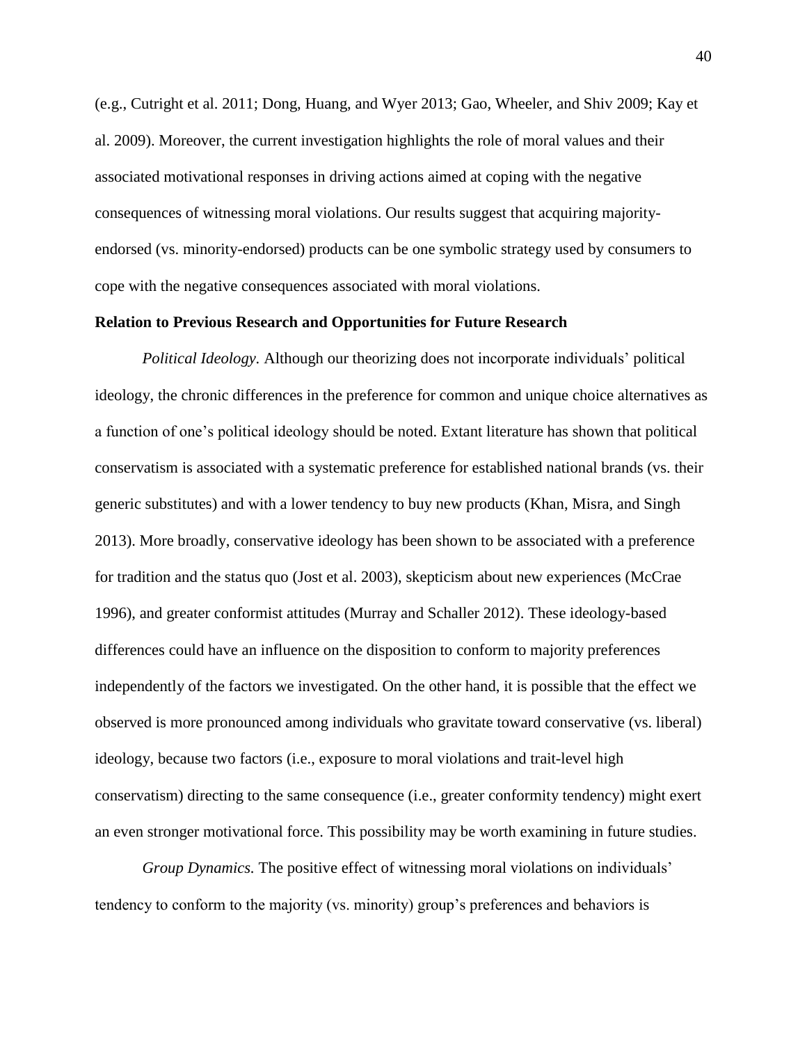(e.g., Cutright et al. 2011; Dong, Huang, and Wyer 2013; Gao, Wheeler, and Shiv 2009; Kay et al. 2009). Moreover, the current investigation highlights the role of moral values and their associated motivational responses in driving actions aimed at coping with the negative consequences of witnessing moral violations. Our results suggest that acquiring majority-endorsed (vs. minority-endorsed) products can be one symbolic strategy used by consumers to cope with the negative consequences associated with moral violations.

**Relation to Previous Research and Opportunities for Future Research**

*Political Ideology.* Although our theorizing does not incorporate individuals' political ideology, the chronic differences in the preference for common and unique choice alternatives as a function of one's political ideology should be noted. Extant literature has shown that political conservatism is associated with a systematic preference for established national brands (vs. their generic substitutes) and with a lower tendency to buy new products (Khan, Misra, and Singh 2013). More broadly, conservative ideology has been shown to be associated with a preference for tradition and the status quo (Jost et al. 2003), skepticism about new experiences (McCrae 1996), and greater conformist attitudes (Murray and Schaller 2012). These ideology-based differences could have an influence on the disposition to conform to majority preferences independently of the factors we investigated. On the other hand, it is possible that the effect we observed is more pronounced among individuals who gravitate toward conservative (vs. liberal) ideology, because two factors (i.e., exposure to moral violations and trait-level high conservatism) directing to the same consequence (i.e., greater conformity tendency) might exert an even stronger motivational force. This possibility may be worth examining in future studies.

*Group Dynamics.* The positive effect of witnessing moral violations on individuals' tendency to conform to the majority (vs. minority) group's preferences and behaviors is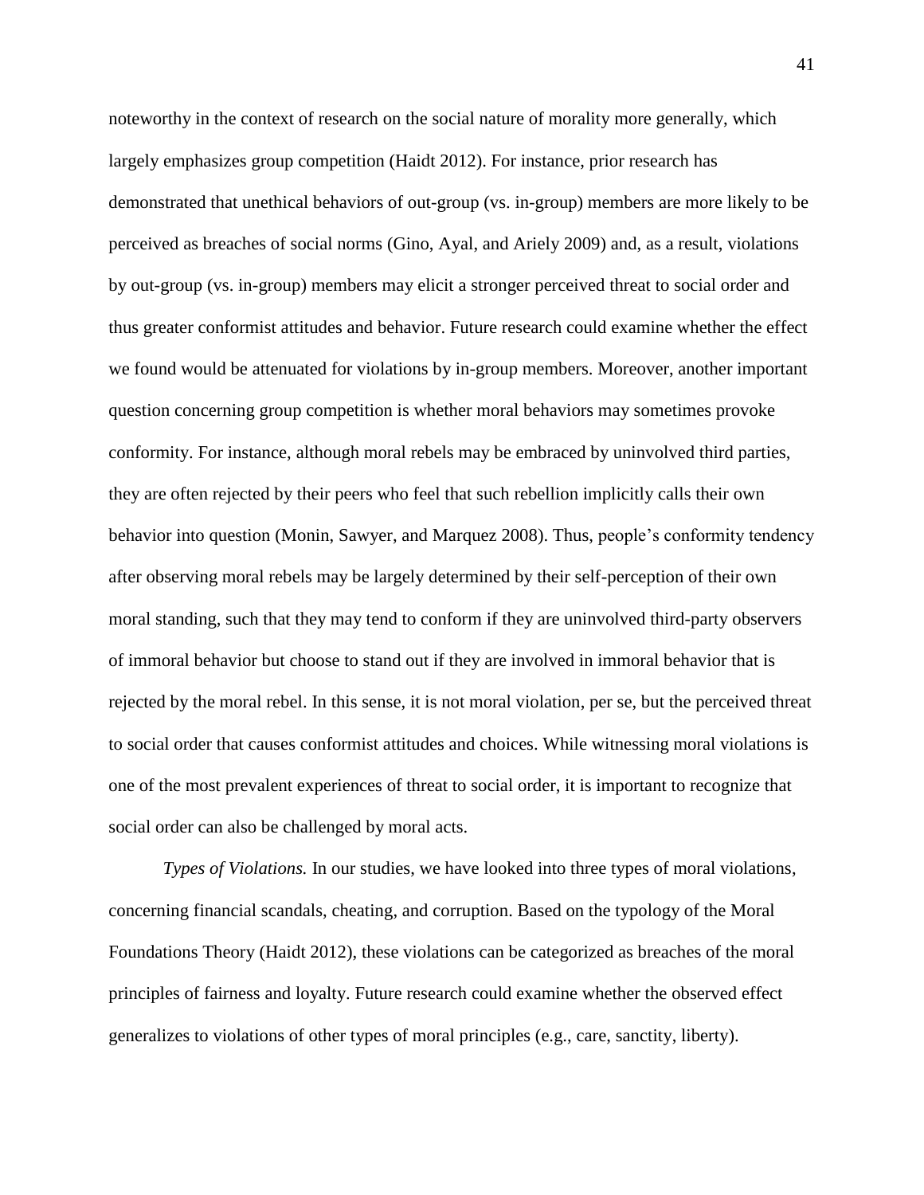noteworthy in the context of research on the social nature of morality more generally, which largely emphasizes group competition (Haidt 2012). For instance, prior research has demonstrated that unethical behaviors of out-group (vs. in-group) members are more likely to be perceived as breaches of social norms (Gino, Ayal, and Ariely 2009) and, as a result, violations by out-group (vs. in-group) members may elicit a stronger perceived threat to social order and thus greater conformist attitudes and behavior. Future research could examine whether the effect we found would be attenuated for violations by in-group members. Moreover, another important question concerning group competition is whether moral behaviors may sometimes provoke conformity. For instance, although moral rebels may be embraced by uninvolved third parties, they are often rejected by their peers who feel that such rebellion implicitly calls their own behavior into question (Monin, Sawyer, and Marquez 2008). Thus, people's conformity tendency after observing moral rebels may be largely determined by their self-perception of their own moral standing, such that they may tend to conform if they are uninvolved third-party observers of immoral behavior but choose to stand out if they are involved in immoral behavior that is rejected by the moral rebel. In this sense, it is not moral violation, per se, but the perceived threat to social order that causes conformist attitudes and choices. While witnessing moral violations is one of the most prevalent experiences of threat to social order, it is important to recognize that social order can also be challenged by moral acts.

*Types of Violations.* In our studies, we have looked into three types of moral violations, concerning financial scandals, cheating, and corruption. Based on the typology of the Moral Foundations Theory (Haidt 2012), these violations can be categorized as breaches of the moral principles of fairness and loyalty. Future research could examine whether the observed effect generalizes to violations of other types of moral principles (e.g., care, sanctity, liberty).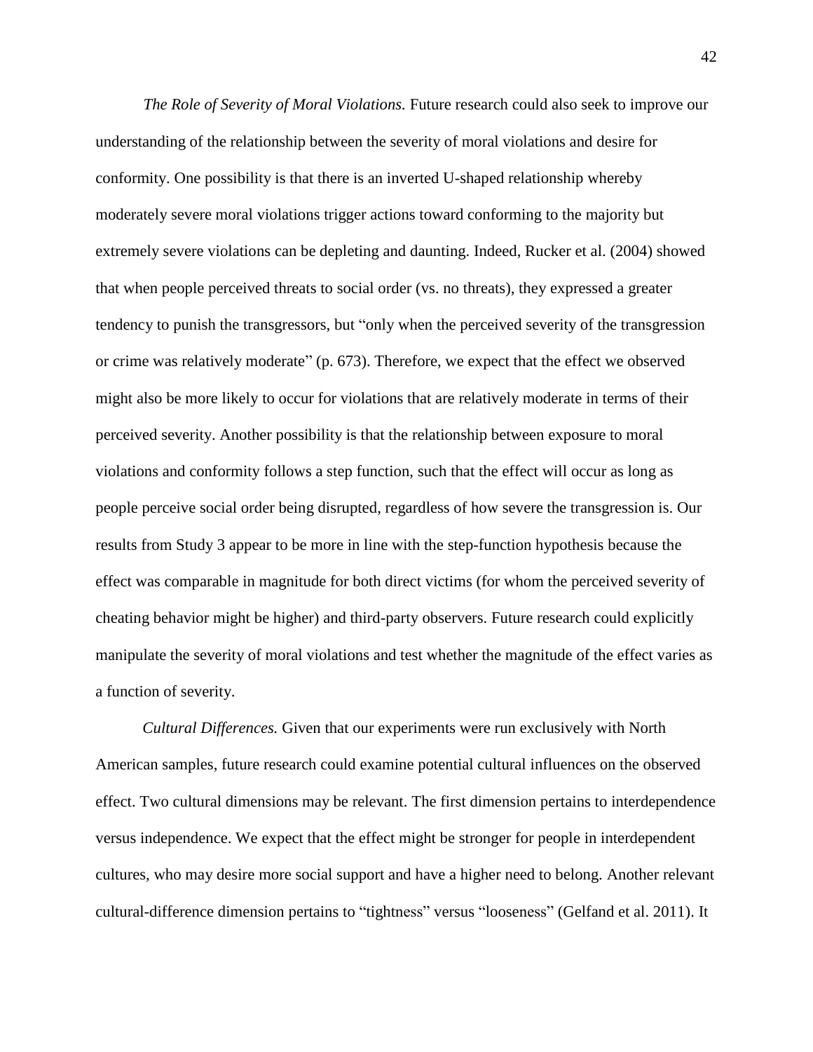*The Role of Severity of Moral Violations.* Future research could also seek to improve our understanding of the relationship between the severity of moral violations and desire for conformity. One possibility is that there is an inverted U-shaped relationship whereby moderately severe moral violations trigger actions toward conforming to the majority but extremely severe violations can be depleting and daunting. Indeed, Rucker et al. (2004) showed that when people perceived threats to social order (vs. no threats), they expressed a greater tendency to punish the transgressors, but "only when the perceived severity of the transgression or crime was relatively moderate" (p. 673). Therefore, we expect that the effect we observed might also be more likely to occur for violations that are relatively moderate in terms of their perceived severity. Another possibility is that the relationship between exposure to moral violations and conformity follows a step function, such that the effect will occur as long as people perceive social order being disrupted, regardless of how severe the transgression is. Our results from Study 3 appear to be more in line with the step-function hypothesis because the effect was comparable in magnitude for both direct victims (for whom the perceived severity of cheating behavior might be higher) and third-party observers. Future research could explicitly manipulate the severity of moral violations and test whether the magnitude of the effect varies as a function of severity.

*Cultural Differences.* Given that our experiments were run exclusively with North American samples, future research could examine potential cultural influences on the observed effect. Two cultural dimensions may be relevant. The first dimension pertains to interdependence versus independence. We expect that the effect might be stronger for people in interdependent cultures, who may desire more social support and have a higher need to belong. Another relevant cultural-difference dimension pertains to "tightness" versus "looseness" (Gelfand et al. 2011). It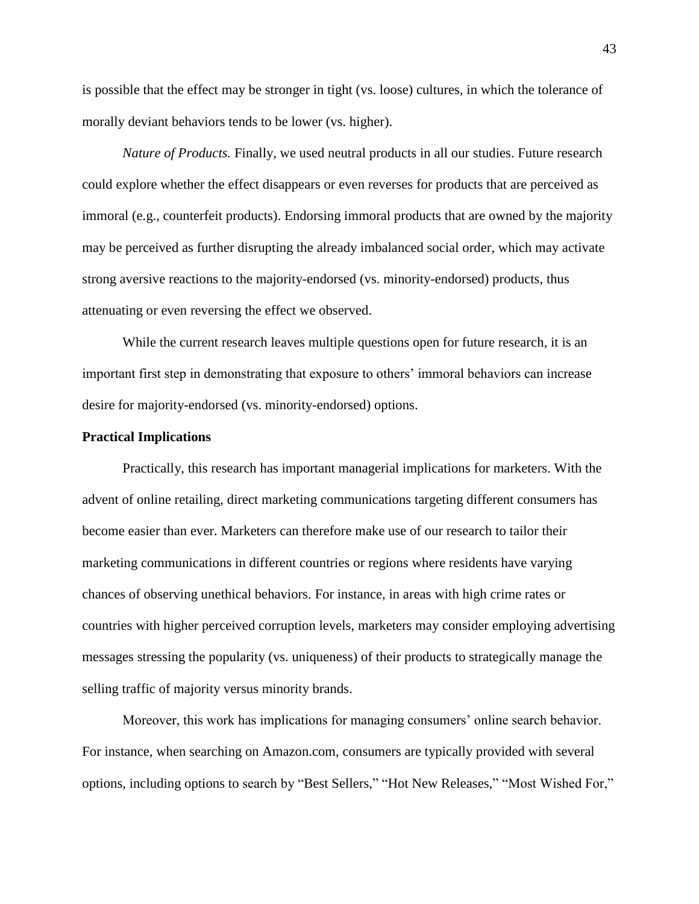is possible that the effect may be stronger in tight (vs. loose) cultures, in which the tolerance of morally deviant behaviors tends to be lower (vs. higher).

*Nature of Products.* Finally, we used neutral products in all our studies. Future research could explore whether the effect disappears or even reverses for products that are perceived as immoral (e.g., counterfeit products). Endorsing immoral products that are owned by the majority may be perceived as further disrupting the already imbalanced social order, which may activate strong aversive reactions to the majority-endorsed (vs. minority-endorsed) products, thus attenuating or even reversing the effect we observed.

While the current research leaves multiple questions open for future research, it is an important first step in demonstrating that exposure to others' immoral behaviors can increase desire for majority-endorsed (vs. minority-endorsed) options.

**Practical Implications**

Practically, this research has important managerial implications for marketers. With the advent of online retailing, direct marketing communications targeting different consumers has become easier than ever. Marketers can therefore make use of our research to tailor their marketing communications in different countries or regions where residents have varying chances of observing unethical behaviors. For instance, in areas with high crime rates or countries with higher perceived corruption levels, marketers may consider employing advertising messages stressing the popularity (vs. uniqueness) of their products to strategically manage the selling traffic of majority versus minority brands.

Moreover, this work has implications for managing consumers' online search behavior. For instance, when searching on Amazon.com, consumers are typically provided with several options, including options to search by "Best Sellers," "Hot New Releases," "Most Wished For,"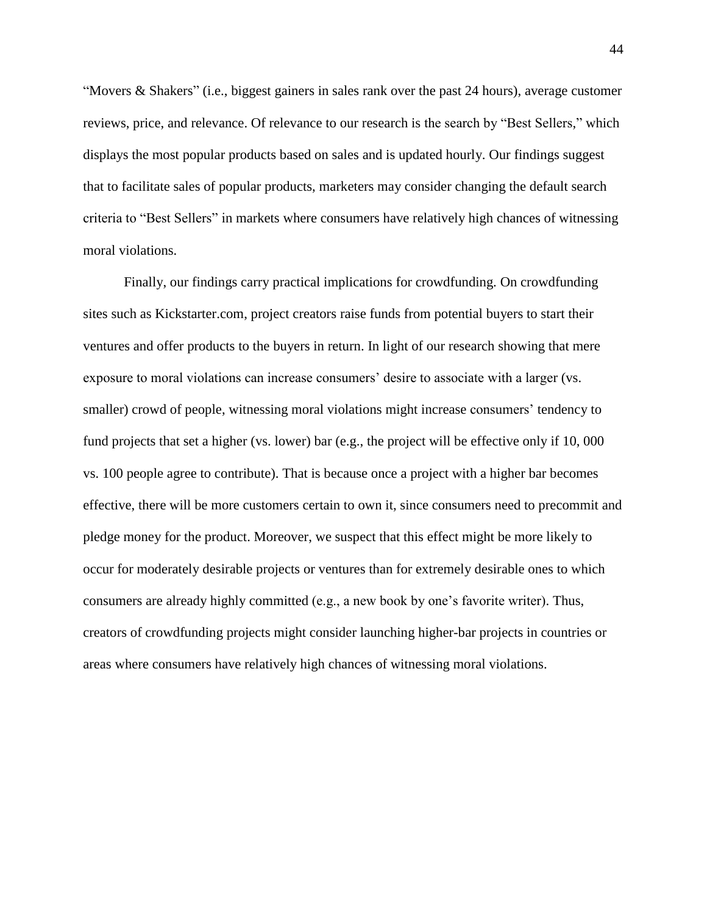"Movers & Shakers" (i.e., biggest gainers in sales rank over the past 24 hours), average customer reviews, price, and relevance. Of relevance to our research is the search by "Best Sellers," which displays the most popular products based on sales and is updated hourly. Our findings suggest that to facilitate sales of popular products, marketers may consider changing the default search criteria to "Best Sellers" in markets where consumers have relatively high chances of witnessing moral violations.

Finally, our findings carry practical implications for crowdfunding. On crowdfunding sites such as Kickstarter.com, project creators raise funds from potential buyers to start their ventures and offer products to the buyers in return. In light of our research showing that mere exposure to moral violations can increase consumers' desire to associate with a larger (vs. smaller) crowd of people, witnessing moral violations might increase consumers' tendency to fund projects that set a higher (vs. lower) bar (e.g., the project will be effective only if 10, 000 vs. 100 people agree to contribute). That is because once a project with a higher bar becomes effective, there will be more customers certain to own it, since consumers need to precommit and pledge money for the product. Moreover, we suspect that this effect might be more likely to occur for moderately desirable projects or ventures than for extremely desirable ones to which consumers are already highly committed (e.g., a new book by one's favorite writer). Thus, creators of crowdfunding projects might consider launching higher-bar projects in countries or areas where consumers have relatively high chances of witnessing moral violations.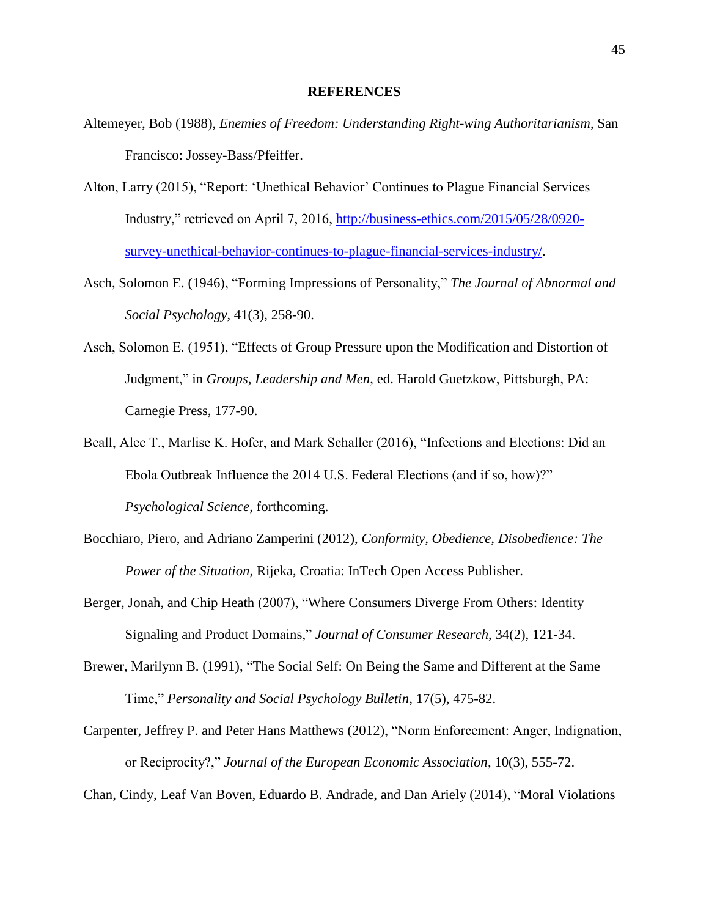## REFERENCES

Altemeyer, Bob (1988), *Enemies of Freedom: Understanding Right-wing Authoritarianism*, San Francisco: Jossey-Bass/Pfeiffer.

Alton, Larry (2015), "Report: 'Unethical Behavior' Continues to Plague Financial Services Industry," retrieved on April 7, 2016, http://business-ethics.com/2015/05/28/0920-survey-unethical-behavior-continues-to-plague-financial-services-industry/.

Asch, Solomon E. (1946), "Forming Impressions of Personality," *The Journal of Abnormal and Social Psychology*, 41(3), 258-90.

Asch, Solomon E. (1951), "Effects of Group Pressure upon the Modification and Distortion of Judgment," in *Groups, Leadership and Men*, ed. Harold Guetzkow, Pittsburgh, PA: Carnegie Press, 177-90.

Beall, Alec T., Marlise K. Hofer, and Mark Schaller (2016), "Infections and Elections: Did an Ebola Outbreak Influence the 2014 U.S. Federal Elections (and if so, how)?" *Psychological Science*, forthcoming.

Bocchiaro, Piero, and Adriano Zamperini (2012), *Conformity, Obedience, Disobedience: The Power of the Situation*, Rijeka, Croatia: InTech Open Access Publisher.

Berger, Jonah, and Chip Heath (2007), "Where Consumers Diverge From Others: Identity Signaling and Product Domains," *Journal of Consumer Research*, 34(2), 121-34.

Brewer, Marilynn B. (1991), "The Social Self: On Being the Same and Different at the Same Time," *Personality and Social Psychology Bulletin*, 17(5), 475-82.

Carpenter, Jeffrey P. and Peter Hans Matthews (2012), "Norm Enforcement: Anger, Indignation, or Reciprocity?," *Journal of the European Economic Association*, 10(3), 555-72.

Chan, Cindy, Leaf Van Boven, Eduardo B. Andrade, and Dan Ariely (2014), "Moral Violations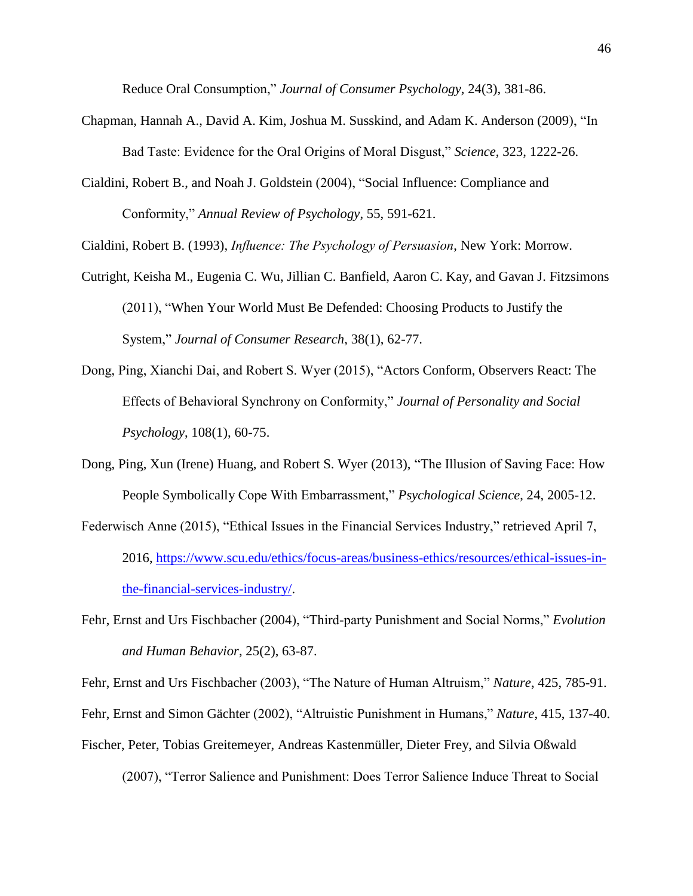Reduce Oral Consumption," *Journal of Consumer Psychology*, 24(3), 381-86.

Chapman, Hannah A., David A. Kim, Joshua M. Susskind, and Adam K. Anderson (2009), "In Bad Taste: Evidence for the Oral Origins of Moral Disgust," *Science*, 323, 1222-26.

Cialdini, Robert B., and Noah J. Goldstein (2004), "Social Influence: Compliance and Conformity," *Annual Review of Psychology*, 55, 591-621.

Cialdini, Robert B. (1993), *Influence: The Psychology of Persuasion*, New York: Morrow.

Cutright, Keisha M., Eugenia C. Wu, Jillian C. Banfield, Aaron C. Kay, and Gavan J. Fitzsimons (2011), "When Your World Must Be Defended: Choosing Products to Justify the System," *Journal of Consumer Research*, 38(1), 62-77.

Dong, Ping, Xianchi Dai, and Robert S. Wyer (2015), "Actors Conform, Observers React: The Effects of Behavioral Synchrony on Conformity," *Journal of Personality and Social Psychology*, 108(1), 60-75.

Dong, Ping, Xun (Irene) Huang, and Robert S. Wyer (2013), "The Illusion of Saving Face: How People Symbolically Cope With Embarrassment," *Psychological Science*, 24, 2005-12.

Federwisch Anne (2015), "Ethical Issues in the Financial Services Industry," retrieved April 7, 2016, [https://www.scu.edu/ethics/focus-areas/business-ethics/resources/ethical-issues-in-the-financial-services-industry/](https://www.scu.edu/ethics/focus-areas/business-ethics/resources/ethical-issues-in-the-financial-services-industry/).

Fehr, Ernst and Urs Fischbacher (2004), "Third-party Punishment and Social Norms," *Evolution and Human Behavior*, 25(2), 63-87.

Fehr, Ernst and Urs Fischbacher (2003), "The Nature of Human Altruism," *Nature*, 425, 785-91.

Fehr, Ernst and Simon Gächter (2002), "Altruistic Punishment in Humans," *Nature*, 415, 137-40.

Fischer, Peter, Tobias Greitemeyer, Andreas Kastenmüller, Dieter Frey, and Silvia Oßwald (2007), "Terror Salience and Punishment: Does Terror Salience Induce Threat to Social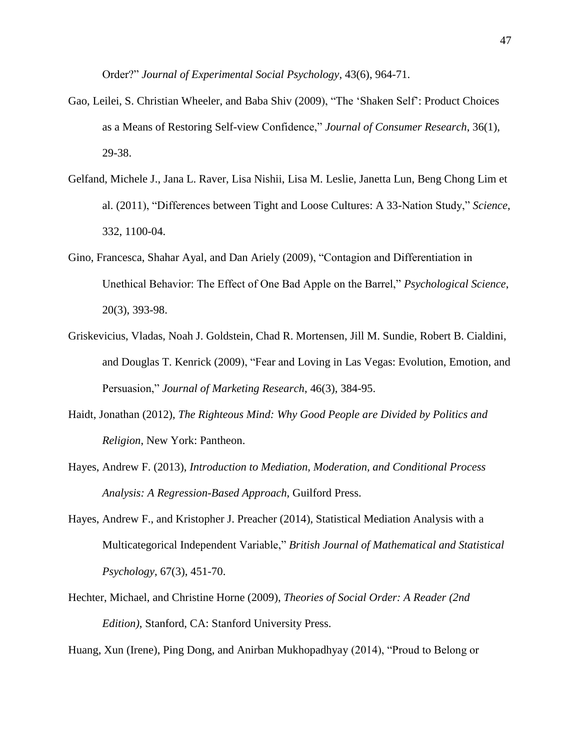Order?" *Journal of Experimental Social Psychology*, 43(6), 964-71.

Gao, Leilei, S. Christian Wheeler, and Baba Shiv (2009), "The 'Shaken Self': Product Choices as a Means of Restoring Self-view Confidence," *Journal of Consumer Research*, 36(1), 29-38.

Gelfand, Michele J., Jana L. Raver, Lisa Nishii, Lisa M. Leslie, Janetta Lun, Beng Chong Lim et al. (2011), "Differences between Tight and Loose Cultures: A 33-Nation Study," *Science*, 332, 1100-04.

Gino, Francesca, Shahar Ayal, and Dan Ariely (2009), "Contagion and Differentiation in Unethical Behavior: The Effect of One Bad Apple on the Barrel," *Psychological Science*, 20(3), 393-98.

Griskevicius, Vladas, Noah J. Goldstein, Chad R. Mortensen, Jill M. Sundie, Robert B. Cialdini, and Douglas T. Kenrick (2009), "Fear and Loving in Las Vegas: Evolution, Emotion, and Persuasion," *Journal of Marketing Research*, 46(3), 384-95.

Haidt, Jonathan (2012), *The Righteous Mind: Why Good People are Divided by Politics and Religion*, New York: Pantheon.

Hayes, Andrew F. (2013), *Introduction to Mediation, Moderation, and Conditional Process Analysis: A Regression-Based Approach*, Guilford Press.

Hayes, Andrew F., and Kristopher J. Preacher (2014), Statistical Mediation Analysis with a Multicategorical Independent Variable," *British Journal of Mathematical and Statistical Psychology*, 67(3), 451-70.

Hechter, Michael, and Christine Horne (2009), *Theories of Social Order: A Reader (2nd Edition)*, Stanford, CA: Stanford University Press.

Huang, Xun (Irene), Ping Dong, and Anirban Mukhopadhyay (2014), "Proud to Belong or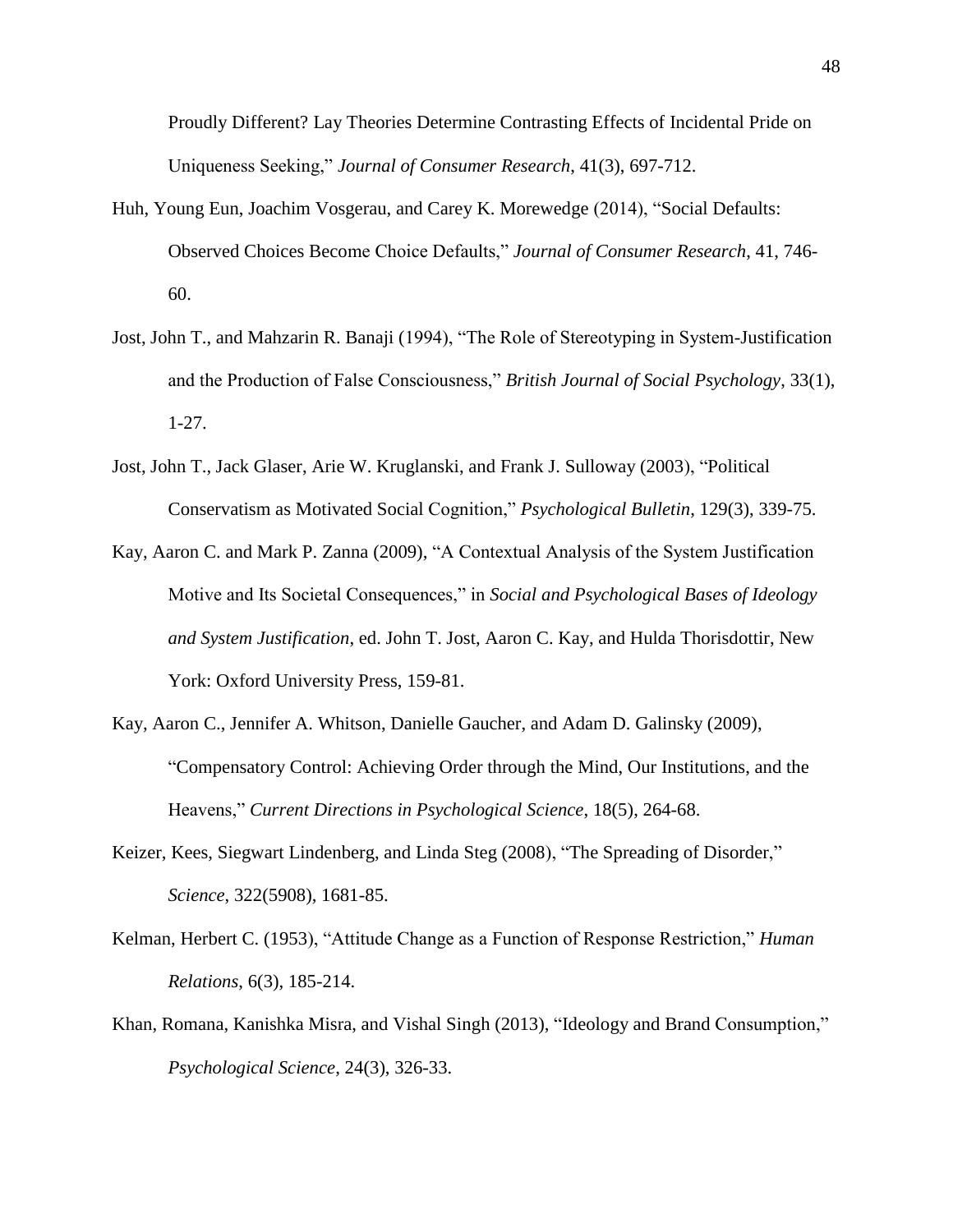Proudly Different? Lay Theories Determine Contrasting Effects of Incidental Pride on Uniqueness Seeking," *Journal of Consumer Research*, 41(3), 697-712.

Huh, Young Eun, Joachim Vosgerau, and Carey K. Morewedge (2014), "Social Defaults: Observed Choices Become Choice Defaults," *Journal of Consumer Research*, 41, 746-60.

Jost, John T., and Mahzarin R. Banaji (1994), "The Role of Stereotyping in System-Justification and the Production of False Consciousness," *British Journal of Social Psychology*, 33(1), 1-27.

Jost, John T., Jack Glaser, Arie W. Kruglanski, and Frank J. Sulloway (2003), "Political Conservatism as Motivated Social Cognition," *Psychological Bulletin*, 129(3), 339-75.

Kay, Aaron C. and Mark P. Zanna (2009), "A Contextual Analysis of the System Justification Motive and Its Societal Consequences," in *Social and Psychological Bases of Ideology and System Justification*, ed. John T. Jost, Aaron C. Kay, and Hulda Thorisdottir, New York: Oxford University Press, 159-81.

Kay, Aaron C., Jennifer A. Whitson, Danielle Gaucher, and Adam D. Galinsky (2009), "Compensatory Control: Achieving Order through the Mind, Our Institutions, and the Heavens," *Current Directions in Psychological Science*, 18(5), 264-68.

Keizer, Kees, Siegwart Lindenberg, and Linda Steg (2008), "The Spreading of Disorder," *Science*, 322(5908), 1681-85.

Kelman, Herbert C. (1953), "Attitude Change as a Function of Response Restriction," *Human Relations*, 6(3), 185-214.

Khan, Romana, Kanishka Misra, and Vishal Singh (2013), "Ideology and Brand Consumption," *Psychological Science*, 24(3), 326-33.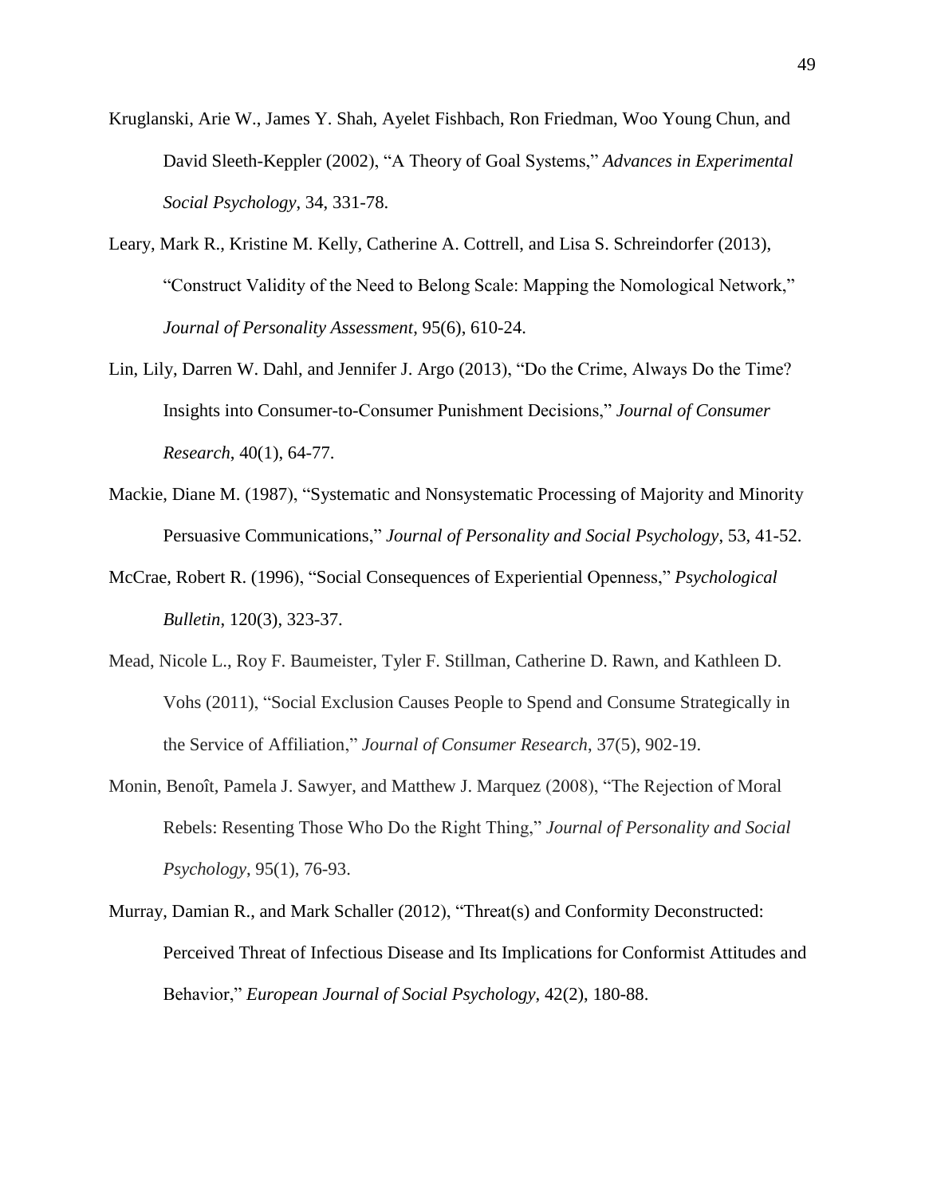Kruglanski, Arie W., James Y. Shah, Ayelet Fishbach, Ron Friedman, Woo Young Chun, and David Sleeth-Keppler (2002), "A Theory of Goal Systems," *Advances in Experimental Social Psychology*, 34, 331-78.

Leary, Mark R., Kristine M. Kelly, Catherine A. Cottrell, and Lisa S. Schreindorfer (2013), "Construct Validity of the Need to Belong Scale: Mapping the Nomological Network," *Journal of Personality Assessment*, 95(6), 610-24.

Lin, Lily, Darren W. Dahl, and Jennifer J. Argo (2013), "Do the Crime, Always Do the Time? Insights into Consumer-to-Consumer Punishment Decisions," *Journal of Consumer Research*, 40(1), 64-77.

Mackie, Diane M. (1987), "Systematic and Nonsystematic Processing of Majority and Minority Persuasive Communications," *Journal of Personality and Social Psychology*, 53, 41-52.

McCrae, Robert R. (1996), "Social Consequences of Experiential Openness," *Psychological Bulletin*, 120(3), 323-37.

Mead, Nicole L., Roy F. Baumeister, Tyler F. Stillman, Catherine D. Rawn, and Kathleen D. Vohs (2011), "Social Exclusion Causes People to Spend and Consume Strategically in the Service of Affiliation," *Journal of Consumer Research*, 37(5), 902-19.

Monin, Benoît, Pamela J. Sawyer, and Matthew J. Marquez (2008), "The Rejection of Moral Rebels: Resenting Those Who Do the Right Thing," *Journal of Personality and Social Psychology*, 95(1), 76-93.

Murray, Damian R., and Mark Schaller (2012), "Threat(s) and Conformity Deconstructed: Perceived Threat of Infectious Disease and Its Implications for Conformist Attitudes and Behavior," *European Journal of Social Psychology*, 42(2), 180-88.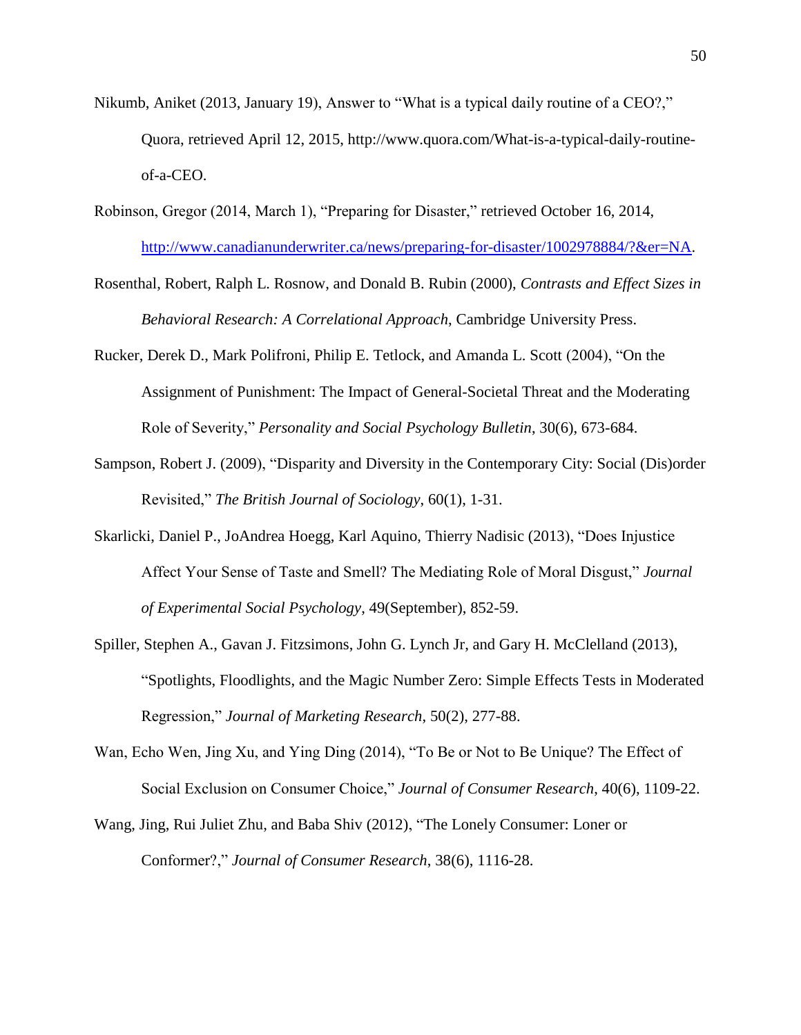Nikumb, Aniket (2013, January 19), Answer to "What is a typical daily routine of a CEO?," Quora, retrieved April 12, 2015, http://www.quora.com/What-is-a-typical-daily-routine-of-a-CEO.

Robinson, Gregor (2014, March 1), "Preparing for Disaster," retrieved October 16, 2014, http://www.canadianunderwriter.ca/news/preparing-for-disaster/1002978884/?&er=NA.

Rosenthal, Robert, Ralph L. Rosnow, and Donald B. Rubin (2000), *Contrasts and Effect Sizes in Behavioral Research: A Correlational Approach*, Cambridge University Press.

Rucker, Derek D., Mark Polifroni, Philip E. Tetlock, and Amanda L. Scott (2004), "On the Assignment of Punishment: The Impact of General-Societal Threat and the Moderating Role of Severity," *Personality and Social Psychology Bulletin*, 30(6), 673-684.

Sampson, Robert J. (2009), "Disparity and Diversity in the Contemporary City: Social (Dis)order Revisited," *The British Journal of Sociology*, 60(1), 1-31.

Skarlicki, Daniel P., JoAndrea Hoegg, Karl Aquino, Thierry Nadisic (2013), "Does Injustice Affect Your Sense of Taste and Smell? The Mediating Role of Moral Disgust," *Journal of Experimental Social Psychology*, 49(September), 852-59.

Spiller, Stephen A., Gavan J. Fitzsimons, John G. Lynch Jr, and Gary H. McClelland (2013), "Spotlights, Floodlights, and the Magic Number Zero: Simple Effects Tests in Moderated Regression," *Journal of Marketing Research*, 50(2), 277-88.

Wan, Echo Wen, Jing Xu, and Ying Ding (2014), "To Be or Not to Be Unique? The Effect of Social Exclusion on Consumer Choice," *Journal of Consumer Research*, 40(6), 1109-22.

Wang, Jing, Rui Juliet Zhu, and Baba Shiv (2012), "The Lonely Consumer: Loner or Conformer?," *Journal of Consumer Research*, 38(6), 1116-28.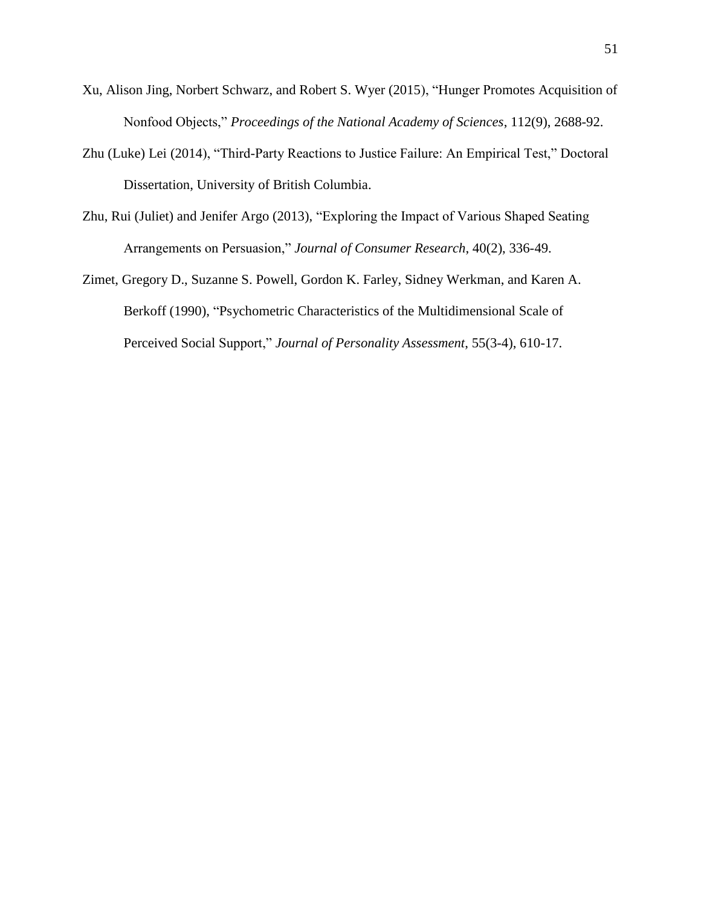Xu, Alison Jing, Norbert Schwarz, and Robert S. Wyer (2015), "Hunger Promotes Acquisition of Nonfood Objects," *Proceedings of the National Academy of Sciences*, 112(9), 2688-92.

Zhu (Luke) Lei (2014), "Third-Party Reactions to Justice Failure: An Empirical Test," Doctoral Dissertation, University of British Columbia.

Zhu, Rui (Juliet) and Jenifer Argo (2013), "Exploring the Impact of Various Shaped Seating Arrangements on Persuasion," *Journal of Consumer Research*, 40(2), 336-49.

Zimet, Gregory D., Suzanne S. Powell, Gordon K. Farley, Sidney Werkman, and Karen A. Berkoff (1990), "Psychometric Characteristics of the Multidimensional Scale of Perceived Social Support," *Journal of Personality Assessment*, 55(3-4), 610-17.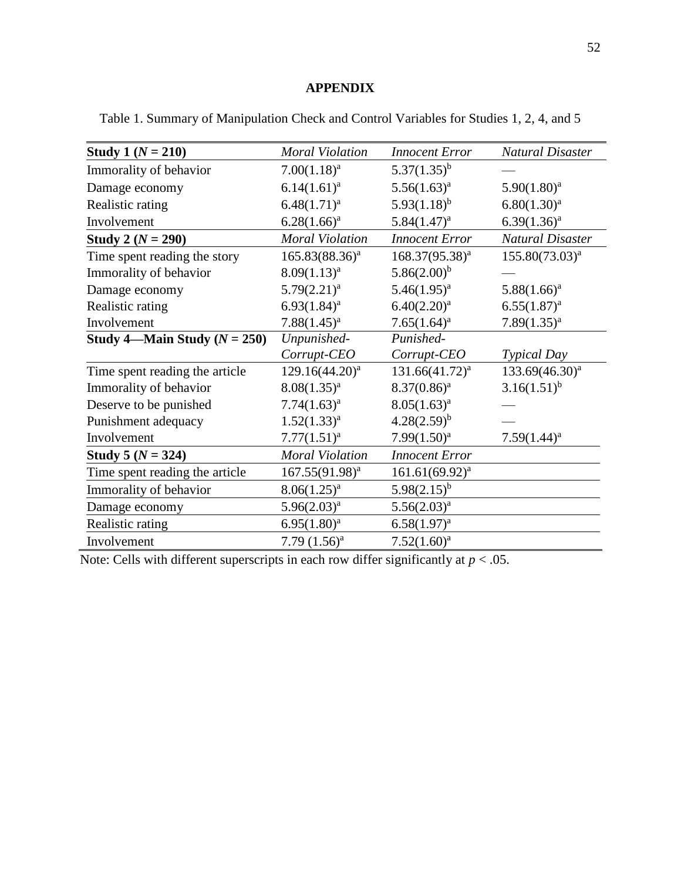# APPENDIX

Table 1. Summary of Manipulation Check and Control Variables for Studies 1, 2, 4, and 5

| **Study 1 (*N* = 210)** | *Moral Violation* | *Innocent Error* | *Natural Disaster* |
|---|---|---|---|
| Immorality of behavior | 7.00(1.18)[a] | 5.37(1.35)[b] | — |
| Damage economy | 6.14(1.61)[a] | 5.56(1.63)[a] | 5.90(1.80)[a] |
| Realistic rating | 6.48(1.71)[a] | 5.93(1.18)[b] | 6.80(1.30)[a] |
| Involvement | 6.28(1.66)[a] | 5.84(1.47)[a] | 6.39(1.36)[a] |
| **Study 2 (*N* = 290)** | *Moral Violation* | *Innocent Error* | *Natural Disaster* |
| Time spent reading the story | 165.83(88.36)[a] | 168.37(95.38)[a] | 155.80(73.03)[a] |
| Immorality of behavior | 8.09(1.13)[a] | 5.86(2.00)[b] | — |
| Damage economy | 5.79(2.21)[a] | 5.46(1.95)[a] | 5.88(1.66)[a] |
| Realistic rating | 6.93(1.84)[a] | 6.40(2.20)[a] | 6.55(1.87)[a] |
| Involvement | 7.88(1.45)[a] | 7.65(1.64)[a] | 7.89(1.35)[a] |
| **Study 4—Main Study (*N* = 250)** | *Unpunished-Corrupt-CEO* | *Punished-Corrupt-CEO* | *Typical Day* |
| Time spent reading the article | 129.16(44.20)[a] | 131.66(41.72)[a] | 133.69(46.30)[a] |
| Immorality of behavior | 8.08(1.35)[a] | 8.37(0.86)[a] | 3.16(1.51)[b] |
| Deserve to be punished | 7.74(1.63)[a] | 8.05(1.63)[a] | — |
| Punishment adequacy | 1.52(1.33)[a] | 4.28(2.59)[b] | — |
| Involvement | 7.77(1.51)[a] | 7.99(1.50)[a] | 7.59(1.44)[a] |
| **Study 5 (*N* = 324)** | *Moral Violation* | *Innocent Error* | |
| Time spent reading the article | 167.55(91.98)[a] | 161.61(69.92)[a] | |
| Immorality of behavior | 8.06(1.25)[a] | 5.98(2.15)[b] | |
| Damage economy | 5.96(2.03)[a] | 5.56(2.03)[a] | |
| Realistic rating | 6.95(1.80)[a] | 6.58(1.97)[a] | |
| Involvement | 7.79 (1.56)[a] | 7.52(1.60)[a] | |

Note: Cells with different superscripts in each row differ significantly at $p < .05$.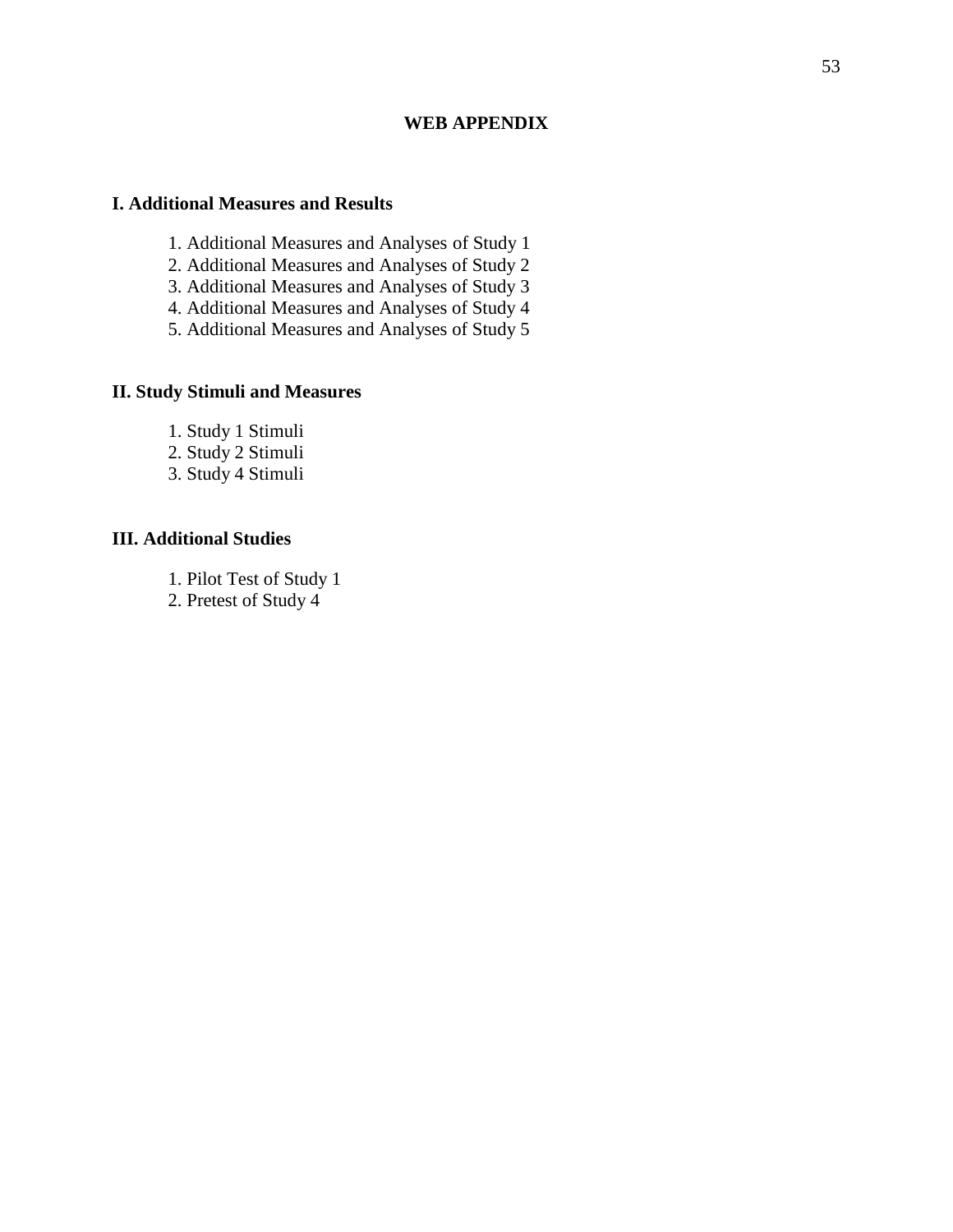# WEB APPENDIX

## I. Additional Measures and Results

1. Additional Measures and Analyses of Study 1
2. Additional Measures and Analyses of Study 2
3. Additional Measures and Analyses of Study 3
4. Additional Measures and Analyses of Study 4
5. Additional Measures and Analyses of Study 5

## II. Study Stimuli and Measures

1. Study 1 Stimuli
2. Study 2 Stimuli
3. Study 4 Stimuli

## III. Additional Studies

1. Pilot Test of Study 1
2. Pretest of Study 4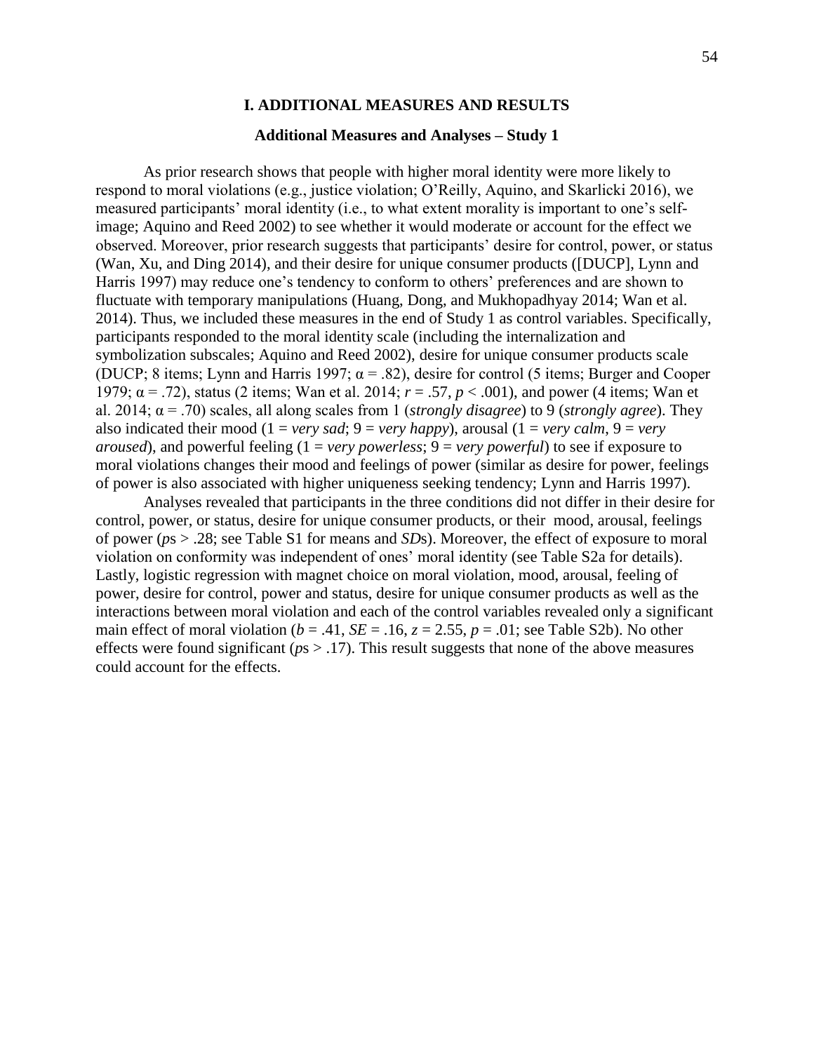## I. ADDITIONAL MEASURES AND RESULTS

### Additional Measures and Analyses – Study 1

As prior research shows that people with higher moral identity were more likely to respond to moral violations (e.g., justice violation; O'Reilly, Aquino, and Skarlicki 2016), we measured participants' moral identity (i.e., to what extent morality is important to one's self-image; Aquino and Reed 2002) to see whether it would moderate or account for the effect we observed. Moreover, prior research suggests that participants' desire for control, power, or status (Wan, Xu, and Ding 2014), and their desire for unique consumer products ([DUCP], Lynn and Harris 1997) may reduce one's tendency to conform to others' preferences and are shown to fluctuate with temporary manipulations (Huang, Dong, and Mukhopadhyay 2014; Wan et al. 2014). Thus, we included these measures in the end of Study 1 as control variables. Specifically, participants responded to the moral identity scale (including the internalization and symbolization subscales; Aquino and Reed 2002), desire for unique consumer products scale (DUCP; 8 items; Lynn and Harris 1997; $\alpha = .82$), desire for control (5 items; Burger and Cooper 1979; $\alpha = .72$), status (2 items; Wan et al. 2014; $r = .57$, $p < .001$), and power (4 items; Wan et al. 2014; $\alpha = .70$) scales, all along scales from 1 (*strongly disagree*) to 9 (*strongly agree*). They also indicated their mood (1 = *very sad*; 9 = *very happy*), arousal (1 = *very calm*, 9 = *very aroused*), and powerful feeling (1 = *very powerless*; 9 = *very powerful*) to see if exposure to moral violations changes their mood and feelings of power (similar as desire for power, feelings of power is also associated with higher uniqueness seeking tendency; Lynn and Harris 1997).

Analyses revealed that participants in the three conditions did not differ in their desire for control, power, or status, desire for unique consumer products, or their mood, arousal, feelings of power ($p$s > .28; see Table S1 for means and *SD*s). Moreover, the effect of exposure to moral violation on conformity was independent of ones' moral identity (see Table S2a for details). Lastly, logistic regression with magnet choice on moral violation, mood, arousal, feeling of power, desire for control, power and status, desire for unique consumer products as well as the interactions between moral violation and each of the control variables revealed only a significant main effect of moral violation ($b = .41$, $SE = .16$, $z = 2.55$, $p = .01$; see Table S2b). No other effects were found significant ($p$s > .17). This result suggests that none of the above measures could account for the effects.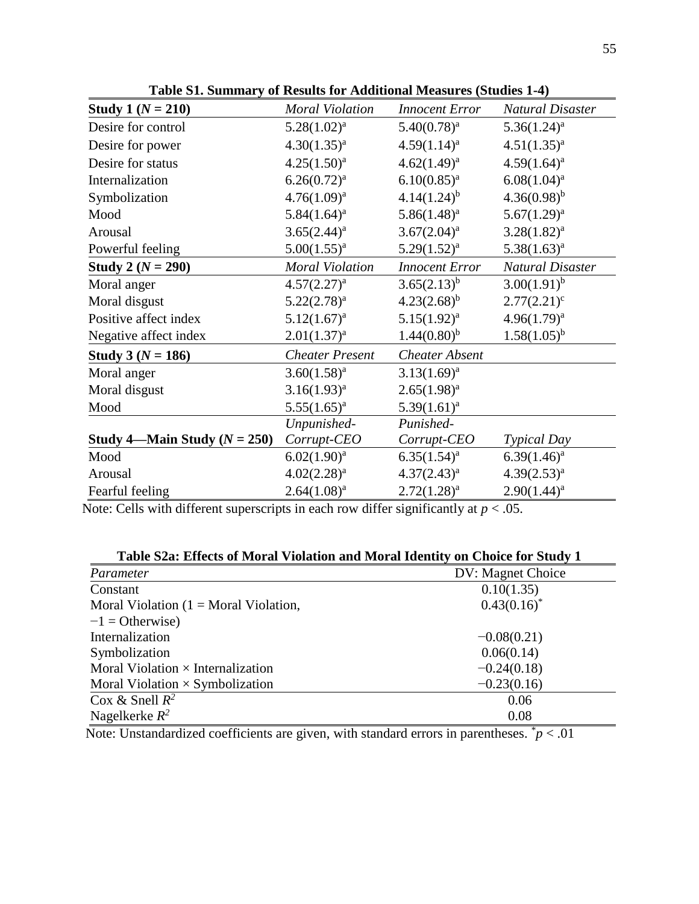**Table S1. Summary of Results for Additional Measures (Studies 1-4)**

| Study 1 ($N$ = 210) | *Moral Violation* | *Innocent Error* | *Natural Disaster* |
|---|---|---|---|
| Desire for control | $5.28(1.02)^{a}$ | $5.40(0.78)^{a}$ | $5.36(1.24)^{a}$ |
| Desire for power | $4.30(1.35)^{a}$ | $4.59(1.14)^{a}$ | $4.51(1.35)^{a}$ |
| Desire for status | $4.25(1.50)^{a}$ | $4.62(1.49)^{a}$ | $4.59(1.64)^{a}$ |
| Internalization | $6.26(0.72)^{a}$ | $6.10(0.85)^{a}$ | $6.08(1.04)^{a}$ |
| Symbolization | $4.76(1.09)^{a}$ | $4.14(1.24)^{b}$ | $4.36(0.98)^{b}$ |
| Mood | $5.84(1.64)^{a}$ | $5.86(1.48)^{a}$ | $5.67(1.29)^{a}$ |
| Arousal | $3.65(2.44)^{a}$ | $3.67(2.04)^{a}$ | $3.28(1.82)^{a}$ |
| Powerful feeling | $5.00(1.55)^{a}$ | $5.29(1.52)^{a}$ | $5.38(1.63)^{a}$ |
| **Study 2 ($N$ = 290)** | *Moral Violation* | *Innocent Error* | *Natural Disaster* |
| Moral anger | $4.57(2.27)^{a}$ | $3.65(2.13)^{b}$ | $3.00(1.91)^{b}$ |
| Moral disgust | $5.22(2.78)^{a}$ | $4.23(2.68)^{b}$ | $2.77(2.21)^{c}$ |
| Positive affect index | $5.12(1.67)^{a}$ | $5.15(1.92)^{a}$ | $4.96(1.79)^{a}$ |
| Negative affect index | $2.01(1.37)^{a}$ | $1.44(0.80)^{b}$ | $1.58(1.05)^{b}$ |
| **Study 3 ($N$ = 186)** | *Cheater Present* | *Cheater Absent* | |
| Moral anger | $3.60(1.58)^{a}$ | $3.13(1.69)^{a}$ | |
| Moral disgust | $3.16(1.93)^{a}$ | $2.65(1.98)^{a}$ | |
| Mood | $5.55(1.65)^{a}$ | $5.39(1.61)^{a}$ | |
| **Study 4—Main Study ($N$ = 250)** | *Unpunished-Corrupt-CEO* | *Punished-Corrupt-CEO* | *Typical Day* |
| Mood | $6.02(1.90)^{a}$ | $6.35(1.54)^{a}$ | $6.39(1.46)^{a}$ |
| Arousal | $4.02(2.28)^{a}$ | $4.37(2.43)^{a}$ | $4.39(2.53)^{a}$ |
| Fearful feeling | $2.64(1.08)^{a}$ | $2.72(1.28)^{a}$ | $2.90(1.44)^{a}$ |

Note: Cells with different superscripts in each row differ significantly at $p < .05$.

**Table S2a: Effects of Moral Violation and Moral Identity on Choice for Study 1**

| *Parameter* | DV: Magnet Choice |
|---|---|
| Constant | 0.10(1.35) |
| Moral Violation (1 = Moral Violation, −1 = Otherwise) | $0.43(0.16)^{*}$ |
| Internalization | −0.08(0.21) |
| Symbolization | 0.06(0.14) |
| Moral Violation × Internalization | −0.24(0.18) |
| Moral Violation × Symbolization | −0.23(0.16) |
| Cox & Snell $R^2$ | 0.06 |
| Nagelkerke $R^2$ | 0.08 |

Note: Unstandardized coefficients are given, with standard errors in parentheses. $^{*}p < .01$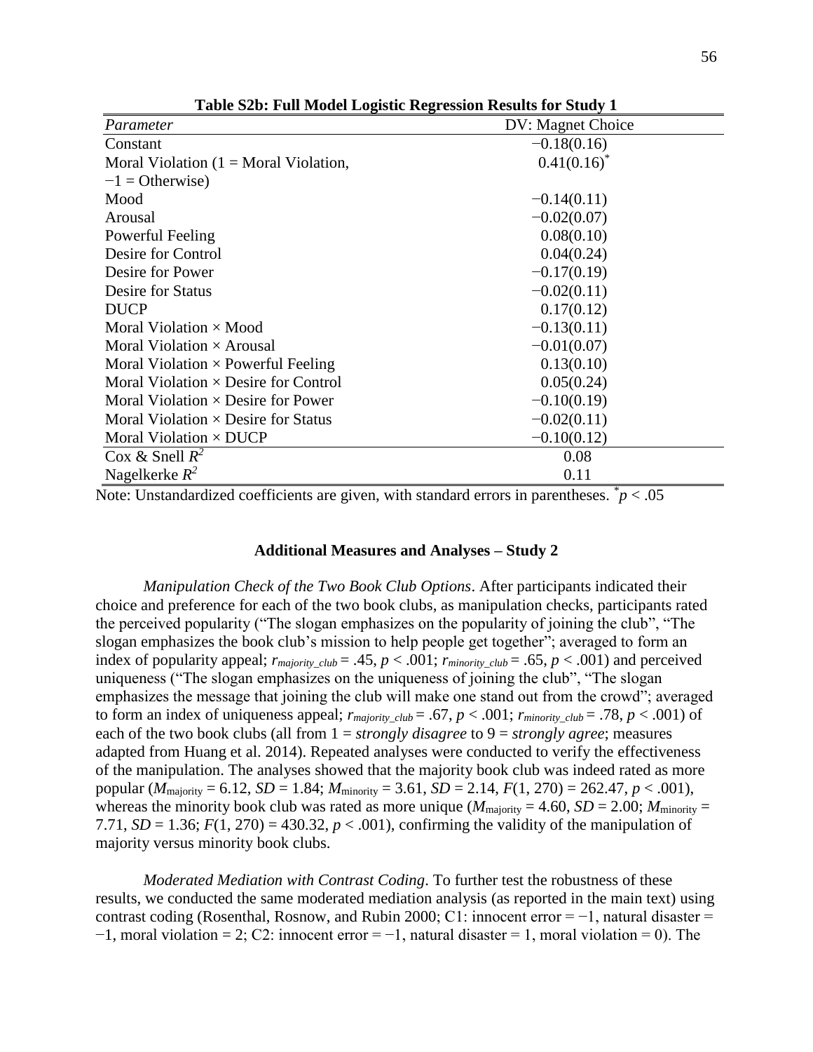**Table S2b: Full Model Logistic Regression Results for Study 1**

| *Parameter* | DV: Magnet Choice |
|---|---|
| Constant | −0.18(0.16) |
| Moral Violation (1 = Moral Violation, −1 = Otherwise) | 0.41(0.16)* |
| Mood | −0.14(0.11) |
| Arousal | −0.02(0.07) |
| Powerful Feeling | 0.08(0.10) |
| Desire for Control | 0.04(0.24) |
| Desire for Power | −0.17(0.19) |
| Desire for Status | −0.02(0.11) |
| DUCP | 0.17(0.12) |
| Moral Violation × Mood | −0.13(0.11) |
| Moral Violation × Arousal | −0.01(0.07) |
| Moral Violation × Powerful Feeling | 0.13(0.10) |
| Moral Violation × Desire for Control | 0.05(0.24) |
| Moral Violation × Desire for Power | −0.10(0.19) |
| Moral Violation × Desire for Status | −0.02(0.11) |
| Moral Violation × DUCP | −0.10(0.12) |
| Cox & Snell $R^2$ | 0.08 |
| Nagelkerke $R^2$ | 0.11 |

Note: Unstandardized coefficients are given, with standard errors in parentheses. *$p < .05$

### Additional Measures and Analyses – Study 2

*Manipulation Check of the Two Book Club Options*. After participants indicated their choice and preference for each of the two book clubs, as manipulation checks, participants rated the perceived popularity ("The slogan emphasizes on the popularity of joining the club", "The slogan emphasizes the book club's mission to help people get together"; averaged to form an index of popularity appeal; $r_{majority\_club} = .45$, $p < .001$; $r_{minority\_club} = .65$, $p < .001$) and perceived uniqueness ("The slogan emphasizes on the uniqueness of joining the club", "The slogan emphasizes the message that joining the club will make one stand out from the crowd"; averaged to form an index of uniqueness appeal; $r_{majority\_club} = .67$, $p < .001$; $r_{minority\_club} = .78$, $p < .001$) of each of the two book clubs (all from 1 = *strongly disagree* to 9 = *strongly agree*; measures adapted from Huang et al. 2014). Repeated analyses were conducted to verify the effectiveness of the manipulation. The analyses showed that the majority book club was indeed rated as more popular ($M_{\text{majority}} = 6.12$, $SD = 1.84$; $M_{\text{minority}} = 3.61$, $SD = 2.14$, $F(1, 270) = 262.47$, $p < .001$), whereas the minority book club was rated as more unique ($M_{\text{majority}} = 4.60$, $SD = 2.00$; $M_{\text{minority}} = 7.71$, $SD = 1.36$; $F(1, 270) = 430.32$, $p < .001$), confirming the validity of the manipulation of majority versus minority book clubs.

*Moderated Mediation with Contrast Coding*. To further test the robustness of these results, we conducted the same moderated mediation analysis (as reported in the main text) using contrast coding (Rosenthal, Rosnow, and Rubin 2000; C1: innocent error = −1, natural disaster = −1, moral violation = 2; C2: innocent error = −1, natural disaster = 1, moral violation = 0). The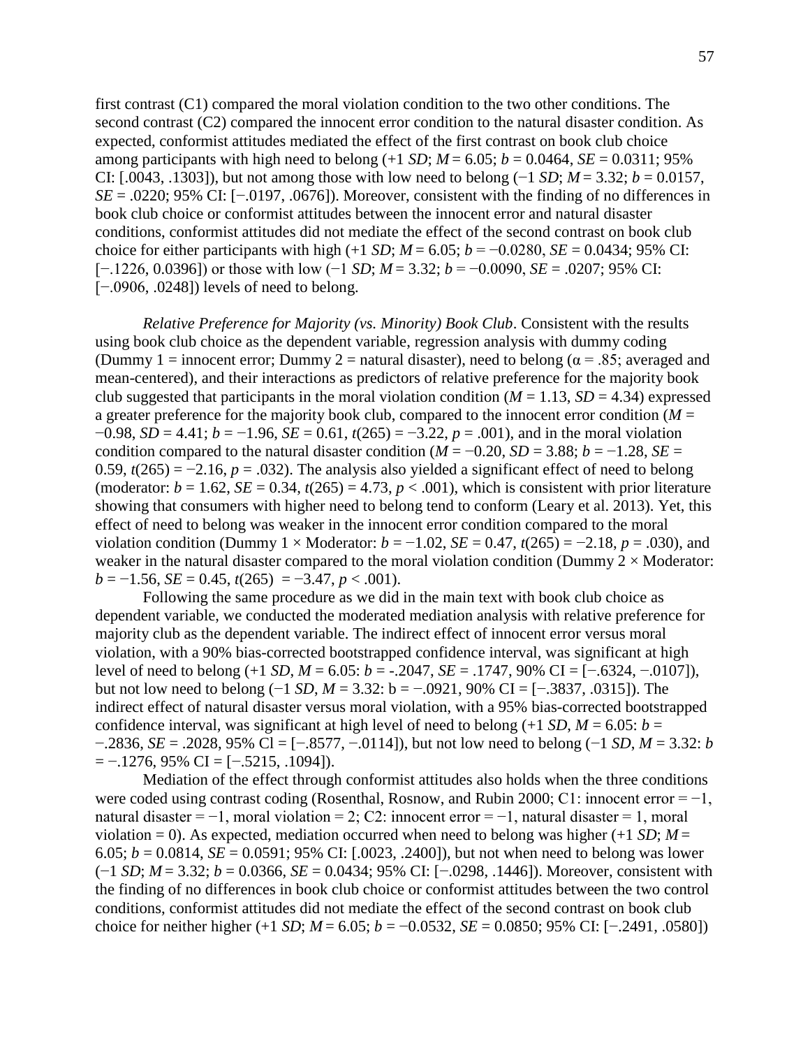first contrast (C1) compared the moral violation condition to the two other conditions. The second contrast (C2) compared the innocent error condition to the natural disaster condition. As expected, conformist attitudes mediated the effect of the first contrast on book club choice among participants with high need to belong (+1 *SD*; $M = 6.05$; $b = 0.0464$, $SE = 0.0311$; 95% CI: [.0043, .1303]), but not among those with low need to belong (−1 *SD*; $M = 3.32$; $b = 0.0157$, $SE = .0220$; 95% CI: [−.0197, .0676]). Moreover, consistent with the finding of no differences in book club choice or conformist attitudes between the innocent error and natural disaster conditions, conformist attitudes did not mediate the effect of the second contrast on book club choice for either participants with high (+1 *SD*; $M = 6.05$; $b = -0.0280$, $SE = 0.0434$; 95% CI: [−.1226, 0.0396]) or those with low (−1 *SD*; $M = 3.32$; $b = -0.0090$, $SE = .0207$; 95% CI: [−.0906, .0248]) levels of need to belong.

*Relative Preference for Majority (vs. Minority) Book Club*. Consistent with the results using book club choice as the dependent variable, regression analysis with dummy coding (Dummy 1 = innocent error; Dummy 2 = natural disaster), need to belong ($\alpha = .85$; averaged and mean-centered), and their interactions as predictors of relative preference for the majority book club suggested that participants in the moral violation condition ($M = 1.13$, $SD = 4.34$) expressed a greater preference for the majority book club, compared to the innocent error condition ($M = -0.98$, $SD = 4.41$; $b = -1.96$, $SE = 0.61$, $t(265) = -3.22$, $p = .001$), and in the moral violation condition compared to the natural disaster condition ($M = -0.20$, $SD = 3.88$; $b = -1.28$, $SE = 0.59$, $t(265) = -2.16$, $p = .032$). The analysis also yielded a significant effect of need to belong (moderator: $b = 1.62$, $SE = 0.34$, $t(265) = 4.73$, $p < .001$), which is consistent with prior literature showing that consumers with higher need to belong tend to conform (Leary et al. 2013). Yet, this effect of need to belong was weaker in the innocent error condition compared to the moral violation condition (Dummy 1 × Moderator: $b = -1.02$, $SE = 0.47$, $t(265) = -2.18$, $p = .030$), and weaker in the natural disaster compared to the moral violation condition (Dummy 2 × Moderator: $b = -1.56$, $SE = 0.45$, $t(265) = -3.47$, $p < .001$).

Following the same procedure as we did in the main text with book club choice as dependent variable, we conducted the moderated mediation analysis with relative preference for majority club as the dependent variable. The indirect effect of innocent error versus moral violation, with a 90% bias-corrected bootstrapped confidence interval, was significant at high level of need to belong (+1 *SD*, $M = 6.05$: $b = -.2047$, $SE = .1747$, 90% CI = [−.6324, −.0107]), but not low need to belong (−1 *SD*, $M = 3.32$: $b = -.0921$, 90% CI = [−.3837, .0315]). The indirect effect of natural disaster versus moral violation, with a 95% bias-corrected bootstrapped confidence interval, was significant at high level of need to belong (+1 *SD*, $M = 6.05$: $b = -.2836$, $SE = .2028$, 95% Cl = [−.8577, −.0114]), but not low need to belong (−1 *SD*, $M = 3.32$: $b = -.1276$, 95% CI = [−.5215, .1094]).

Mediation of the effect through conformist attitudes also holds when the three conditions were coded using contrast coding (Rosenthal, Rosnow, and Rubin 2000; C1: innocent error = −1, natural disaster = −1, moral violation = 2; C2: innocent error = −1, natural disaster = 1, moral violation = 0). As expected, mediation occurred when need to belong was higher (+1 *SD*; $M = 6.05$; $b = 0.0814$, $SE = 0.0591$; 95% CI: [.0023, .2400]), but not when need to belong was lower (−1 *SD*; $M = 3.32$; $b = 0.0366$, $SE = 0.0434$; 95% CI: [−.0298, .1446]). Moreover, consistent with the finding of no differences in book club choice or conformist attitudes between the two control conditions, conformist attitudes did not mediate the effect of the second contrast on book club choice for neither higher (+1 *SD*; $M = 6.05$; $b = -0.0532$, $SE = 0.0850$; 95% CI: [−.2491, .0580])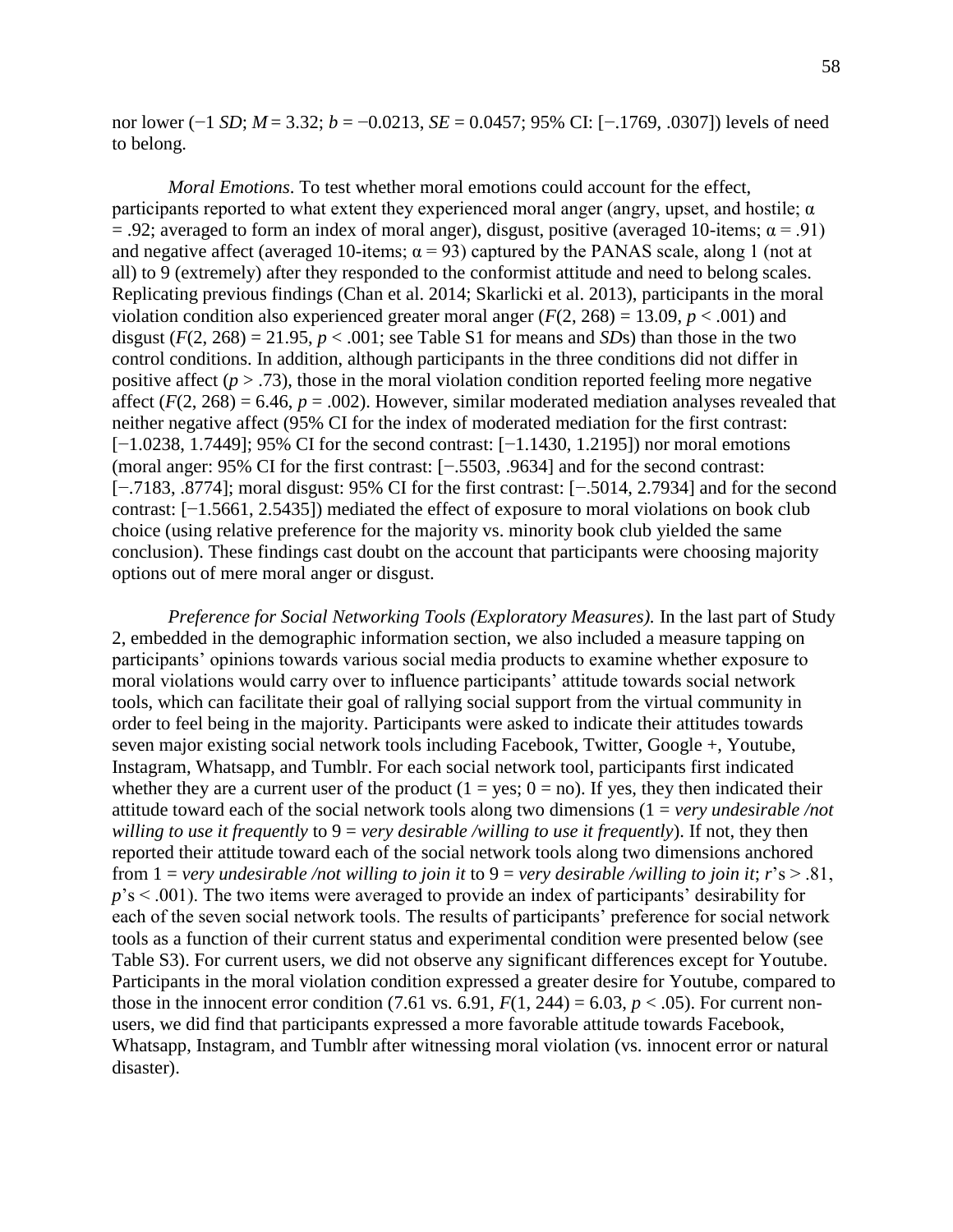nor lower (−1 *SD*; $M = 3.32$; $b = −0.0213$, $SE = 0.0457$; 95% CI: [−.1769, .0307]) levels of need to belong.

*Moral Emotions*. To test whether moral emotions could account for the effect, participants reported to what extent they experienced moral anger (angry, upset, and hostile; $\alpha = .92$; averaged to form an index of moral anger), disgust, positive (averaged 10-items; $\alpha = .91$) and negative affect (averaged 10-items; $\alpha = 93$) captured by the PANAS scale, along 1 (not at all) to 9 (extremely) after they responded to the conformist attitude and need to belong scales. Replicating previous findings (Chan et al. 2014; Skarlicki et al. 2013), participants in the moral violation condition also experienced greater moral anger ($F(2, 268) = 13.09$, $p < .001$) and disgust ($F(2, 268) = 21.95$, $p < .001$; see Table S1 for means and *SD*s) than those in the two control conditions. In addition, although participants in the three conditions did not differ in positive affect ($p > .73$), those in the moral violation condition reported feeling more negative affect ($F(2, 268) = 6.46$, $p = .002$). However, similar moderated mediation analyses revealed that neither negative affect (95% CI for the index of moderated mediation for the first contrast: [−1.0238, 1.7449]; 95% CI for the second contrast: [−1.1430, 1.2195]) nor moral emotions (moral anger: 95% CI for the first contrast: [−.5503, .9634] and for the second contrast: [−.7183, .8774]; moral disgust: 95% CI for the first contrast: [−.5014, 2.7934] and for the second contrast: [−1.5661, 2.5435]) mediated the effect of exposure to moral violations on book club choice (using relative preference for the majority vs. minority book club yielded the same conclusion). These findings cast doubt on the account that participants were choosing majority options out of mere moral anger or disgust.

*Preference for Social Networking Tools (Exploratory Measures).* In the last part of Study 2, embedded in the demographic information section, we also included a measure tapping on participants' opinions towards various social media products to examine whether exposure to moral violations would carry over to influence participants' attitude towards social network tools, which can facilitate their goal of rallying social support from the virtual community in order to feel being in the majority. Participants were asked to indicate their attitudes towards seven major existing social network tools including Facebook, Twitter, Google +, Youtube, Instagram, Whatsapp, and Tumblr. For each social network tool, participants first indicated whether they are a current user of the product (1 = yes; 0 = no). If yes, they then indicated their attitude toward each of the social network tools along two dimensions (1 = *very undesirable /not willing to use it frequently* to 9 = *very desirable /willing to use it frequently*). If not, they then reported their attitude toward each of the social network tools along two dimensions anchored from 1 = *very undesirable /not willing to join it* to 9 = *very desirable /willing to join it*; $r$'s > .81, $p$'s < .001). The two items were averaged to provide an index of participants' desirability for each of the seven social network tools. The results of participants' preference for social network tools as a function of their current status and experimental condition were presented below (see Table S3). For current users, we did not observe any significant differences except for Youtube. Participants in the moral violation condition expressed a greater desire for Youtube, compared to those in the innocent error condition (7.61 vs. 6.91, $F(1, 244) = 6.03$, $p < .05$). For current non-users, we did find that participants expressed a more favorable attitude towards Facebook, Whatsapp, Instagram, and Tumblr after witnessing moral violation (vs. innocent error or natural disaster).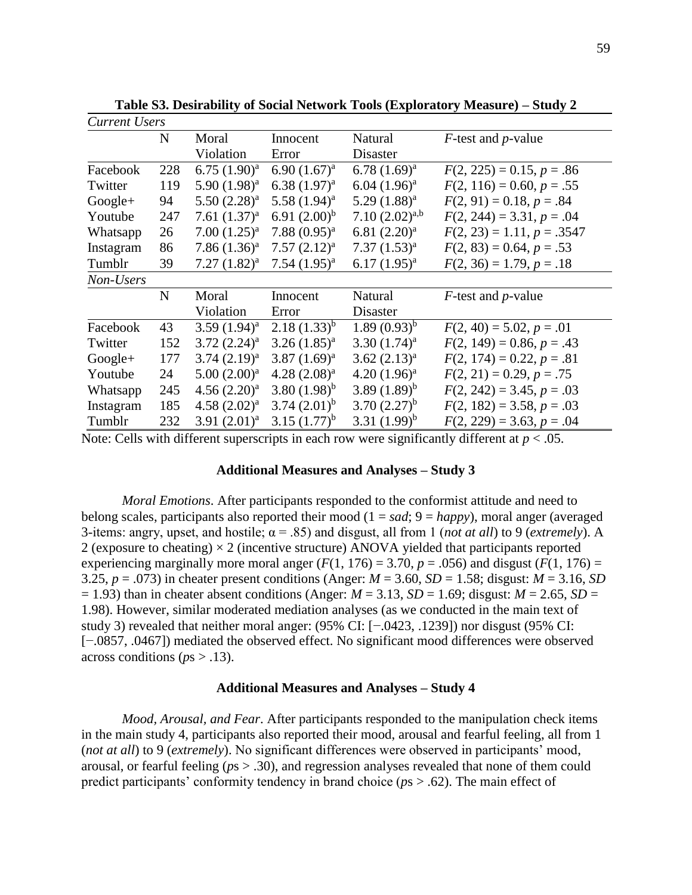**Table S3. Desirability of Social Network Tools (Exploratory Measure) – Study 2**

| | N | Moral Violation | Innocent Error | Natural Disaster | *F*-test and *p*-value |
|---|---|---|---|---|---|
| *Current Users* | | | | | |
| Facebook | 228 | 6.75 (1.90)[a] | 6.90 (1.67)[a] | 6.78 (1.69)[a] | $F(2, 225) = 0.15, p = .86$ |
| Twitter | 119 | 5.90 (1.98)[a] | 6.38 (1.97)[a] | 6.04 (1.96)[a] | $F(2, 116) = 0.60, p = .55$ |
| Google+ | 94 | 5.50 (2.28)[a] | 5.58 (1.94)[a] | 5.29 (1.88)[a] | $F(2, 91) = 0.18, p = .84$ |
| Youtube | 247 | 7.61 (1.37)[a] | 6.91 (2.00)[b] | 7.10 (2.02)[a,b] | $F(2, 244) = 3.31, p = .04$ |
| Whatsapp | 26 | 7.00 (1.25)[a] | 7.88 (0.95)[a] | 6.81 (2.20)[a] | $F(2, 23) = 1.11, p = .3547$ |
| Instagram | 86 | 7.86 (1.36)[a] | 7.57 (2.12)[a] | 7.37 (1.53)[a] | $F(2, 83) = 0.64, p = .53$ |
| Tumblr | 39 | 7.27 (1.82)[a] | 7.54 (1.95)[a] | 6.17 (1.95)[a] | $F(2, 36) = 1.79, p = .18$ |
| *Non-Users* | | | | | |
| | N | Moral Violation | Innocent Error | Natural Disaster | *F*-test and *p*-value |
| Facebook | 43 | 3.59 (1.94)[a] | 2.18 (1.33)[b] | 1.89 (0.93)[b] | $F(2, 40) = 5.02, p = .01$ |
| Twitter | 152 | 3.72 (2.24)[a] | 3.26 (1.85)[a] | 3.30 (1.74)[a] | $F(2, 149) = 0.86, p = .43$ |
| Google+ | 177 | 3.74 (2.19)[a] | 3.87 (1.69)[a] | 3.62 (2.13)[a] | $F(2, 174) = 0.22, p = .81$ |
| Youtube | 24 | 5.00 (2.00)[a] | 4.28 (2.08)[a] | 4.20 (1.96)[a] | $F(2, 21) = 0.29, p = .75$ |
| Whatsapp | 245 | 4.56 (2.20)[a] | 3.80 (1.98)[b] | 3.89 (1.89)[b] | $F(2, 242) = 3.45, p = .03$ |
| Instagram | 185 | 4.58 (2.02)[a] | 3.74 (2.01)[b] | 3.70 (2.27)[b] | $F(2, 182) = 3.58, p = .03$ |
| Tumblr | 232 | 3.91 (2.01)[a] | 3.15 (1.77)[b] | 3.31 (1.99)[b] | $F(2, 229) = 3.63, p = .04$ |

Note: Cells with different superscripts in each row were significantly different at $p < .05$.

## Additional Measures and Analyses – Study 3

*Moral Emotions*. After participants responded to the conformist attitude and need to belong scales, participants also reported their mood (1 = *sad*; 9 = *happy*), moral anger (averaged 3-items: angry, upset, and hostile; $\alpha = .85$) and disgust, all from 1 (*not at all*) to 9 (*extremely*). A 2 (exposure to cheating) × 2 (incentive structure) ANOVA yielded that participants reported experiencing marginally more moral anger ($F(1, 176) = 3.70$, $p = .056$) and disgust ($F(1, 176) = 3.25$, $p = .073$) in cheater present conditions (Anger: $M = 3.60$, $SD = 1.58$; disgust: $M = 3.16$, $SD = 1.93$) than in cheater absent conditions (Anger: $M = 3.13$, $SD = 1.69$; disgust: $M = 2.65$, $SD = 1.98$). However, similar moderated mediation analyses (as we conducted in the main text of study 3) revealed that neither moral anger: (95% CI: [−.0423, .1239]) nor disgust (95% CI: [−.0857, .0467]) mediated the observed effect. No significant mood differences were observed across conditions ($p$s > .13).

## Additional Measures and Analyses – Study 4

*Mood, Arousal, and Fear*. After participants responded to the manipulation check items in the main study 4, participants also reported their mood, arousal and fearful feeling, all from 1 (*not at all*) to 9 (*extremely*). No significant differences were observed in participants' mood, arousal, or fearful feeling ($p$s > .30), and regression analyses revealed that none of them could predict participants' conformity tendency in brand choice ($p$s > .62). The main effect of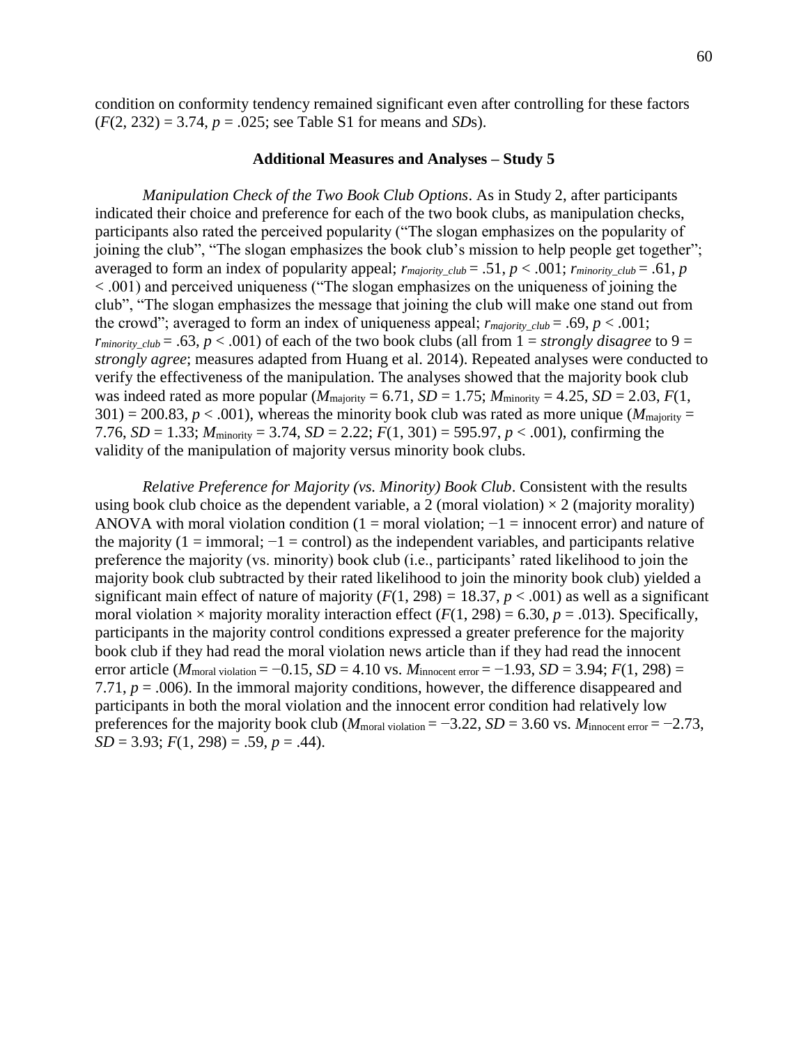condition on conformity tendency remained significant even after controlling for these factors ($F(2, 232) = 3.74$, $p = .025$; see Table S1 for means and *SD*s).

## Additional Measures and Analyses – Study 5

*Manipulation Check of the Two Book Club Options*. As in Study 2, after participants indicated their choice and preference for each of the two book clubs, as manipulation checks, participants also rated the perceived popularity ("The slogan emphasizes on the popularity of joining the club", "The slogan emphasizes the book club's mission to help people get together"; averaged to form an index of popularity appeal; $r_{majority\_club} = .51$, $p < .001$; $r_{minority\_club} = .61$, $p < .001$) and perceived uniqueness ("The slogan emphasizes on the uniqueness of joining the club", "The slogan emphasizes the message that joining the club will make one stand out from the crowd"; averaged to form an index of uniqueness appeal; $r_{majority\_club} = .69$, $p < .001$; $r_{minority\_club} = .63$, $p < .001$) of each of the two book clubs (all from 1 = *strongly disagree* to 9 = *strongly agree*; measures adapted from Huang et al. 2014). Repeated analyses were conducted to verify the effectiveness of the manipulation. The analyses showed that the majority book club was indeed rated as more popular ($M_{\text{majority}} = 6.71$, $SD = 1.75$; $M_{\text{minority}} = 4.25$, $SD = 2.03$, $F(1, 301) = 200.83$, $p < .001$), whereas the minority book club was rated as more unique ($M_{\text{majority}} = 7.76$, $SD = 1.33$; $M_{\text{minority}} = 3.74$, $SD = 2.22$; $F(1, 301) = 595.97$, $p < .001$), confirming the validity of the manipulation of majority versus minority book clubs.

*Relative Preference for Majority (vs. Minority) Book Club*. Consistent with the results using book club choice as the dependent variable, a 2 (moral violation) × 2 (majority morality) ANOVA with moral violation condition (1 = moral violation; −1 = innocent error) and nature of the majority (1 = immoral; −1 = control) as the independent variables, and participants relative preference the majority (vs. minority) book club (i.e., participants' rated likelihood to join the majority book club subtracted by their rated likelihood to join the minority book club) yielded a significant main effect of nature of majority ($F(1, 298) = 18.37$, $p < .001$) as well as a significant moral violation × majority morality interaction effect ($F(1, 298) = 6.30$, $p = .013$). Specifically, participants in the majority control conditions expressed a greater preference for the majority book club if they had read the moral violation news article than if they had read the innocent error article ($M_{\text{moral violation}} = -0.15$, $SD = 4.10$ vs. $M_{\text{innocent error}} = -1.93$, $SD = 3.94$; $F(1, 298) = 7.71$, $p = .006$). In the immoral majority conditions, however, the difference disappeared and participants in both the moral violation and the innocent error condition had relatively low preferences for the majority book club ($M_{\text{moral violation}} = -3.22$, $SD = 3.60$ vs. $M_{\text{innocent error}} = -2.73$, $SD = 3.93$; $F(1, 298) = .59$, $p = .44$).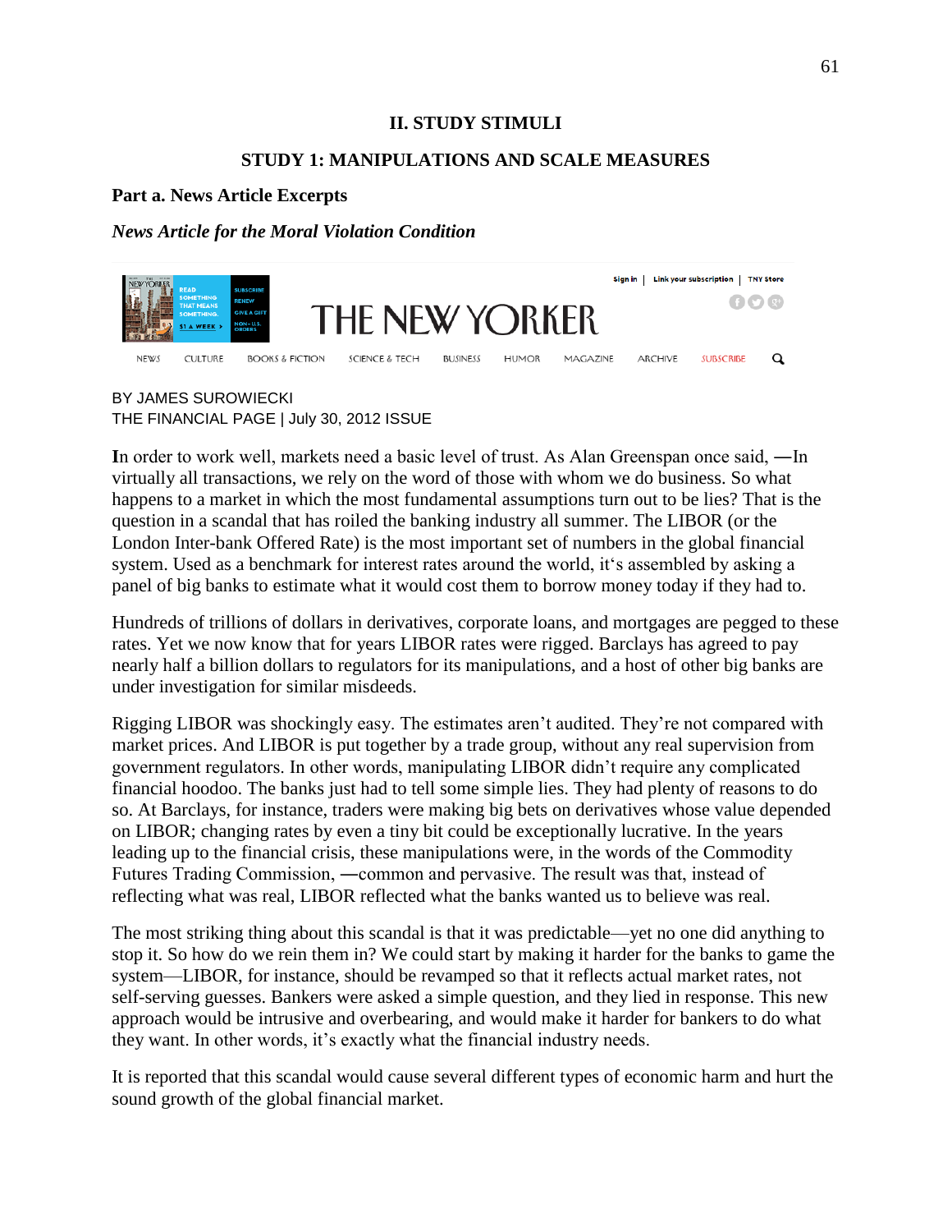## II. STUDY STIMULI

## STUDY 1: MANIPULATIONS AND SCALE MEASURES

### Part a. News Article Excerpts

***News Article for the Moral Violation Condition***

READ SOMETHING THAT MEANS SOMETHING. $1 A WEEK › SUBSCRIBE RENEW GIVE A GIFT NON-U.S. ORDERS

Sign in | Link your subscription | TNY Store

THE NEW YORKER

NEWS CULTURE BOOKS & FICTION SCIENCE & TECH BUSINESS HUMOR MAGAZINE ARCHIVE SUBSCRIBE

BY JAMES SUROWIECKI
THE FINANCIAL PAGE | July 30, 2012 ISSUE

**I**n order to work well, markets need a basic level of trust. As Alan Greenspan once said, ―In virtually all transactions, we rely on the word of those with whom we do business. So what happens to a market in which the most fundamental assumptions turn out to be lies? That is the question in a scandal that has roiled the banking industry all summer. The LIBOR (or the London Inter-bank Offered Rate) is the most important set of numbers in the global financial system. Used as a benchmark for interest rates around the world, it's assembled by asking a panel of big banks to estimate what it would cost them to borrow money today if they had to.

Hundreds of trillions of dollars in derivatives, corporate loans, and mortgages are pegged to these rates. Yet we now know that for years LIBOR rates were rigged. Barclays has agreed to pay nearly half a billion dollars to regulators for its manipulations, and a host of other big banks are under investigation for similar misdeeds.

Rigging LIBOR was shockingly easy. The estimates aren't audited. They're not compared with market prices. And LIBOR is put together by a trade group, without any real supervision from government regulators. In other words, manipulating LIBOR didn't require any complicated financial hoodoo. The banks just had to tell some simple lies. They had plenty of reasons to do so. At Barclays, for instance, traders were making big bets on derivatives whose value depended on LIBOR; changing rates by even a tiny bit could be exceptionally lucrative. In the years leading up to the financial crisis, these manipulations were, in the words of the Commodity Futures Trading Commission, ―common and pervasive. The result was that, instead of reflecting what was real, LIBOR reflected what the banks wanted us to believe was real.

The most striking thing about this scandal is that it was predictable—yet no one did anything to stop it. So how do we rein them in? We could start by making it harder for the banks to game the system—LIBOR, for instance, should be revamped so that it reflects actual market rates, not self-serving guesses. Bankers were asked a simple question, and they lied in response. This new approach would be intrusive and overbearing, and would make it harder for bankers to do what they want. In other words, it's exactly what the financial industry needs.

It is reported that this scandal would cause several different types of economic harm and hurt the sound growth of the global financial market.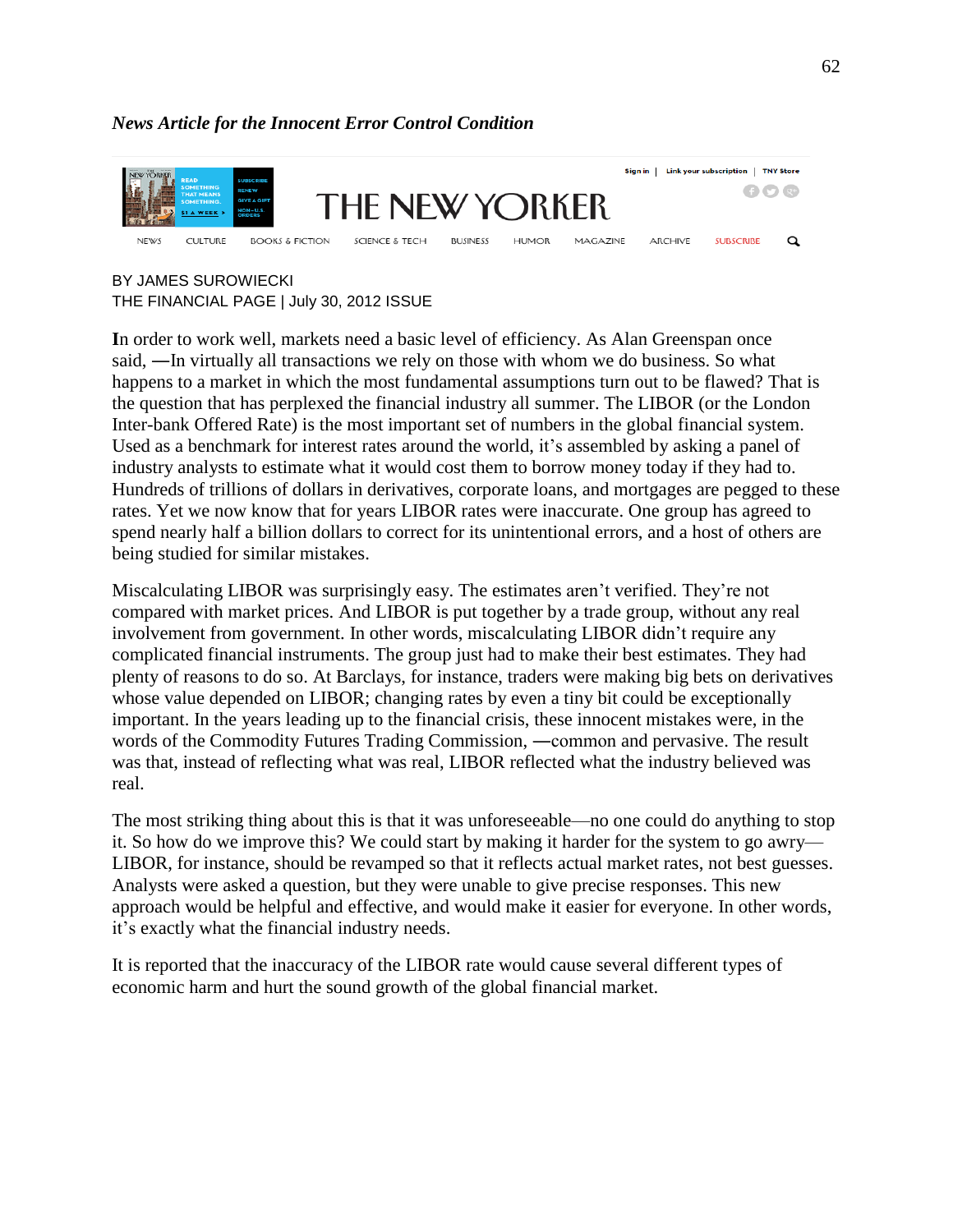*News Article for the Innocent Error Control Condition*

Sign in | Link your subscription | TNY Store

THE NEW YORKER

NEWS CULTURE BOOKS & FICTION SCIENCE & TECH BUSINESS HUMOR MAGAZINE ARCHIVE SUBSCRIBE

BY JAMES SUROWIECKI
THE FINANCIAL PAGE | July 30, 2012 ISSUE

**I**n order to work well, markets need a basic level of efficiency. As Alan Greenspan once said, ―In virtually all transactions we rely on those with whom we do business. So what happens to a market in which the most fundamental assumptions turn out to be flawed? That is the question that has perplexed the financial industry all summer. The LIBOR (or the London Inter-bank Offered Rate) is the most important set of numbers in the global financial system. Used as a benchmark for interest rates around the world, it's assembled by asking a panel of industry analysts to estimate what it would cost them to borrow money today if they had to. Hundreds of trillions of dollars in derivatives, corporate loans, and mortgages are pegged to these rates. Yet we now know that for years LIBOR rates were inaccurate. One group has agreed to spend nearly half a billion dollars to correct for its unintentional errors, and a host of others are being studied for similar mistakes.

Miscalculating LIBOR was surprisingly easy. The estimates aren't verified. They're not compared with market prices. And LIBOR is put together by a trade group, without any real involvement from government. In other words, miscalculating LIBOR didn't require any complicated financial instruments. The group just had to make their best estimates. They had plenty of reasons to do so. At Barclays, for instance, traders were making big bets on derivatives whose value depended on LIBOR; changing rates by even a tiny bit could be exceptionally important. In the years leading up to the financial crisis, these innocent mistakes were, in the words of the Commodity Futures Trading Commission, ―common and pervasive. The result was that, instead of reflecting what was real, LIBOR reflected what the industry believed was real.

The most striking thing about this is that it was unforeseeable—no one could do anything to stop it. So how do we improve this? We could start by making it harder for the system to go awry—LIBOR, for instance, should be revamped so that it reflects actual market rates, not best guesses. Analysts were asked a question, but they were unable to give precise responses. This new approach would be helpful and effective, and would make it easier for everyone. In other words, it's exactly what the financial industry needs.

It is reported that the inaccuracy of the LIBOR rate would cause several different types of economic harm and hurt the sound growth of the global financial market.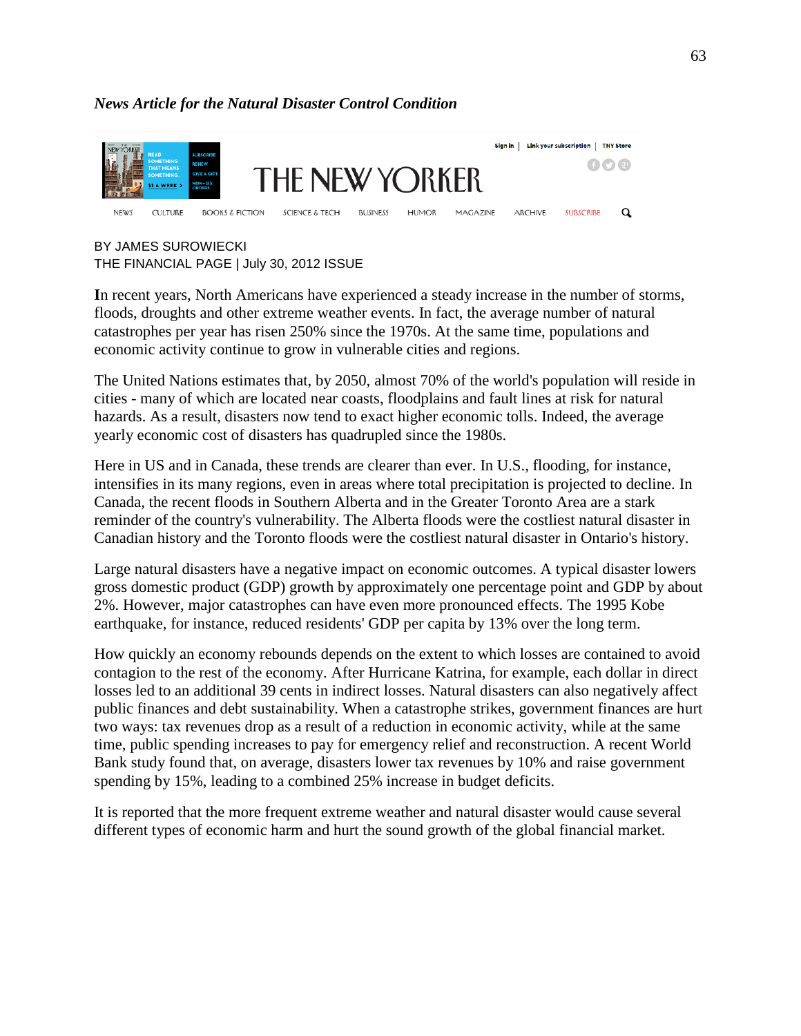*News Article for the Natural Disaster Control Condition*

Sign in | Link your subscription | TNY Store

THE NEW YORKER

NEWS CULTURE BOOKS & FICTION SCIENCE & TECH BUSINESS HUMOR MAGAZINE ARCHIVE SUBSCRIBE

BY JAMES SUROWIECKI
THE FINANCIAL PAGE | July 30, 2012 ISSUE

**I**n recent years, North Americans have experienced a steady increase in the number of storms, floods, droughts and other extreme weather events. In fact, the average number of natural catastrophes per year has risen 250% since the 1970s. At the same time, populations and economic activity continue to grow in vulnerable cities and regions.

The United Nations estimates that, by 2050, almost 70% of the world's population will reside in cities - many of which are located near coasts, floodplains and fault lines at risk for natural hazards. As a result, disasters now tend to exact higher economic tolls. Indeed, the average yearly economic cost of disasters has quadrupled since the 1980s.

Here in US and in Canada, these trends are clearer than ever. In U.S., flooding, for instance, intensifies in its many regions, even in areas where total precipitation is projected to decline. In Canada, the recent floods in Southern Alberta and in the Greater Toronto Area are a stark reminder of the country's vulnerability. The Alberta floods were the costliest natural disaster in Canadian history and the Toronto floods were the costliest natural disaster in Ontario's history.

Large natural disasters have a negative impact on economic outcomes. A typical disaster lowers gross domestic product (GDP) growth by approximately one percentage point and GDP by about 2%. However, major catastrophes can have even more pronounced effects. The 1995 Kobe earthquake, for instance, reduced residents' GDP per capita by 13% over the long term.

How quickly an economy rebounds depends on the extent to which losses are contained to avoid contagion to the rest of the economy. After Hurricane Katrina, for example, each dollar in direct losses led to an additional 39 cents in indirect losses. Natural disasters can also negatively affect public finances and debt sustainability. When a catastrophe strikes, government finances are hurt two ways: tax revenues drop as a result of a reduction in economic activity, while at the same time, public spending increases to pay for emergency relief and reconstruction. A recent World Bank study found that, on average, disasters lower tax revenues by 10% and raise government spending by 15%, leading to a combined 25% increase in budget deficits.

It is reported that the more frequent extreme weather and natural disaster would cause several different types of economic harm and hurt the sound growth of the global financial market.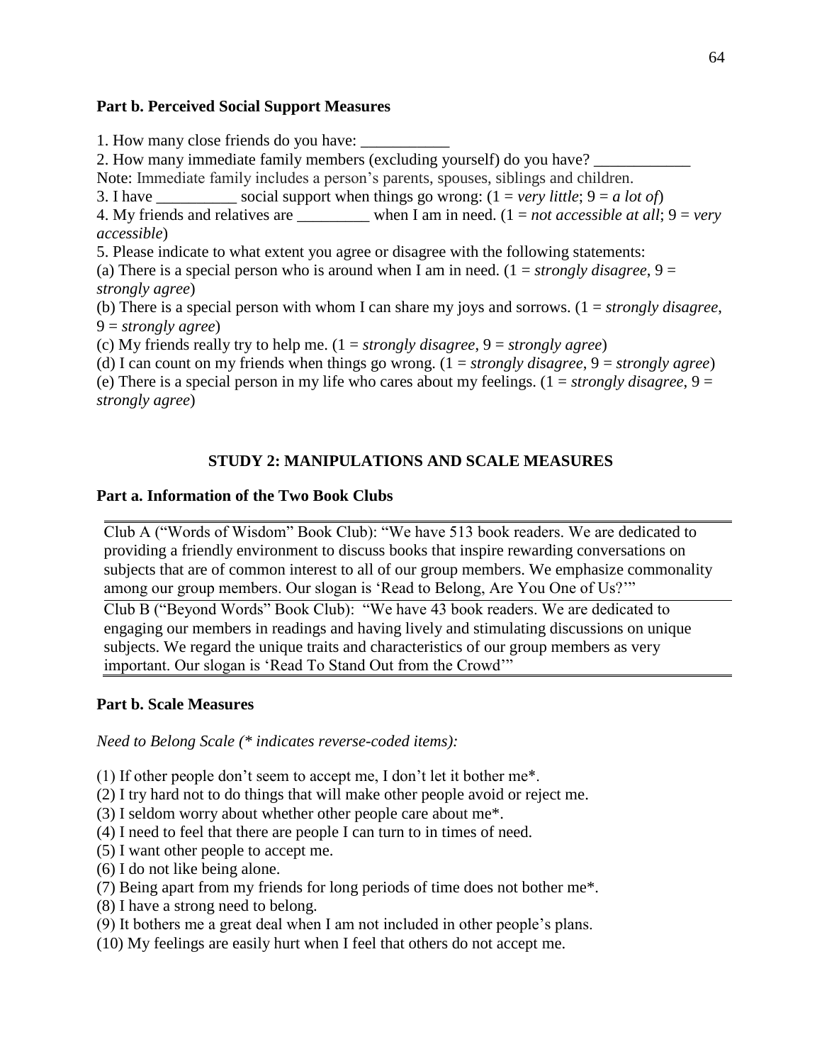**Part b. Perceived Social Support Measures**

1. How many close friends do you have: ___________
2. How many immediate family members (excluding yourself) do you have? ____________

Note: Immediate family includes a person's parents, spouses, siblings and children.

3. I have __________ social support when things go wrong: (1 = *very little*; 9 = *a lot of*)
4. My friends and relatives are _________ when I am in need. (1 = *not accessible at all*; 9 = *very accessible*)
5. Please indicate to what extent you agree or disagree with the following statements:

(a) There is a special person who is around when I am in need. (1 = *strongly disagree*, 9 = *strongly agree*)

(b) There is a special person with whom I can share my joys and sorrows. (1 = *strongly disagree*, 9 = *strongly agree*)

(c) My friends really try to help me. (1 = *strongly disagree*, 9 = *strongly agree*)

(d) I can count on my friends when things go wrong. (1 = *strongly disagree*, 9 = *strongly agree*)

(e) There is a special person in my life who cares about my feelings. (1 = *strongly disagree*, 9 = *strongly agree*)

## STUDY 2: MANIPULATIONS AND SCALE MEASURES

**Part a. Information of the Two Book Clubs**

| |
|---|
| Club A ("Words of Wisdom" Book Club): "We have 513 book readers. We are dedicated to providing a friendly environment to discuss books that inspire rewarding conversations on subjects that are of common interest to all of our group members. We emphasize commonality among our group members. Our slogan is 'Read to Belong, Are You One of Us?'" |
| Club B ("Beyond Words" Book Club): "We have 43 book readers. We are dedicated to engaging our members in readings and having lively and stimulating discussions on unique subjects. We regard the unique traits and characteristics of our group members as very important. Our slogan is 'Read To Stand Out from the Crowd'" |

**Part b. Scale Measures**

*Need to Belong Scale (* indicates reverse-coded items):*

(1) If other people don't seem to accept me, I don't let it bother me*.

(2) I try hard not to do things that will make other people avoid or reject me.

(3) I seldom worry about whether other people care about me*.

(4) I need to feel that there are people I can turn to in times of need.

(5) I want other people to accept me.

(6) I do not like being alone.

(7) Being apart from my friends for long periods of time does not bother me*.

(8) I have a strong need to belong.

(9) It bothers me a great deal when I am not included in other people's plans.

(10) My feelings are easily hurt when I feel that others do not accept me.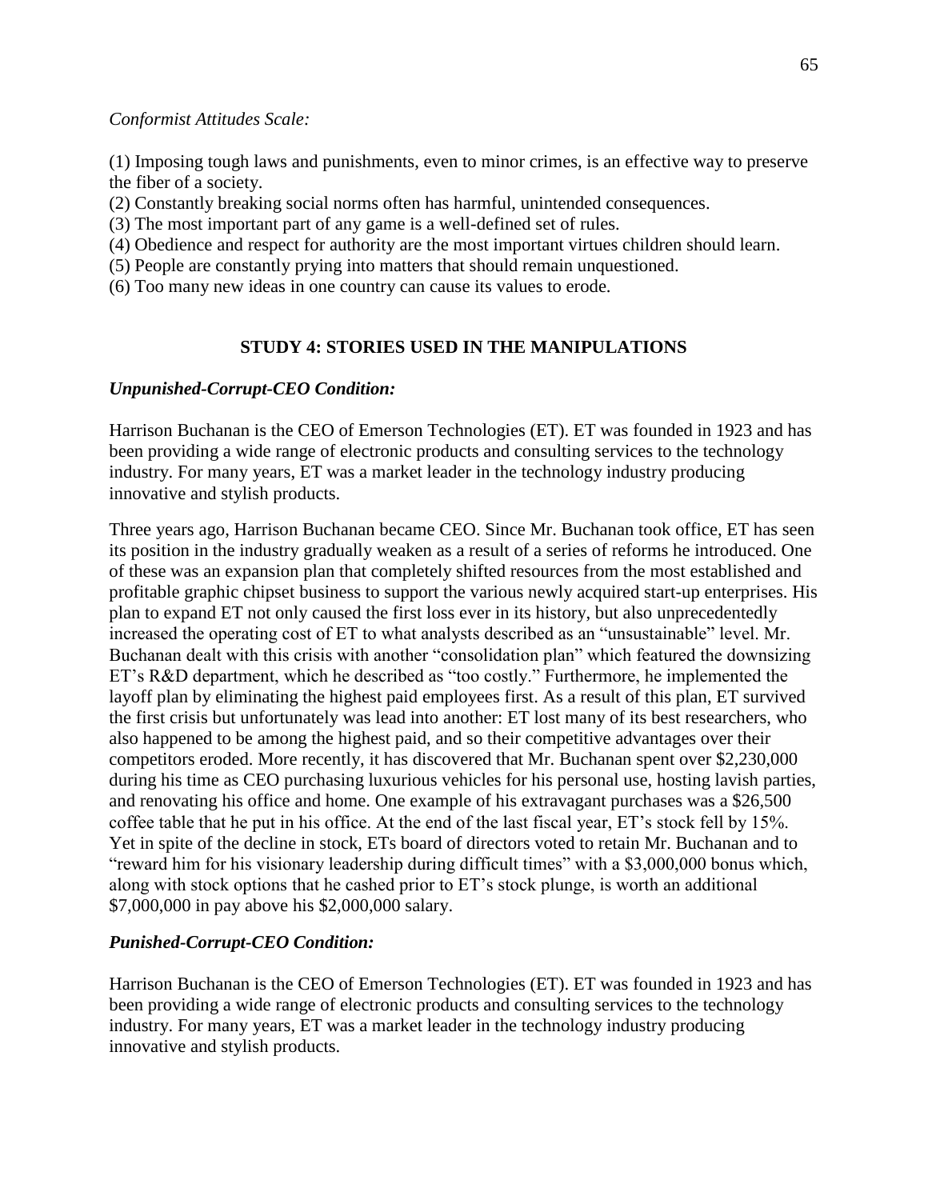*Conformist Attitudes Scale:*

(1) Imposing tough laws and punishments, even to minor crimes, is an effective way to preserve the fiber of a society.
(2) Constantly breaking social norms often has harmful, unintended consequences.
(3) The most important part of any game is a well-defined set of rules.
(4) Obedience and respect for authority are the most important virtues children should learn.
(5) People are constantly prying into matters that should remain unquestioned.
(6) Too many new ideas in one country can cause its values to erode.

## STUDY 4: STORIES USED IN THE MANIPULATIONS

***Unpunished-Corrupt-CEO Condition:***

Harrison Buchanan is the CEO of Emerson Technologies (ET). ET was founded in 1923 and has been providing a wide range of electronic products and consulting services to the technology industry. For many years, ET was a market leader in the technology industry producing innovative and stylish products.

Three years ago, Harrison Buchanan became CEO. Since Mr. Buchanan took office, ET has seen its position in the industry gradually weaken as a result of a series of reforms he introduced. One of these was an expansion plan that completely shifted resources from the most established and profitable graphic chipset business to support the various newly acquired start-up enterprises. His plan to expand ET not only caused the first loss ever in its history, but also unprecedentedly increased the operating cost of ET to what analysts described as an "unsustainable" level. Mr. Buchanan dealt with this crisis with another "consolidation plan" which featured the downsizing ET's R&D department, which he described as "too costly." Furthermore, he implemented the layoff plan by eliminating the highest paid employees first. As a result of this plan, ET survived the first crisis but unfortunately was lead into another: ET lost many of its best researchers, who also happened to be among the highest paid, and so their competitive advantages over their competitors eroded. More recently, it has discovered that Mr. Buchanan spent over $2,230,000 during his time as CEO purchasing luxurious vehicles for his personal use, hosting lavish parties, and renovating his office and home. One example of his extravagant purchases was a $26,500 coffee table that he put in his office. At the end of the last fiscal year, ET's stock fell by 15%. Yet in spite of the decline in stock, ETs board of directors voted to retain Mr. Buchanan and to "reward him for his visionary leadership during difficult times" with a $3,000,000 bonus which, along with stock options that he cashed prior to ET's stock plunge, is worth an additional $7,000,000 in pay above his $2,000,000 salary.

***Punished-Corrupt-CEO Condition:***

Harrison Buchanan is the CEO of Emerson Technologies (ET). ET was founded in 1923 and has been providing a wide range of electronic products and consulting services to the technology industry. For many years, ET was a market leader in the technology industry producing innovative and stylish products.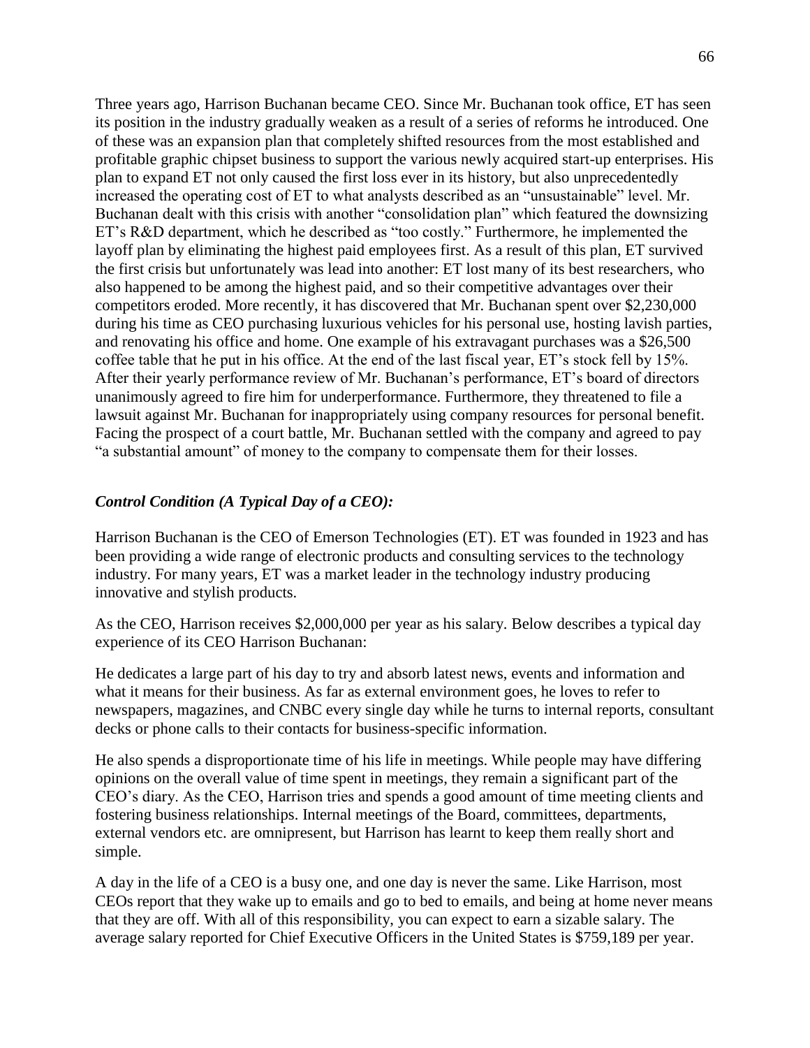Three years ago, Harrison Buchanan became CEO. Since Mr. Buchanan took office, ET has seen its position in the industry gradually weaken as a result of a series of reforms he introduced. One of these was an expansion plan that completely shifted resources from the most established and profitable graphic chipset business to support the various newly acquired start-up enterprises. His plan to expand ET not only caused the first loss ever in its history, but also unprecedentedly increased the operating cost of ET to what analysts described as an "unsustainable" level. Mr. Buchanan dealt with this crisis with another "consolidation plan" which featured the downsizing ET's R&D department, which he described as "too costly." Furthermore, he implemented the layoff plan by eliminating the highest paid employees first. As a result of this plan, ET survived the first crisis but unfortunately was lead into another: ET lost many of its best researchers, who also happened to be among the highest paid, and so their competitive advantages over their competitors eroded. More recently, it has discovered that Mr. Buchanan spent over $2,230,000 during his time as CEO purchasing luxurious vehicles for his personal use, hosting lavish parties, and renovating his office and home. One example of his extravagant purchases was a $26,500 coffee table that he put in his office. At the end of the last fiscal year, ET's stock fell by 15%. After their yearly performance review of Mr. Buchanan's performance, ET's board of directors unanimously agreed to fire him for underperformance. Furthermore, they threatened to file a lawsuit against Mr. Buchanan for inappropriately using company resources for personal benefit. Facing the prospect of a court battle, Mr. Buchanan settled with the company and agreed to pay "a substantial amount" of money to the company to compensate them for their losses.

### *Control Condition (A Typical Day of a CEO):*

Harrison Buchanan is the CEO of Emerson Technologies (ET). ET was founded in 1923 and has been providing a wide range of electronic products and consulting services to the technology industry. For many years, ET was a market leader in the technology industry producing innovative and stylish products.

As the CEO, Harrison receives $2,000,000 per year as his salary. Below describes a typical day experience of its CEO Harrison Buchanan:

He dedicates a large part of his day to try and absorb latest news, events and information and what it means for their business. As far as external environment goes, he loves to refer to newspapers, magazines, and CNBC every single day while he turns to internal reports, consultant decks or phone calls to their contacts for business-specific information.

He also spends a disproportionate time of his life in meetings. While people may have differing opinions on the overall value of time spent in meetings, they remain a significant part of the CEO's diary. As the CEO, Harrison tries and spends a good amount of time meeting clients and fostering business relationships. Internal meetings of the Board, committees, departments, external vendors etc. are omnipresent, but Harrison has learnt to keep them really short and simple.

A day in the life of a CEO is a busy one, and one day is never the same. Like Harrison, most CEOs report that they wake up to emails and go to bed to emails, and being at home never means that they are off. With all of this responsibility, you can expect to earn a sizable salary. The average salary reported for Chief Executive Officers in the United States is $759,189 per year.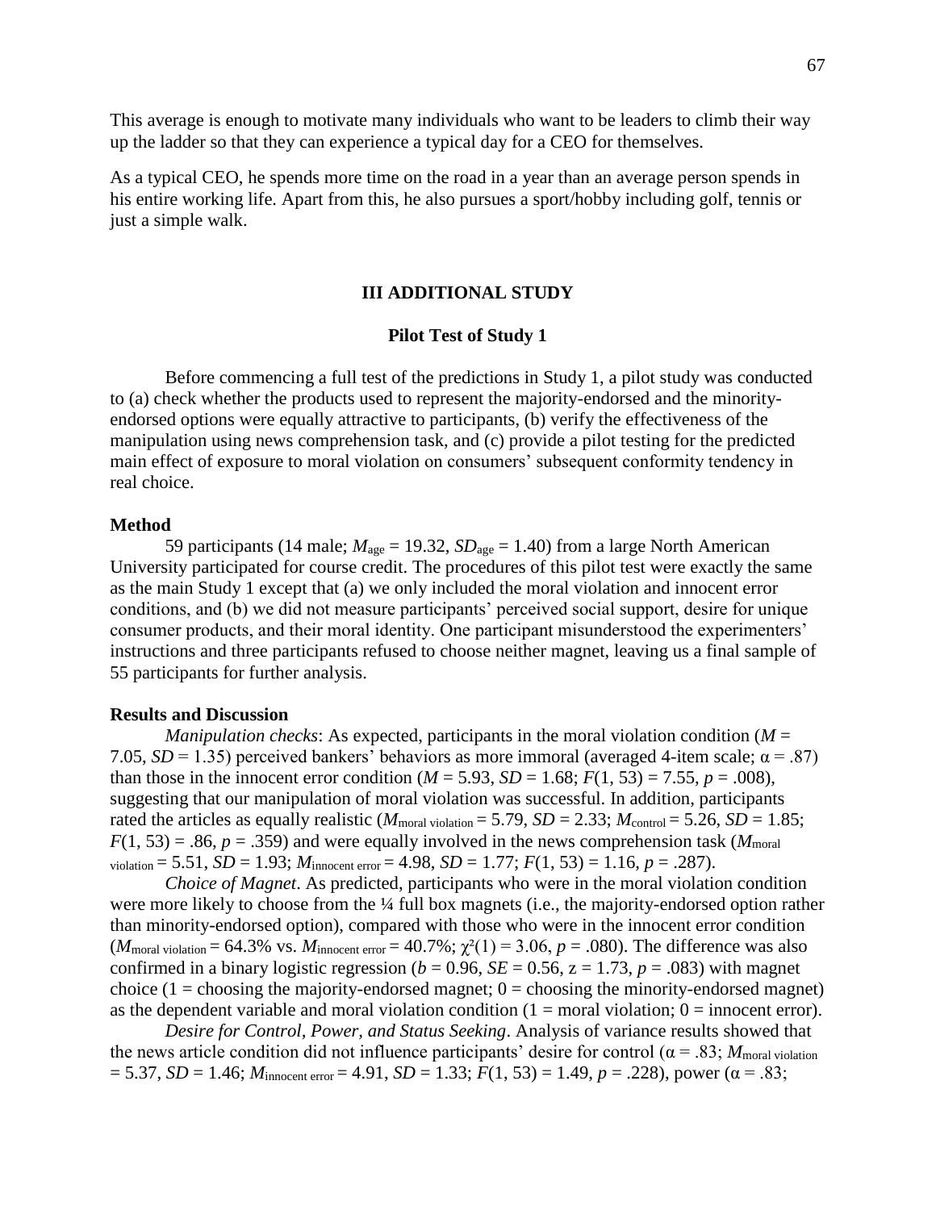This average is enough to motivate many individuals who want to be leaders to climb their way up the ladder so that they can experience a typical day for a CEO for themselves.

As a typical CEO, he spends more time on the road in a year than an average person spends in his entire working life. Apart from this, he also pursues a sport/hobby including golf, tennis or just a simple walk.

## III ADDITIONAL STUDY

### Pilot Test of Study 1

Before commencing a full test of the predictions in Study 1, a pilot study was conducted to (a) check whether the products used to represent the majority-endorsed and the minority-endorsed options were equally attractive to participants, (b) verify the effectiveness of the manipulation using news comprehension task, and (c) provide a pilot testing for the predicted main effect of exposure to moral violation on consumers' subsequent conformity tendency in real choice.

#### Method

59 participants (14 male; $M_{\text{age}} = 19.32$, $SD_{\text{age}} = 1.40$) from a large North American University participated for course credit. The procedures of this pilot test were exactly the same as the main Study 1 except that (a) we only included the moral violation and innocent error conditions, and (b) we did not measure participants' perceived social support, desire for unique consumer products, and their moral identity. One participant misunderstood the experimenters' instructions and three participants refused to choose neither magnet, leaving us a final sample of 55 participants for further analysis.

#### Results and Discussion

*Manipulation checks*: As expected, participants in the moral violation condition ($M$ = 7.05, $SD$ = 1.35) perceived bankers' behaviors as more immoral (averaged 4-item scale; $\alpha = .87$) than those in the innocent error condition ($M$ = 5.93, $SD$ = 1.68; $F(1, 53) = 7.55$, $p = .008$), suggesting that our manipulation of moral violation was successful. In addition, participants rated the articles as equally realistic ($M_{\text{moral violation}} = 5.79$, $SD = 2.33$; $M_{\text{control}} = 5.26$, $SD = 1.85$; $F(1, 53) = .86$, $p = .359$) and were equally involved in the news comprehension task ($M_{\text{moral violation}} = 5.51$, $SD = 1.93$; $M_{\text{innocent error}} = 4.98$, $SD = 1.77$; $F(1, 53) = 1.16$, $p = .287$).

*Choice of Magnet*. As predicted, participants who were in the moral violation condition were more likely to choose from the ¼ full box magnets (i.e., the majority-endorsed option rather than minority-endorsed option), compared with those who were in the innocent error condition ($M_{\text{moral violation}} = 64.3\%$ vs. $M_{\text{innocent error}} = 40.7\%$; $\chi^2(1) = 3.06$, $p = .080$). The difference was also confirmed in a binary logistic regression ($b = 0.96$, $SE = 0.56$, $z = 1.73$, $p = .083$) with magnet choice (1 = choosing the majority-endorsed magnet; 0 = choosing the minority-endorsed magnet) as the dependent variable and moral violation condition (1 = moral violation; 0 = innocent error).

*Desire for Control, Power, and Status Seeking*. Analysis of variance results showed that the news article condition did not influence participants' desire for control ($\alpha = .83$; $M_{\text{moral violation}} = 5.37$, $SD = 1.46$; $M_{\text{innocent error}} = 4.91$, $SD = 1.33$; $F(1, 53) = 1.49$, $p = .228$), power ($\alpha = .83$;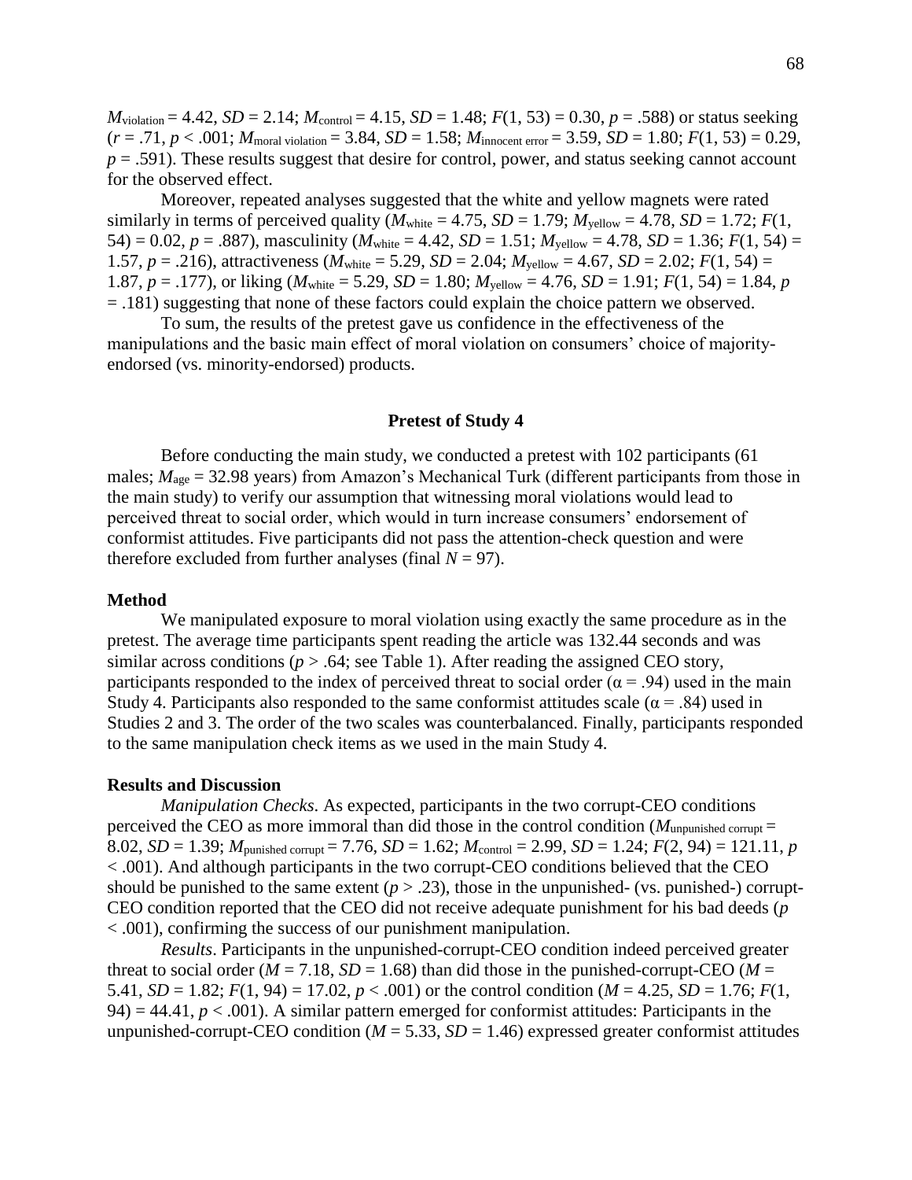$M_{\text{violation}} = 4.42$, $SD = 2.14$; $M_{\text{control}} = 4.15$, $SD = 1.48$; $F(1, 53) = 0.30$, $p = .588$) or status seeking ($r = .71$, $p < .001$; $M_{\text{moral violation}} = 3.84$, $SD = 1.58$; $M_{\text{innocent error}} = 3.59$, $SD = 1.80$; $F(1, 53) = 0.29$, $p = .591$). These results suggest that desire for control, power, and status seeking cannot account for the observed effect.

Moreover, repeated analyses suggested that the white and yellow magnets were rated similarly in terms of perceived quality ($M_{\text{white}} = 4.75$, $SD = 1.79$; $M_{\text{yellow}} = 4.78$, $SD = 1.72$; $F(1, 54) = 0.02$, $p = .887$), masculinity ($M_{\text{white}} = 4.42$, $SD = 1.51$; $M_{\text{yellow}} = 4.78$, $SD = 1.36$; $F(1, 54) = 1.57$, $p = .216$), attractiveness ($M_{\text{white}} = 5.29$, $SD = 2.04$; $M_{\text{yellow}} = 4.67$, $SD = 2.02$; $F(1, 54) = 1.87$, $p = .177$), or liking ($M_{\text{white}} = 5.29$, $SD = 1.80$; $M_{\text{yellow}} = 4.76$, $SD = 1.91$; $F(1, 54) = 1.84$, $p = .181$) suggesting that none of these factors could explain the choice pattern we observed.

To sum, the results of the pretest gave us confidence in the effectiveness of the manipulations and the basic main effect of moral violation on consumers' choice of majority-endorsed (vs. minority-endorsed) products.

## Pretest of Study 4

Before conducting the main study, we conducted a pretest with 102 participants (61 males; $M_{\text{age}} = 32.98$ years) from Amazon's Mechanical Turk (different participants from those in the main study) to verify our assumption that witnessing moral violations would lead to perceived threat to social order, which would in turn increase consumers' endorsement of conformist attitudes. Five participants did not pass the attention-check question and were therefore excluded from further analyses (final $N = 97$).

### Method

We manipulated exposure to moral violation using exactly the same procedure as in the pretest. The average time participants spent reading the article was 132.44 seconds and was similar across conditions ($p > .64$; see Table 1). After reading the assigned CEO story, participants responded to the index of perceived threat to social order ($\alpha = .94$) used in the main Study 4. Participants also responded to the same conformist attitudes scale ($\alpha = .84$) used in Studies 2 and 3. The order of the two scales was counterbalanced. Finally, participants responded to the same manipulation check items as we used in the main Study 4.

### Results and Discussion

*Manipulation Checks*. As expected, participants in the two corrupt-CEO conditions perceived the CEO as more immoral than did those in the control condition ($M_{\text{unpunished corrupt}} = 8.02$, $SD = 1.39$; $M_{\text{punished corrupt}} = 7.76$, $SD = 1.62$; $M_{\text{control}} = 2.99$, $SD = 1.24$; $F(2, 94) = 121.11$, $p < .001$). And although participants in the two corrupt-CEO conditions believed that the CEO should be punished to the same extent ($p > .23$), those in the unpunished- (vs. punished-) corrupt-CEO condition reported that the CEO did not receive adequate punishment for his bad deeds ($p < .001$), confirming the success of our punishment manipulation.

*Results*. Participants in the unpunished-corrupt-CEO condition indeed perceived greater threat to social order ($M = 7.18$, $SD = 1.68$) than did those in the punished-corrupt-CEO ($M = 5.41$, $SD = 1.82$; $F(1, 94) = 17.02$, $p < .001$) or the control condition ($M = 4.25$, $SD = 1.76$; $F(1, 94) = 44.41$, $p < .001$). A similar pattern emerged for conformist attitudes: Participants in the unpunished-corrupt-CEO condition ($M = 5.33$, $SD = 1.46$) expressed greater conformist attitudes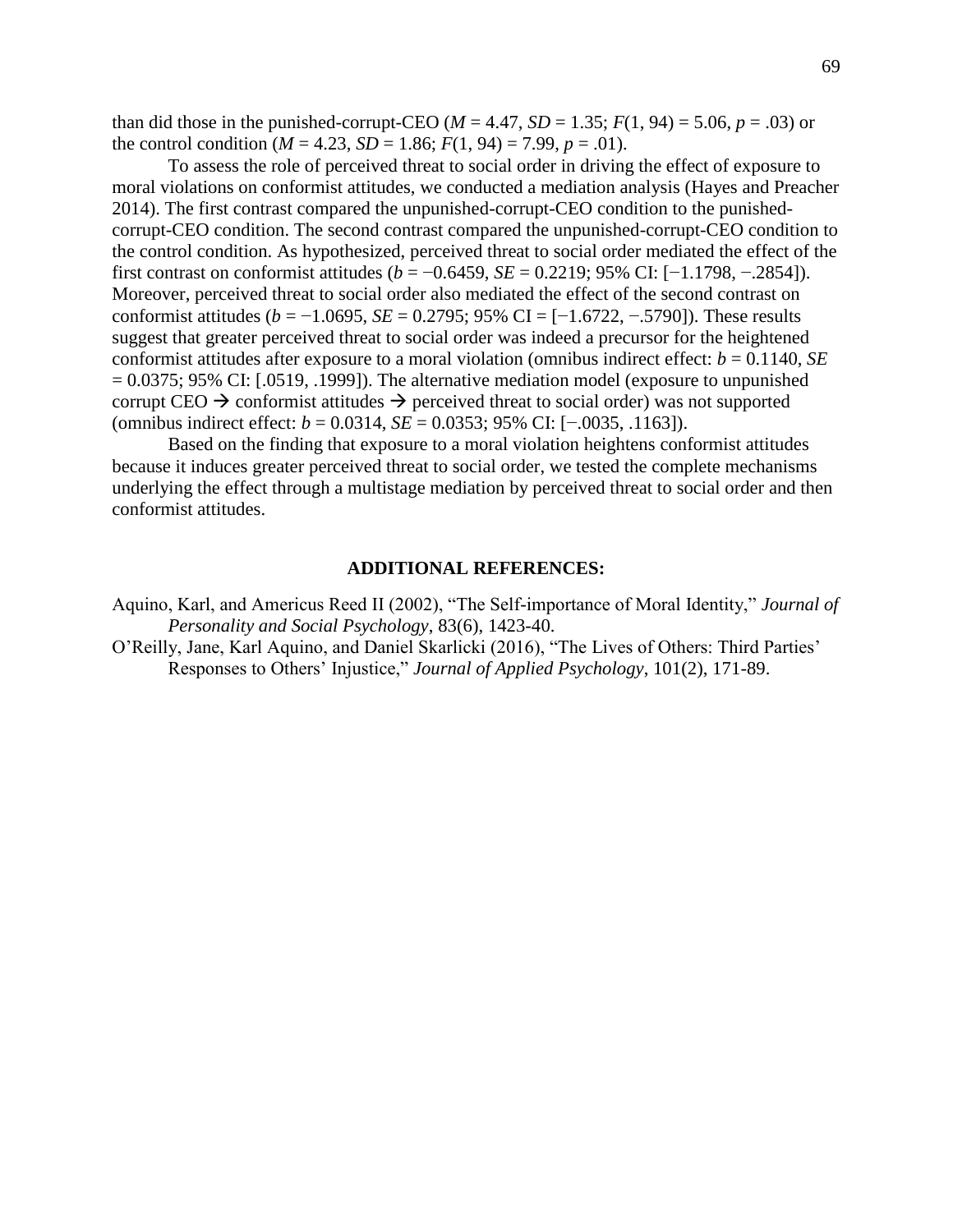than did those in the punished-corrupt-CEO ($M$ = 4.47, $SD$ = 1.35; $F(1, 94)$ = 5.06, $p$ = .03) or the control condition ($M$ = 4.23, $SD$ = 1.86; $F(1, 94)$ = 7.99, $p$ = .01).

To assess the role of perceived threat to social order in driving the effect of exposure to moral violations on conformist attitudes, we conducted a mediation analysis (Hayes and Preacher 2014). The first contrast compared the unpunished-corrupt-CEO condition to the punished-corrupt-CEO condition. The second contrast compared the unpunished-corrupt-CEO condition to the control condition. As hypothesized, perceived threat to social order mediated the effect of the first contrast on conformist attitudes ($b$ = −0.6459, $SE$ = 0.2219; 95% CI: [−1.1798, −.2854]). Moreover, perceived threat to social order also mediated the effect of the second contrast on conformist attitudes ($b$ = −1.0695, $SE$ = 0.2795; 95% CI = [−1.6722, −.5790]). These results suggest that greater perceived threat to social order was indeed a precursor for the heightened conformist attitudes after exposure to a moral violation (omnibus indirect effect: $b$ = 0.1140, $SE$ = 0.0375; 95% CI: [.0519, .1999]). The alternative mediation model (exposure to unpunished corrupt CEO → conformist attitudes → perceived threat to social order) was not supported (omnibus indirect effect: $b$ = 0.0314, $SE$ = 0.0353; 95% CI: [−.0035, .1163]).

Based on the finding that exposure to a moral violation heightens conformist attitudes because it induces greater perceived threat to social order, we tested the complete mechanisms underlying the effect through a multistage mediation by perceived threat to social order and then conformist attitudes.

## ADDITIONAL REFERENCES:

Aquino, Karl, and Americus Reed II (2002), "The Self-importance of Moral Identity," *Journal of Personality and Social Psychology*, 83(6), 1423-40.

O'Reilly, Jane, Karl Aquino, and Daniel Skarlicki (2016), "The Lives of Others: Third Parties' Responses to Others' Injustice," *Journal of Applied Psychology*, 101(2), 171-89.